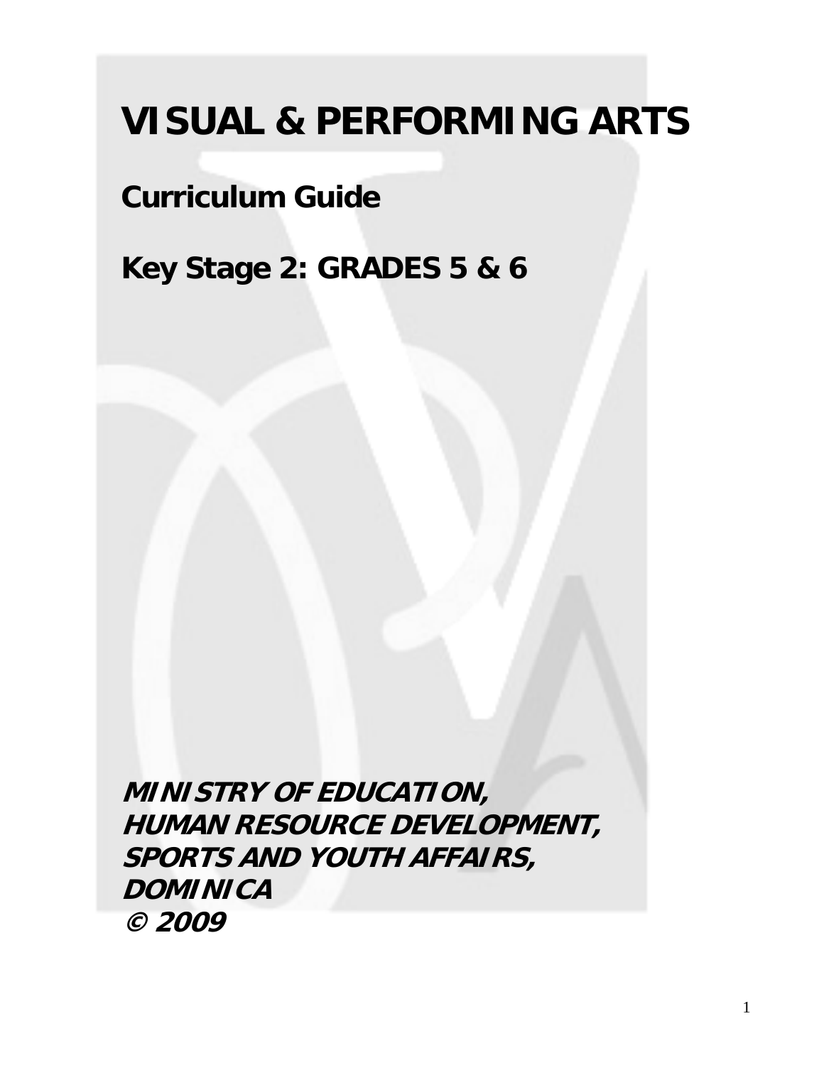# VISUAL & PERFORMING ARTS

## Curriculum Guide

## Key Stage 2: GRADES 5 & 6

***MINISTRY OF EDUCATION,***
***HUMAN RESOURCE DEVELOPMENT,***
***SPORTS AND YOUTH AFFAIRS,***
***DOMINICA***
***© 2009***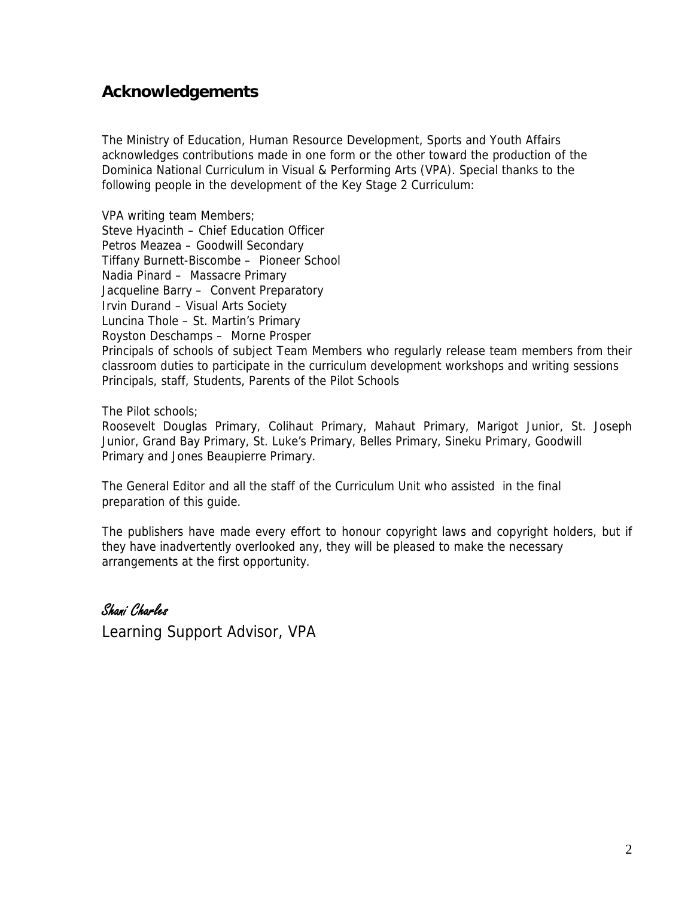## Acknowledgements

The Ministry of Education, Human Resource Development, Sports and Youth Affairs acknowledges contributions made in one form or the other toward the production of the Dominica National Curriculum in Visual & Performing Arts (VPA). Special thanks to the following people in the development of the Key Stage 2 Curriculum:

VPA writing team Members;
Steve Hyacinth – Chief Education Officer
Petros Meazea – Goodwill Secondary
Tiffany Burnett-Biscombe – Pioneer School
Nadia Pinard – Massacre Primary
Jacqueline Barry – Convent Preparatory
Irvin Durand – Visual Arts Society
Luncina Thole – St. Martin's Primary
Royston Deschamps – Morne Prosper
Principals of schools of subject Team Members who regularly release team members from their classroom duties to participate in the curriculum development workshops and writing sessions
Principals, staff, Students, Parents of the Pilot Schools

The Pilot schools;
Roosevelt Douglas Primary, Colihaut Primary, Mahaut Primary, Marigot Junior, St. Joseph Junior, Grand Bay Primary, St. Luke's Primary, Belles Primary, Sineku Primary, Goodwill Primary and Jones Beaupierre Primary.

The General Editor and all the staff of the Curriculum Unit who assisted in the final preparation of this guide.

The publishers have made every effort to honour copyright laws and copyright holders, but if they have inadvertently overlooked any, they will be pleased to make the necessary arrangements at the first opportunity.

*Shani Charles*

Learning Support Advisor, VPA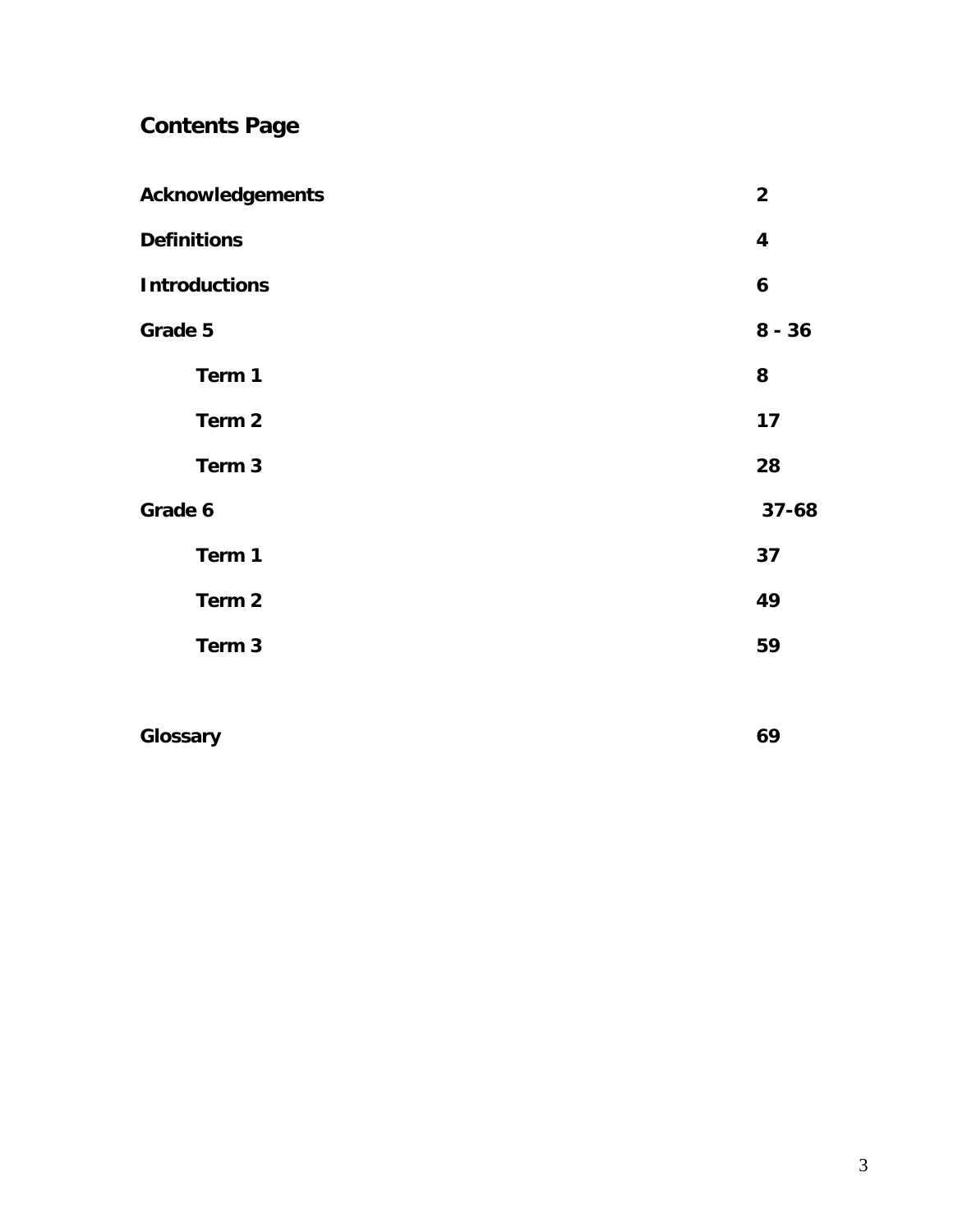# Contents Page

| | |
|---|---|
| **Acknowledgements** | **2** |
| **Definitions** | **4** |
| **Introductions** | **6** |
| **Grade 5** | **8 - 36** |
| **Term 1** | **8** |
| **Term 2** | **17** |
| **Term 3** | **28** |
| **Grade 6** | **37-68** |
| **Term 1** | **37** |
| **Term 2** | **49** |
| **Term 3** | **59** |
| **Glossary** | **69** |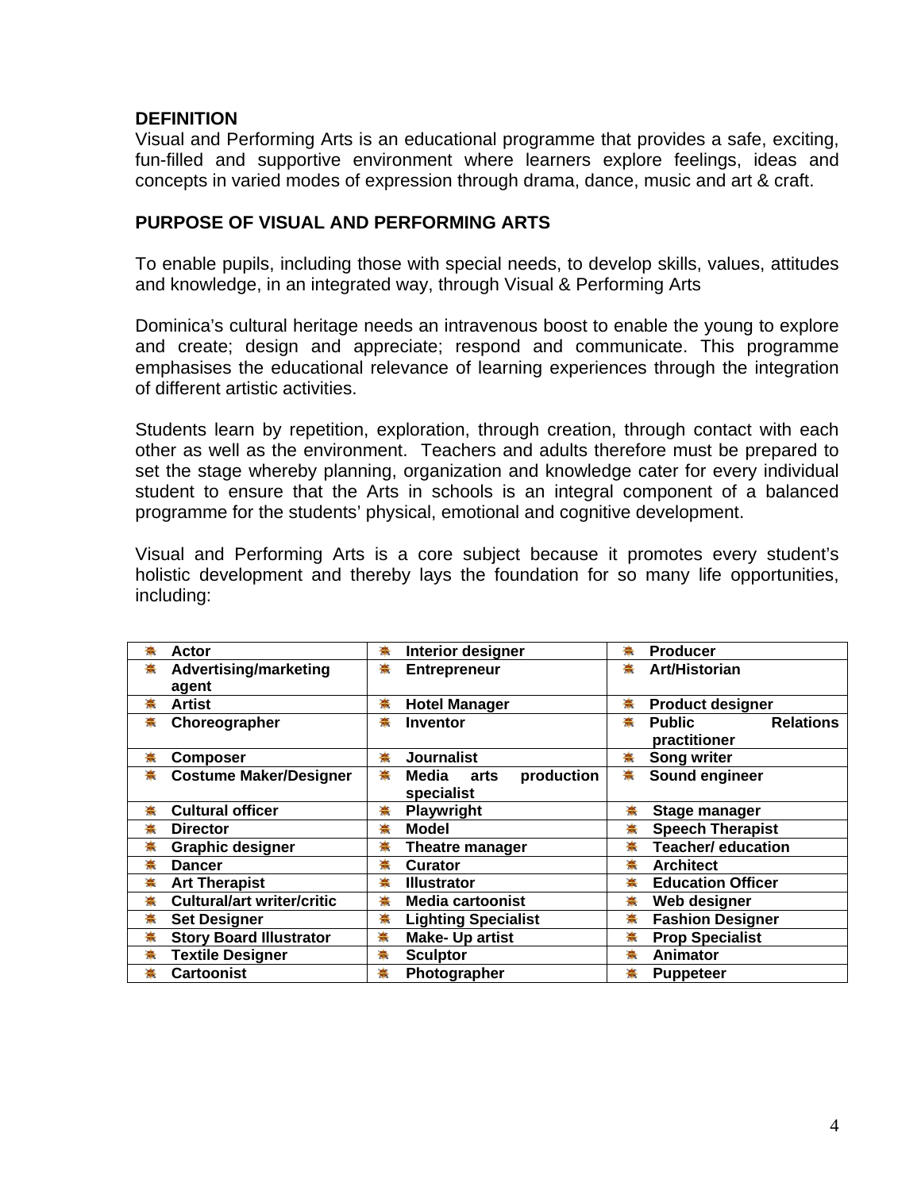**DEFINITION**

Visual and Performing Arts is an educational programme that provides a safe, exciting, fun-filled and supportive environment where learners explore feelings, ideas and concepts in varied modes of expression through drama, dance, music and art & craft.

**PURPOSE OF VISUAL AND PERFORMING ARTS**

To enable pupils, including those with special needs, to develop skills, values, attitudes and knowledge, in an integrated way, through Visual & Performing Arts

Dominica's cultural heritage needs an intravenous boost to enable the young to explore and create; design and appreciate; respond and communicate. This programme emphasises the educational relevance of learning experiences through the integration of different artistic activities.

Students learn by repetition, exploration, through creation, through contact with each other as well as the environment. Teachers and adults therefore must be prepared to set the stage whereby planning, organization and knowledge cater for every individual student to ensure that the Arts in schools is an integral component of a balanced programme for the students' physical, emotional and cognitive development.

Visual and Performing Arts is a core subject because it promotes every student's holistic development and thereby lays the foundation for so many life opportunities, including:

| | | |
|---|---|---|
| **Actor** | **Interior designer** | **Producer** |
| **Advertising/marketing agent** | **Entrepreneur** | **Art/Historian** |
| **Artist** | **Hotel Manager** | **Product designer** |
| **Choreographer** | **Inventor** | **Public Relations practitioner** |
| **Composer** | **Journalist** | **Song writer** |
| **Costume Maker/Designer** | **Media arts production specialist** | **Sound engineer** |
| **Cultural officer** | **Playwright** | **Stage manager** |
| **Director** | **Model** | **Speech Therapist** |
| **Graphic designer** | **Theatre manager** | **Teacher/ education** |
| **Dancer** | **Curator** | **Architect** |
| **Art Therapist** | **Illustrator** | **Education Officer** |
| **Cultural/art writer/critic** | **Media cartoonist** | **Web designer** |
| **Set Designer** | **Lighting Specialist** | **Fashion Designer** |
| **Story Board Illustrator** | **Make- Up artist** | **Prop Specialist** |
| **Textile Designer** | **Sculptor** | **Animator** |
| **Cartoonist** | **Photographer** | **Puppeteer** |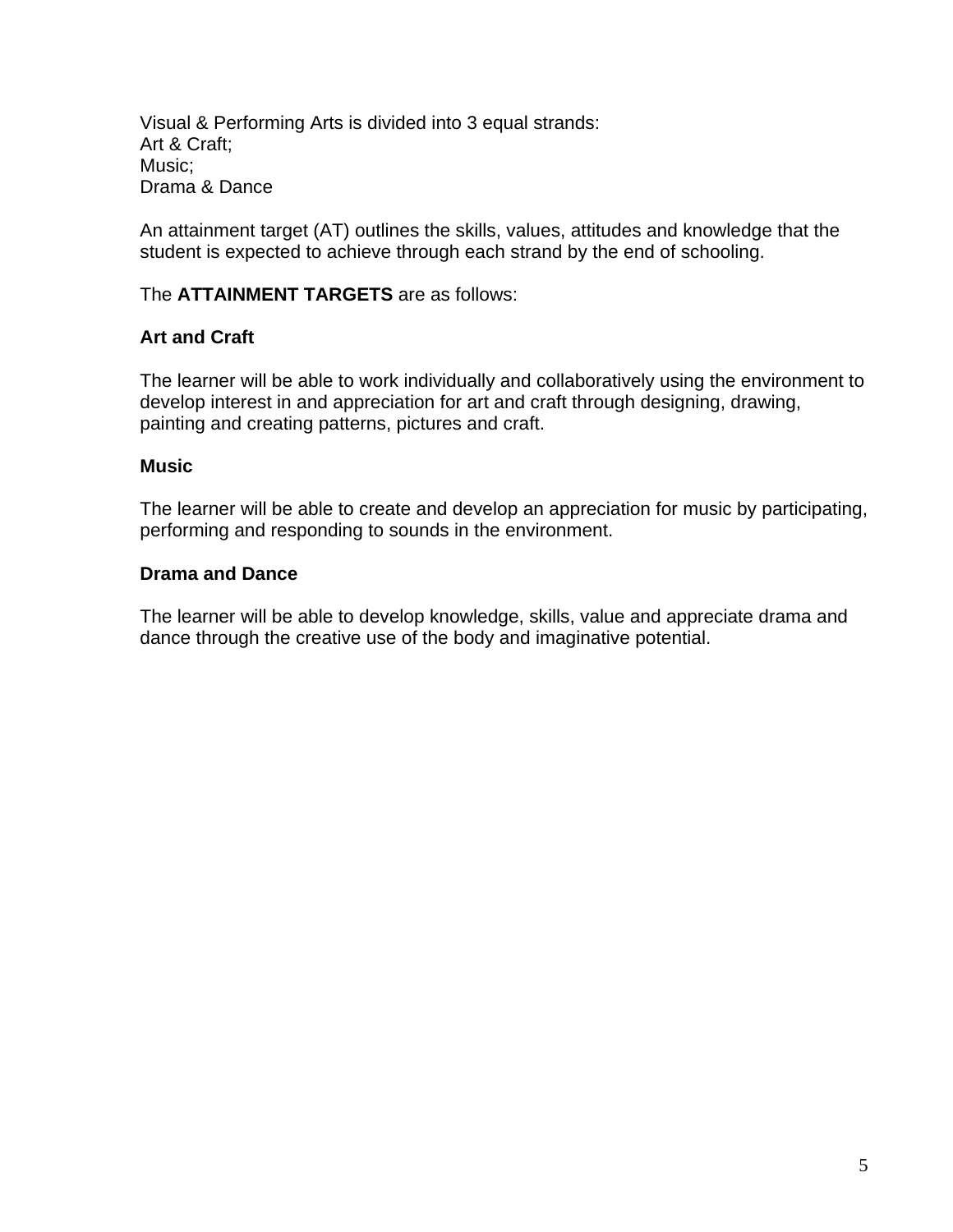Visual & Performing Arts is divided into 3 equal strands:
Art & Craft;
Music;
Drama & Dance

An attainment target (AT) outlines the skills, values, attitudes and knowledge that the student is expected to achieve through each strand by the end of schooling.

The **ATTAINMENT TARGETS** are as follows:

**Art and Craft**

The learner will be able to work individually and collaboratively using the environment to develop interest in and appreciation for art and craft through designing, drawing, painting and creating patterns, pictures and craft.

**Music**

The learner will be able to create and develop an appreciation for music by participating, performing and responding to sounds in the environment.

**Drama and Dance**

The learner will be able to develop knowledge, skills, value and appreciate drama and dance through the creative use of the body and imaginative potential.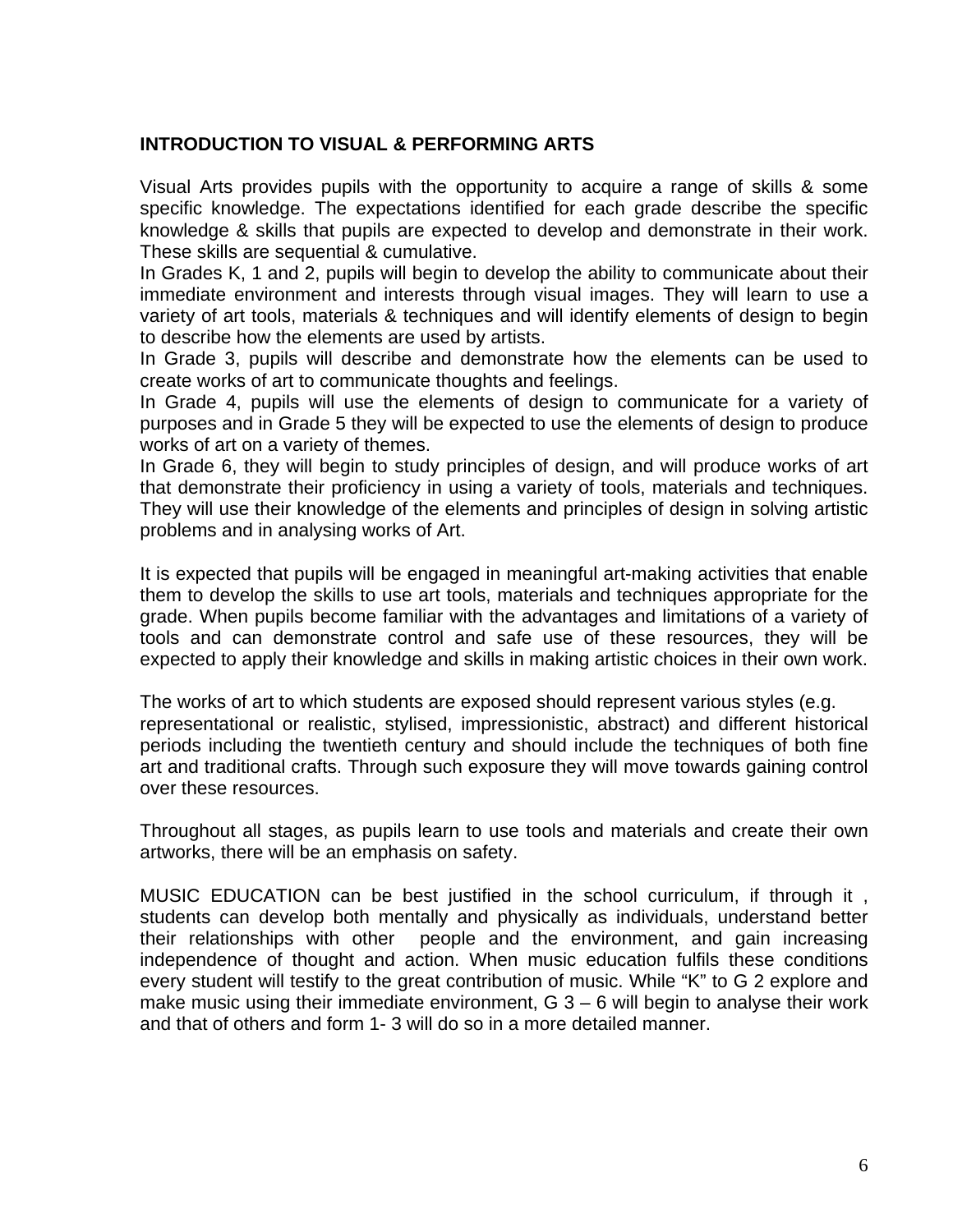## INTRODUCTION TO VISUAL & PERFORMING ARTS

Visual Arts provides pupils with the opportunity to acquire a range of skills & some specific knowledge. The expectations identified for each grade describe the specific knowledge & skills that pupils are expected to develop and demonstrate in their work. These skills are sequential & cumulative.

In Grades K, 1 and 2, pupils will begin to develop the ability to communicate about their immediate environment and interests through visual images. They will learn to use a variety of art tools, materials & techniques and will identify elements of design to begin to describe how the elements are used by artists.

In Grade 3, pupils will describe and demonstrate how the elements can be used to create works of art to communicate thoughts and feelings.

In Grade 4, pupils will use the elements of design to communicate for a variety of purposes and in Grade 5 they will be expected to use the elements of design to produce works of art on a variety of themes.

In Grade 6, they will begin to study principles of design, and will produce works of art that demonstrate their proficiency in using a variety of tools, materials and techniques. They will use their knowledge of the elements and principles of design in solving artistic problems and in analysing works of Art.

It is expected that pupils will be engaged in meaningful art-making activities that enable them to develop the skills to use art tools, materials and techniques appropriate for the grade. When pupils become familiar with the advantages and limitations of a variety of tools and can demonstrate control and safe use of these resources, they will be expected to apply their knowledge and skills in making artistic choices in their own work.

The works of art to which students are exposed should represent various styles (e.g. representational or realistic, stylised, impressionistic, abstract) and different historical periods including the twentieth century and should include the techniques of both fine art and traditional crafts. Through such exposure they will move towards gaining control over these resources.

Throughout all stages, as pupils learn to use tools and materials and create their own artworks, there will be an emphasis on safety.

MUSIC EDUCATION can be best justified in the school curriculum, if through it , students can develop both mentally and physically as individuals, understand better their relationships with other people and the environment, and gain increasing independence of thought and action. When music education fulfils these conditions every student will testify to the great contribution of music. While "K" to G 2 explore and make music using their immediate environment, G 3 – 6 will begin to analyse their work and that of others and form 1- 3 will do so in a more detailed manner.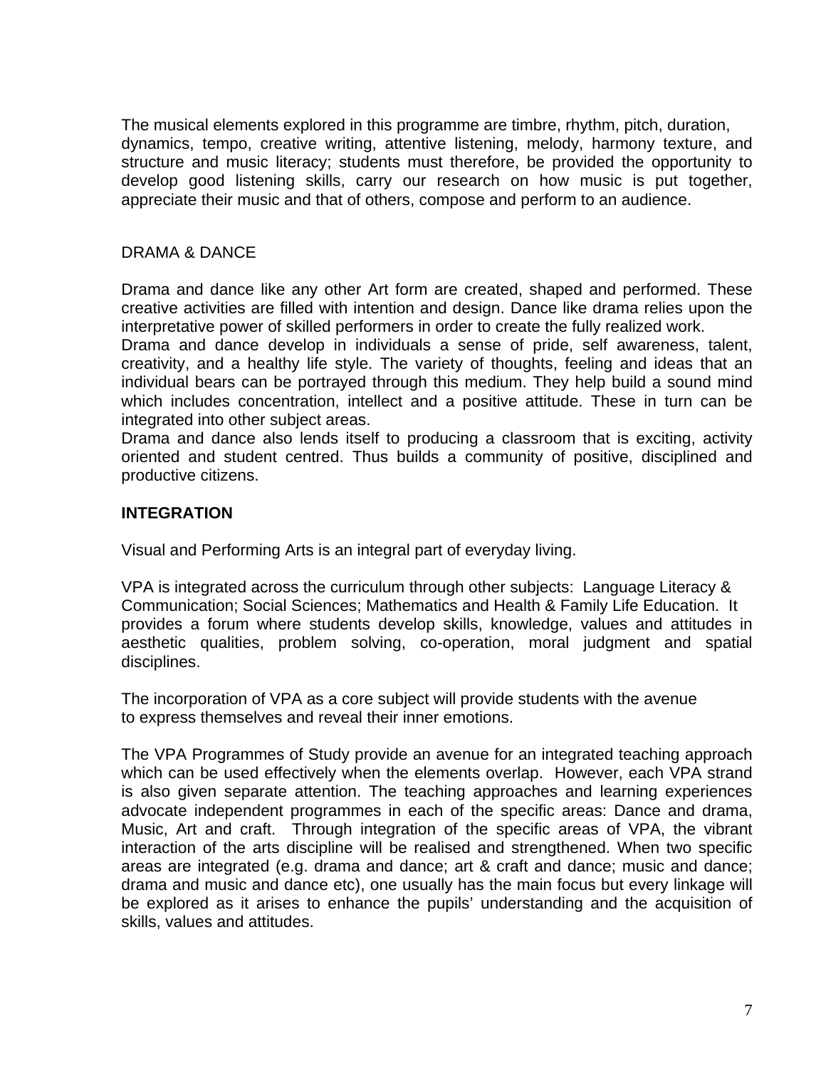The musical elements explored in this programme are timbre, rhythm, pitch, duration, dynamics, tempo, creative writing, attentive listening, melody, harmony texture, and structure and music literacy; students must therefore, be provided the opportunity to develop good listening skills, carry our research on how music is put together, appreciate their music and that of others, compose and perform to an audience.

DRAMA & DANCE

Drama and dance like any other Art form are created, shaped and performed. These creative activities are filled with intention and design. Dance like drama relies upon the interpretative power of skilled performers in order to create the fully realized work.
Drama and dance develop in individuals a sense of pride, self awareness, talent, creativity, and a healthy life style. The variety of thoughts, feeling and ideas that an individual bears can be portrayed through this medium. They help build a sound mind which includes concentration, intellect and a positive attitude. These in turn can be integrated into other subject areas.
Drama and dance also lends itself to producing a classroom that is exciting, activity oriented and student centred. Thus builds a community of positive, disciplined and productive citizens.

## INTEGRATION

Visual and Performing Arts is an integral part of everyday living.

VPA is integrated across the curriculum through other subjects: Language Literacy & Communication; Social Sciences; Mathematics and Health & Family Life Education. It provides a forum where students develop skills, knowledge, values and attitudes in aesthetic qualities, problem solving, co-operation, moral judgment and spatial disciplines.

The incorporation of VPA as a core subject will provide students with the avenue to express themselves and reveal their inner emotions.

The VPA Programmes of Study provide an avenue for an integrated teaching approach which can be used effectively when the elements overlap. However, each VPA strand is also given separate attention. The teaching approaches and learning experiences advocate independent programmes in each of the specific areas: Dance and drama, Music, Art and craft. Through integration of the specific areas of VPA, the vibrant interaction of the arts discipline will be realised and strengthened. When two specific areas are integrated (e.g. drama and dance; art & craft and dance; music and dance; drama and music and dance etc), one usually has the main focus but every linkage will be explored as it arises to enhance the pupils' understanding and the acquisition of skills, values and attitudes.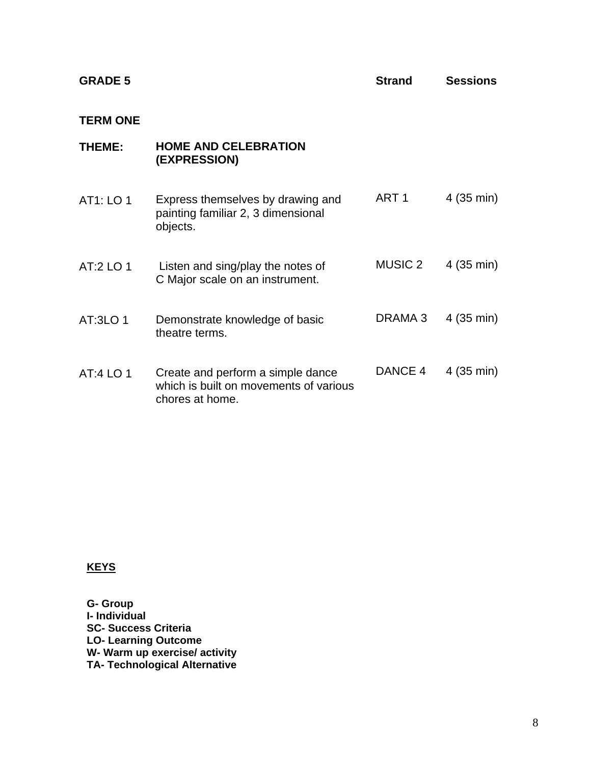| GRADE 5 | | Strand | Sessions |
|---|---|---|---|
| **TERM ONE** | | | |
| **THEME:** | **HOME AND CELEBRATION (EXPRESSION)** | | |
| AT1: LO 1 | Express themselves by drawing and painting familiar 2, 3 dimensional objects. | ART 1 | 4 (35 min) |
| AT:2 LO 1 | Listen and sing/play the notes of C Major scale on an instrument. | MUSIC 2 | 4 (35 min) |
| AT:3LO 1 | Demonstrate knowledge of basic theatre terms. | DRAMA 3 | 4 (35 min) |
| AT:4 LO 1 | Create and perform a simple dance which is built on movements of various chores at home. | DANCE 4 | 4 (35 min) |

**KEYS**

**G- Group**
**I- Individual**
**SC- Success Criteria**
**LO- Learning Outcome**
**W- Warm up exercise/ activity**
**TA- Technological Alternative**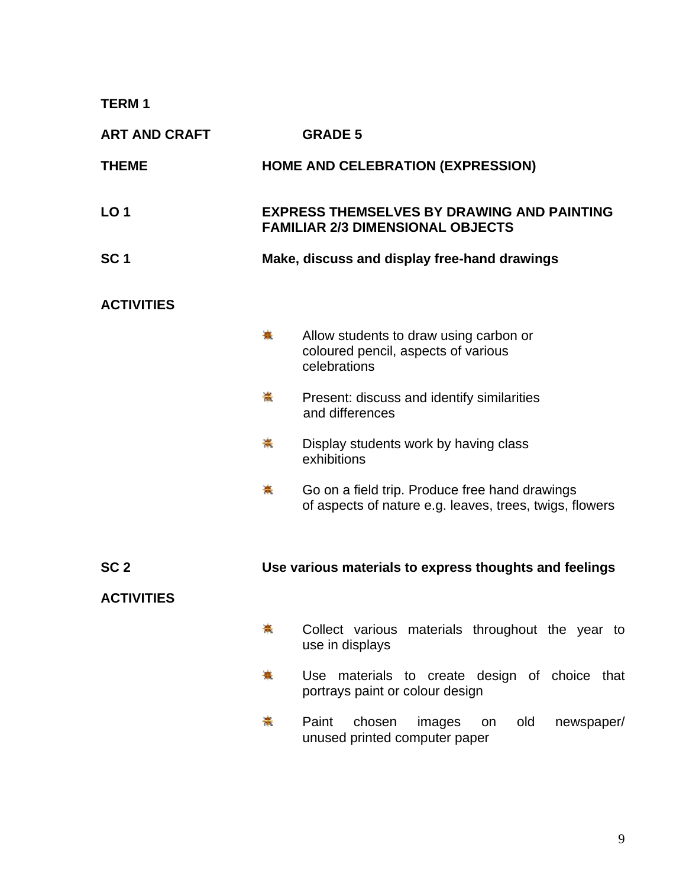**TERM 1**

**ART AND CRAFT** **GRADE 5**

**THEME** **HOME AND CELEBRATION (EXPRESSION)**

**LO 1** **EXPRESS THEMSELVES BY DRAWING AND PAINTING FAMILIAR 2/3 DIMENSIONAL OBJECTS**

**SC 1** **Make, discuss and display free-hand drawings**

**ACTIVITIES**

- Allow students to draw using carbon or coloured pencil, aspects of various celebrations
- Present: discuss and identify similarities and differences
- Display students work by having class exhibitions
- Go on a field trip. Produce free hand drawings of aspects of nature e.g. leaves, trees, twigs, flowers

**SC 2** **Use various materials to express thoughts and feelings**

**ACTIVITIES**

- Collect various materials throughout the year to use in displays
- Use materials to create design of choice that portrays paint or colour design
- Paint chosen images on old newspaper/ unused printed computer paper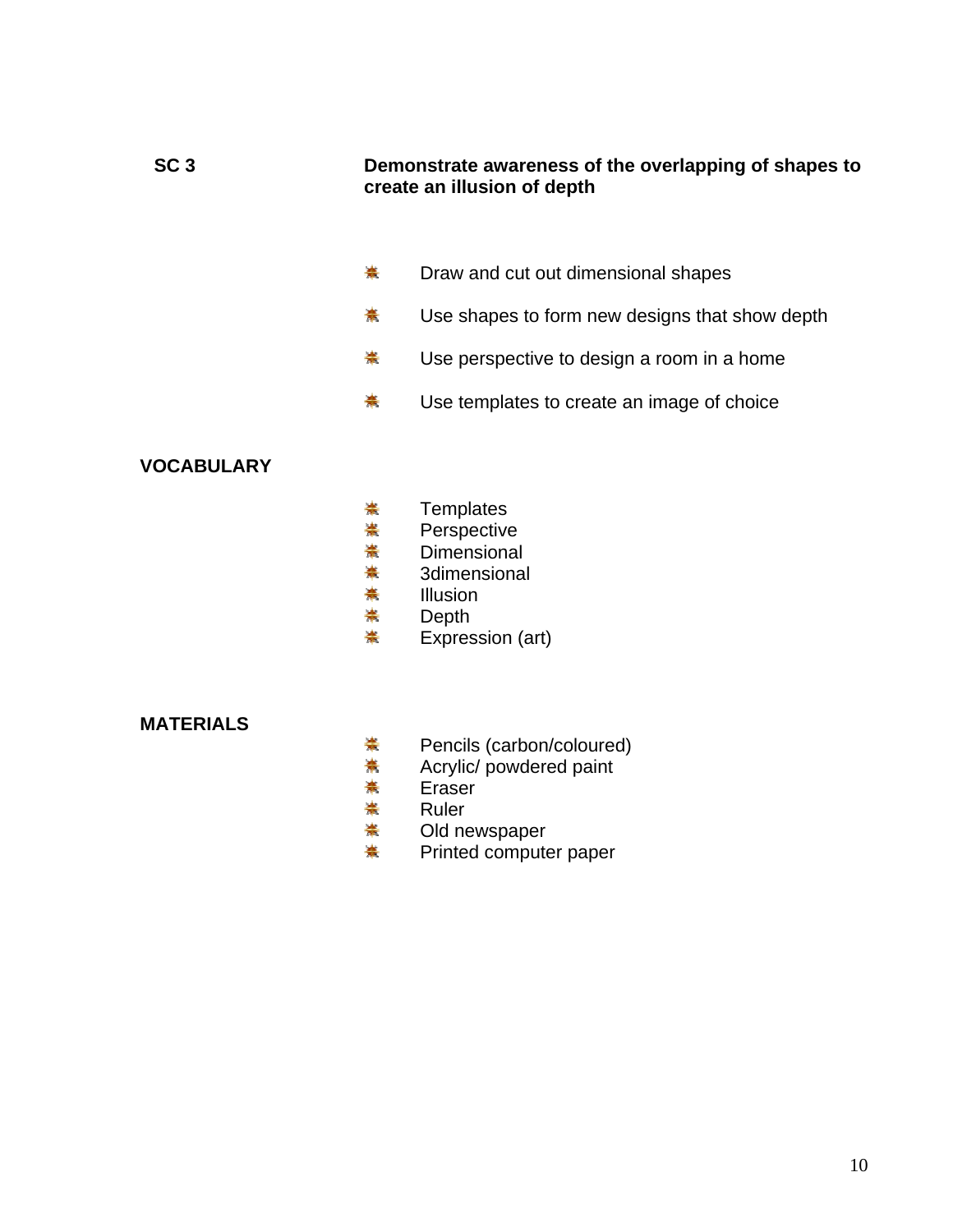**SC 3** **Demonstrate awareness of the overlapping of shapes to create an illusion of depth**

- Draw and cut out dimensional shapes
- Use shapes to form new designs that show depth
- Use perspective to design a room in a home
- Use templates to create an image of choice

**VOCABULARY**

- Templates
- Perspective
- Dimensional
- 3dimensional
- Illusion
- Depth
- Expression (art)

**MATERIALS**

- Pencils (carbon/coloured)
- Acrylic/ powdered paint
- Eraser
- Ruler
- Old newspaper
- Printed computer paper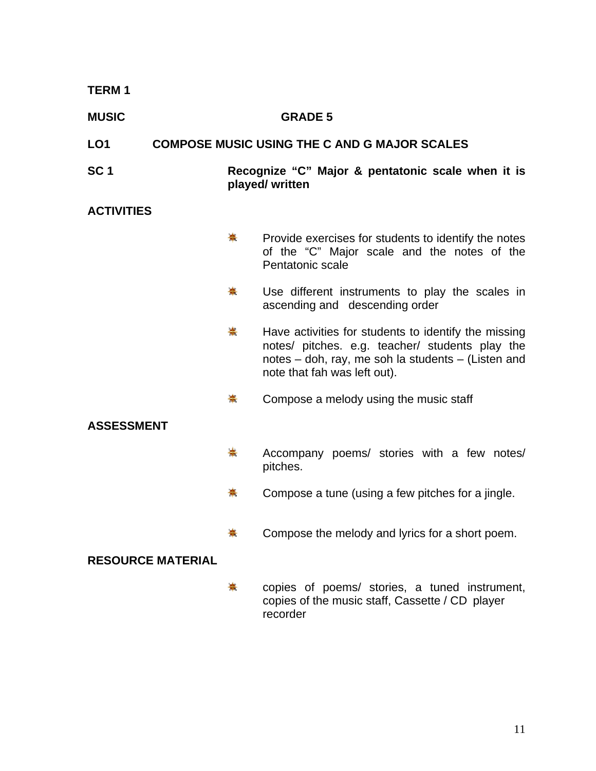**TERM 1**

**MUSIC GRADE 5**

**LO1 COMPOSE MUSIC USING THE C AND G MAJOR SCALES**

**SC 1 Recognize “C” Major & pentatonic scale when it is played/ written**

**ACTIVITIES**

- Provide exercises for students to identify the notes of the “C” Major scale and the notes of the Pentatonic scale
- Use different instruments to play the scales in ascending and descending order
- Have activities for students to identify the missing notes/ pitches. e.g. teacher/ students play the notes – doh, ray, me soh la students – (Listen and note that fah was left out).
- Compose a melody using the music staff

**ASSESSMENT**

- Accompany poems/ stories with a few notes/ pitches.
- Compose a tune (using a few pitches for a jingle.
- Compose the melody and lyrics for a short poem.

**RESOURCE MATERIAL**

- copies of poems/ stories, a tuned instrument, copies of the music staff, Cassette / CD player recorder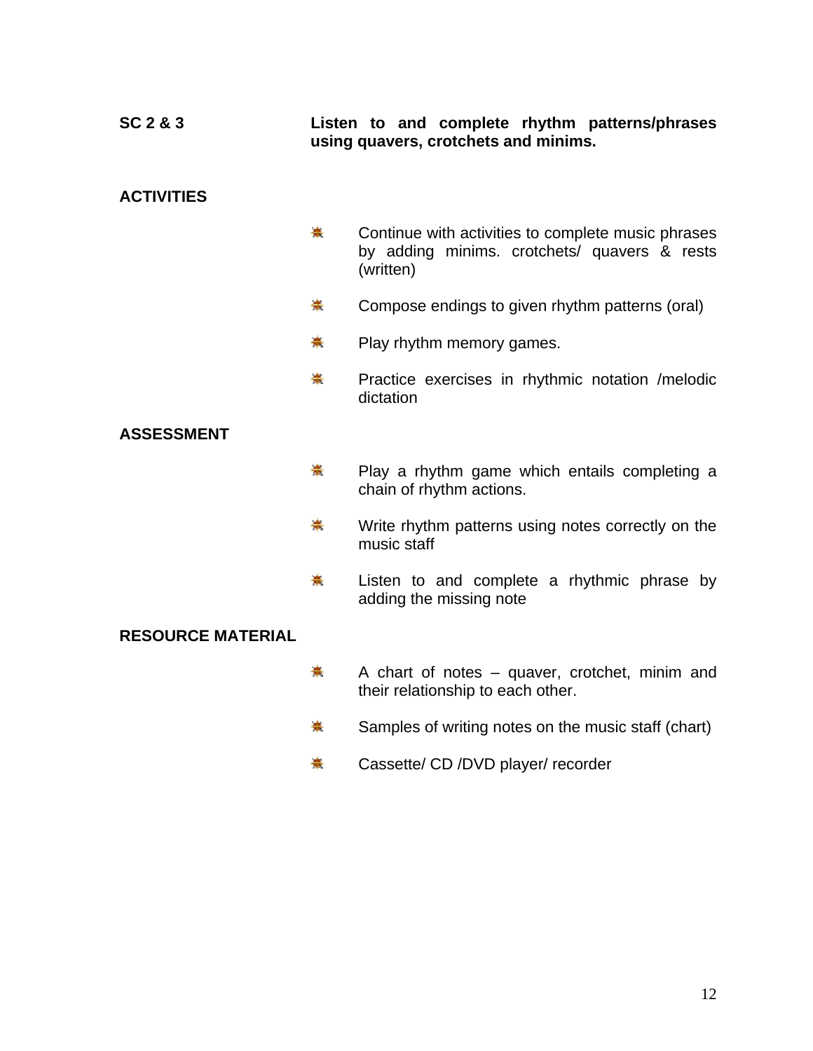**SC 2 & 3** **Listen to and complete rhythm patterns/phrases using quavers, crotchets and minims.**

**ACTIVITIES**

- Continue with activities to complete music phrases by adding minims. crotchets/ quavers & rests (written)
- Compose endings to given rhythm patterns (oral)
- Play rhythm memory games.
- Practice exercises in rhythmic notation /melodic dictation

**ASSESSMENT**

- Play a rhythm game which entails completing a chain of rhythm actions.
- Write rhythm patterns using notes correctly on the music staff
- Listen to and complete a rhythmic phrase by adding the missing note

**RESOURCE MATERIAL**

- A chart of notes – quaver, crotchet, minim and their relationship to each other.
- Samples of writing notes on the music staff (chart)
- Cassette/ CD /DVD player/ recorder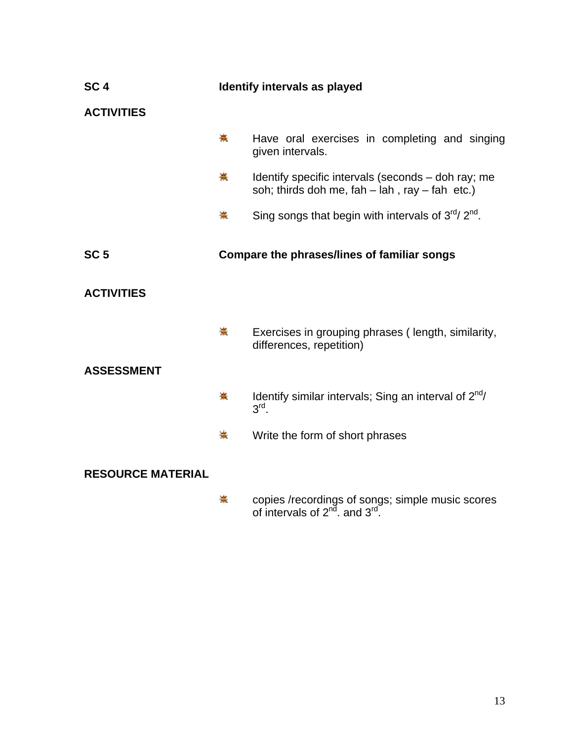**SC 4** **Identify intervals as played**

**ACTIVITIES**

- Have oral exercises in completing and singing given intervals.
- Identify specific intervals (seconds – doh ray; me soh; thirds doh me, fah – lah , ray – fah etc.)
- Sing songs that begin with intervals of 3rd/ 2nd.

**SC 5** **Compare the phrases/lines of familiar songs**

**ACTIVITIES**

- Exercises in grouping phrases ( length, similarity, differences, repetition)

**ASSESSMENT**

- Identify similar intervals; Sing an interval of 2nd/ 3rd.
- Write the form of short phrases

**RESOURCE MATERIAL**

- copies /recordings of songs; simple music scores of intervals of 2nd. and 3rd.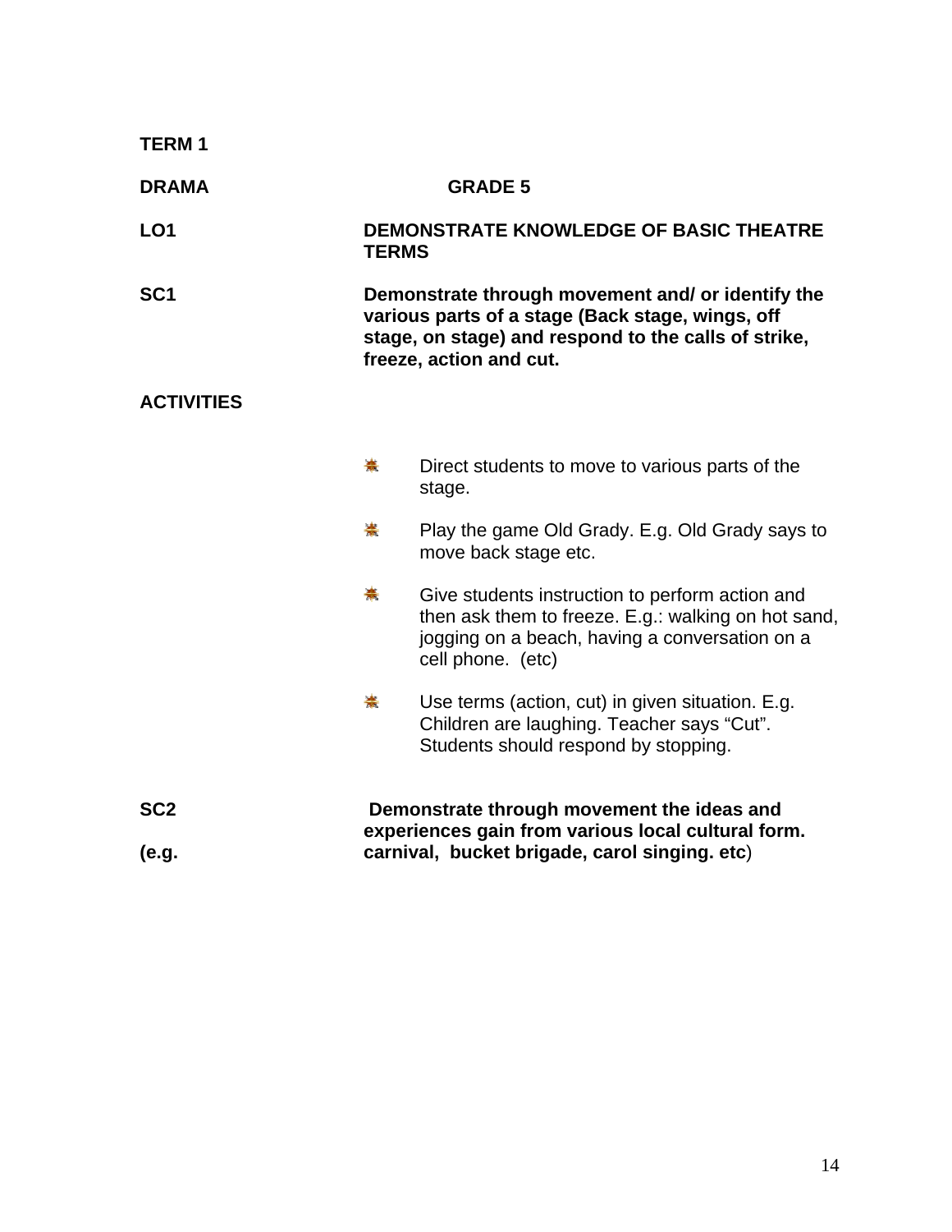**TERM 1**

**DRAMA** **GRADE 5**

**LO1** **DEMONSTRATE KNOWLEDGE OF BASIC THEATRE TERMS**

**SC1** **Demonstrate through movement and/ or identify the various parts of a stage (Back stage, wings, off stage, on stage) and respond to the calls of strike, freeze, action and cut.**

**ACTIVITIES**

- Direct students to move to various parts of the stage.
- Play the game Old Grady. E.g. Old Grady says to move back stage etc.
- Give students instruction to perform action and then ask them to freeze. E.g.: walking on hot sand, jogging on a beach, having a conversation on a cell phone. (etc)
- Use terms (action, cut) in given situation. E.g. Children are laughing. Teacher says "Cut". Students should respond by stopping.

**SC2** **Demonstrate through movement the ideas and experiences gain from various local cultural form. (e.g. carnival, bucket brigade, carol singing. etc**)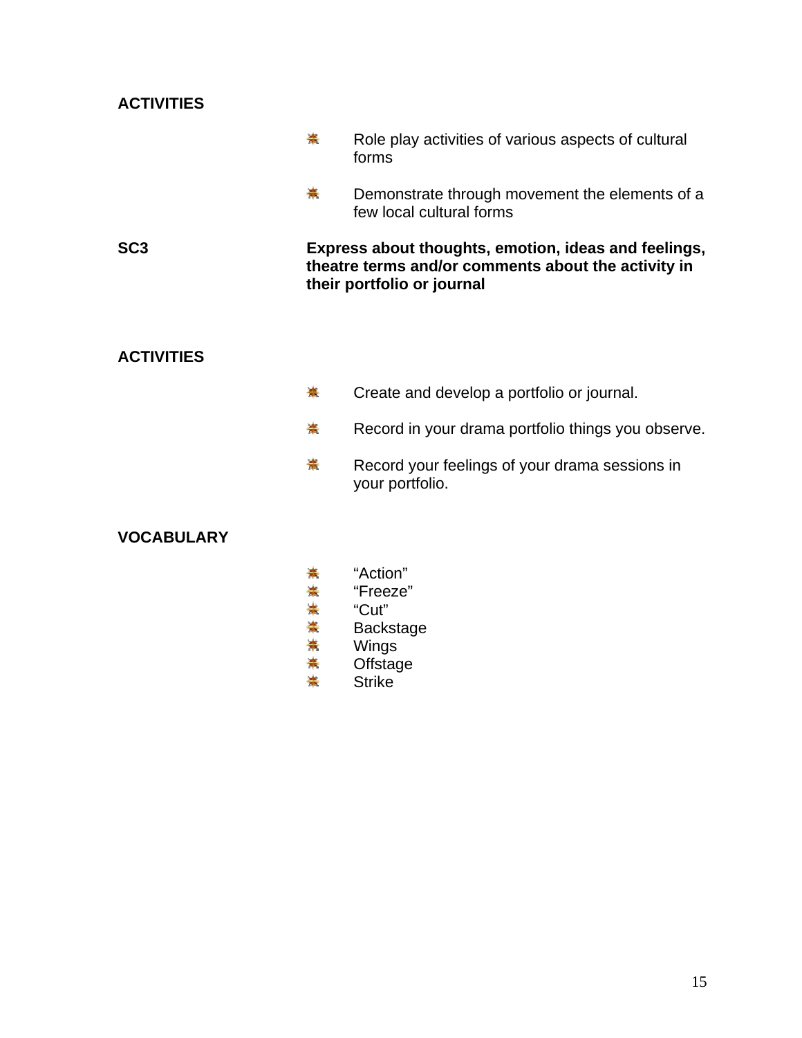**ACTIVITIES**

- Role play activities of various aspects of cultural forms
- Demonstrate through movement the elements of a few local cultural forms

**SC3** **Express about thoughts, emotion, ideas and feelings, theatre terms and/or comments about the activity in their portfolio or journal**

**ACTIVITIES**

- Create and develop a portfolio or journal.
- Record in your drama portfolio things you observe.
- Record your feelings of your drama sessions in your portfolio.

**VOCABULARY**

- “Action”
- “Freeze”
- “Cut”
- Backstage
- Wings
- Offstage
- Strike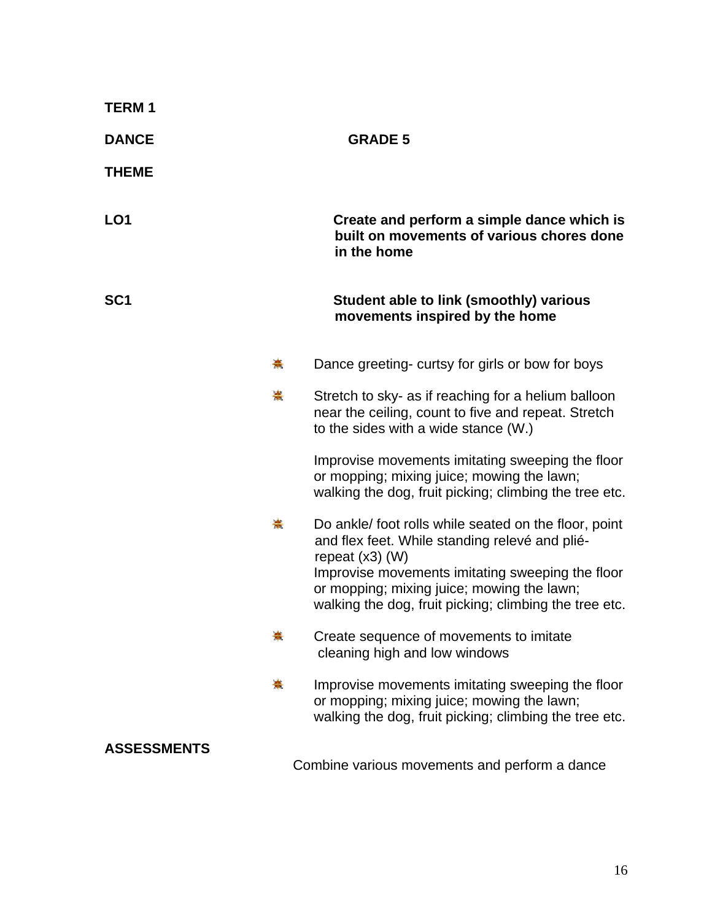**TERM 1**

**DANCE** **GRADE 5**

**THEME**

**LO1** **Create and perform a simple dance which is built on movements of various chores done in the home**

**SC1** **Student able to link (smoothly) various movements inspired by the home**

- Dance greeting- curtsy for girls or bow for boys
- Stretch to sky- as if reaching for a helium balloon near the ceiling, count to five and repeat. Stretch to the sides with a wide stance (W.)

  Improvise movements imitating sweeping the floor or mopping; mixing juice; mowing the lawn; walking the dog, fruit picking; climbing the tree etc.

- Do ankle/ foot rolls while seated on the floor, point and flex feet. While standing relevé and plié- repeat (x3) (W)
  Improvise movements imitating sweeping the floor or mopping; mixing juice; mowing the lawn; walking the dog, fruit picking; climbing the tree etc.
- Create sequence of movements to imitate cleaning high and low windows
- Improvise movements imitating sweeping the floor or mopping; mixing juice; mowing the lawn; walking the dog, fruit picking; climbing the tree etc.

**ASSESSMENTS**

Combine various movements and perform a dance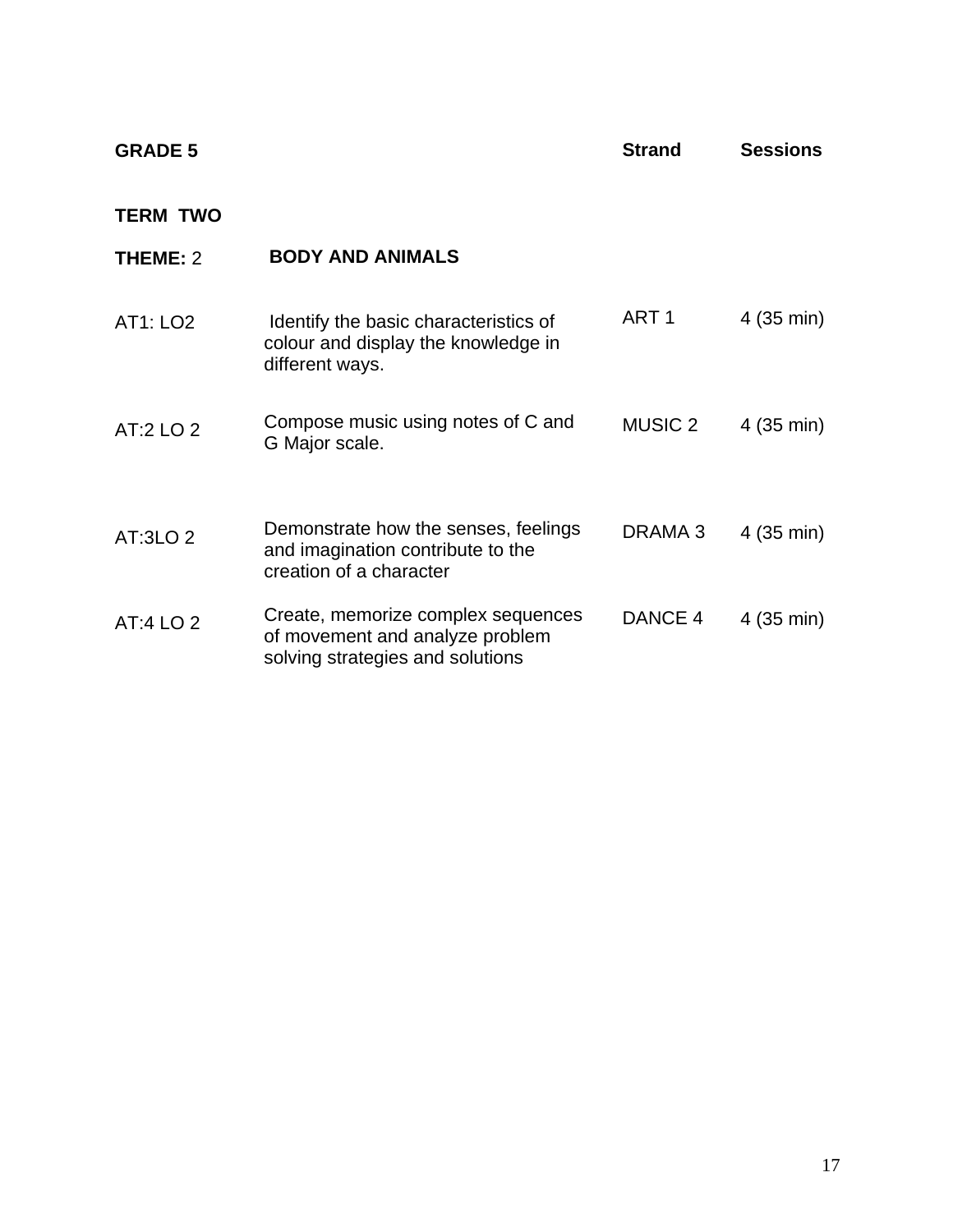| **GRADE 5** | | **Strand** | **Sessions** |
|---|---|---|---|
| **TERM TWO** | | | |
| **THEME:** 2 | **BODY AND ANIMALS** | | |
| AT1: LO2 | Identify the basic characteristics of colour and display the knowledge in different ways. | ART 1 | 4 (35 min) |
| AT:2 LO 2 | Compose music using notes of C and G Major scale. | MUSIC 2 | 4 (35 min) |
| AT:3LO 2 | Demonstrate how the senses, feelings and imagination contribute to the creation of a character | DRAMA 3 | 4 (35 min) |
| AT:4 LO 2 | Create, memorize complex sequences of movement and analyze problem solving strategies and solutions | DANCE 4 | 4 (35 min) |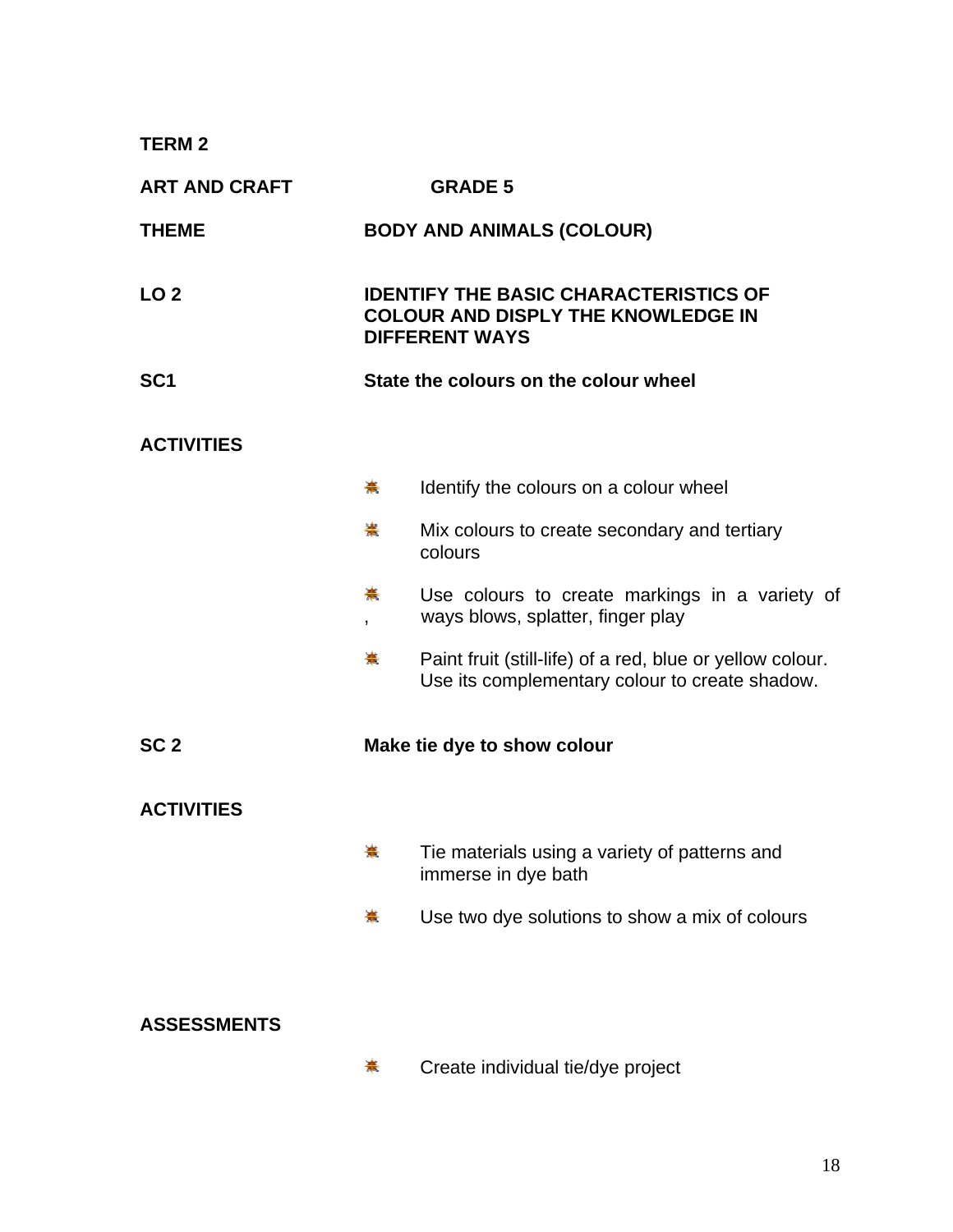**TERM 2**

**ART AND CRAFT** **GRADE 5**

**THEME** **BODY AND ANIMALS (COLOUR)**

**LO 2** **IDENTIFY THE BASIC CHARACTERISTICS OF COLOUR AND DISPLY THE KNOWLEDGE IN DIFFERENT WAYS**

**SC1** **State the colours on the colour wheel**

**ACTIVITIES**

- Identify the colours on a colour wheel
- Mix colours to create secondary and tertiary colours
- Use colours to create markings in a variety of ways blows, splatter, finger play
- Paint fruit (still-life) of a red, blue or yellow colour. Use its complementary colour to create shadow.

**SC 2** **Make tie dye to show colour**

**ACTIVITIES**

- Tie materials using a variety of patterns and immerse in dye bath
- Use two dye solutions to show a mix of colours

**ASSESSMENTS**

- Create individual tie/dye project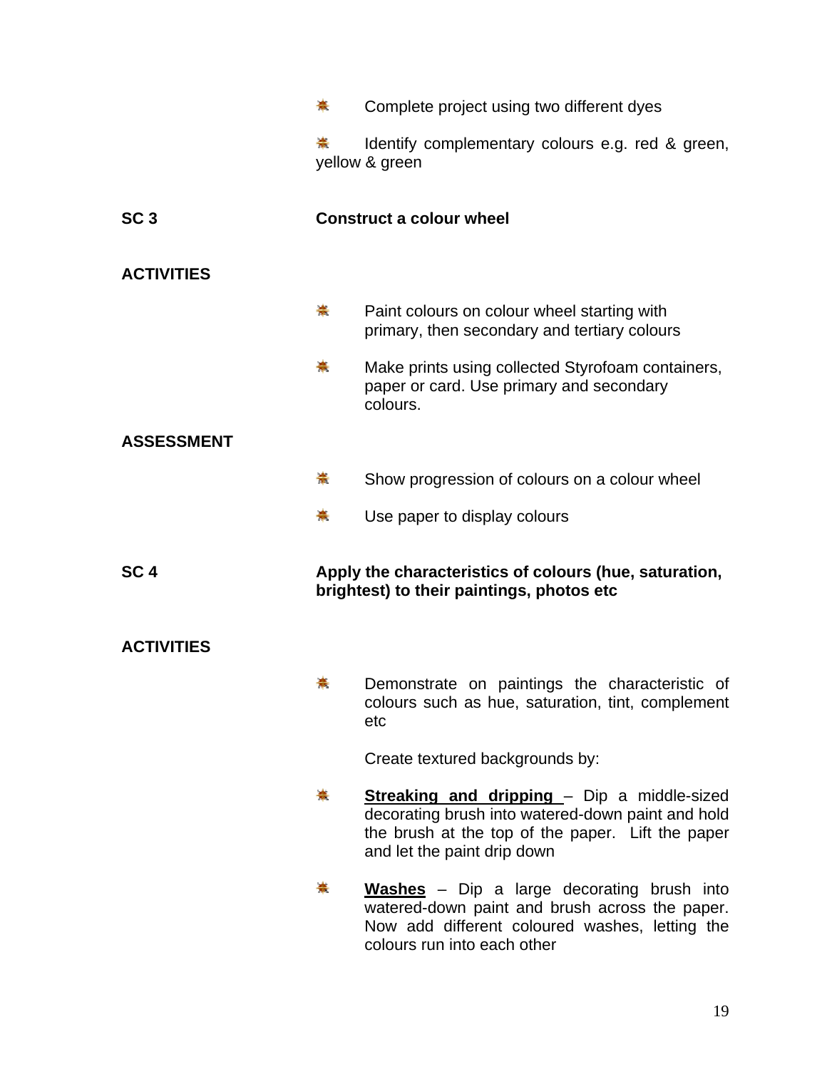- Complete project using two different dyes
- Identify complementary colours e.g. red & green, yellow & green

**SC 3** **Construct a colour wheel**

**ACTIVITIES**

- Paint colours on colour wheel starting with primary, then secondary and tertiary colours
- Make prints using collected Styrofoam containers, paper or card. Use primary and secondary colours.

**ASSESSMENT**

- Show progression of colours on a colour wheel
- Use paper to display colours

**SC 4** **Apply the characteristics of colours (hue, saturation, brightest) to their paintings, photos etc**

**ACTIVITIES**

- Demonstrate on paintings the characteristic of colours such as hue, saturation, tint, complement etc

  Create textured backgrounds by:

- **Streaking and dripping** – Dip a middle-sized decorating brush into watered-down paint and hold the brush at the top of the paper. Lift the paper and let the paint drip down
- **Washes** – Dip a large decorating brush into watered-down paint and brush across the paper. Now add different coloured washes, letting the colours run into each other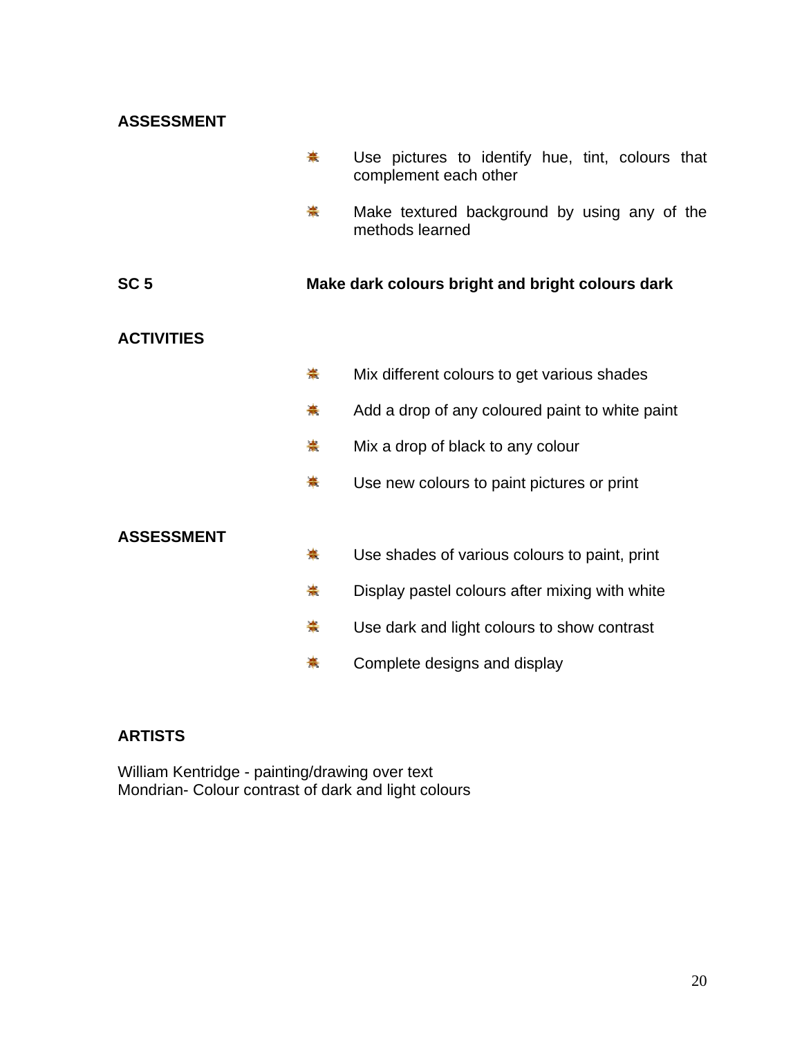**ASSESSMENT**

- Use pictures to identify hue, tint, colours that complement each other
- Make textured background by using any of the methods learned

**SC 5** **Make dark colours bright and bright colours dark**

**ACTIVITIES**

- Mix different colours to get various shades
- Add a drop of any coloured paint to white paint
- Mix a drop of black to any colour
- Use new colours to paint pictures or print

**ASSESSMENT**

- Use shades of various colours to paint, print
- Display pastel colours after mixing with white
- Use dark and light colours to show contrast
- Complete designs and display

**ARTISTS**

William Kentridge - painting/drawing over text
Mondrian- Colour contrast of dark and light colours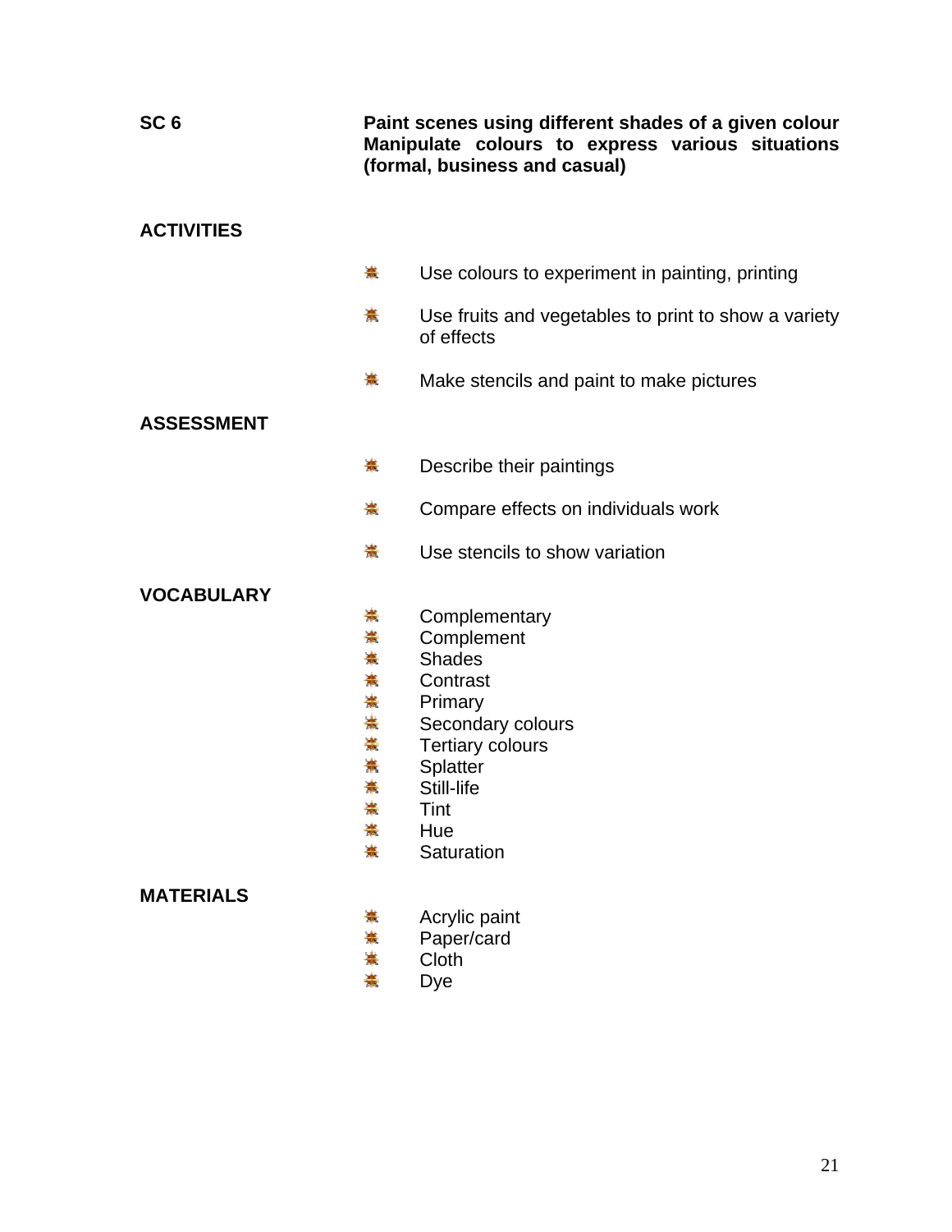**SC 6** **Paint scenes using different shades of a given colour Manipulate colours to express various situations (formal, business and casual)**

**ACTIVITIES**

- Use colours to experiment in painting, printing
- Use fruits and vegetables to print to show a variety of effects
- Make stencils and paint to make pictures

**ASSESSMENT**

- Describe their paintings
- Compare effects on individuals work
- Use stencils to show variation

**VOCABULARY**

- Complementary
- Complement
- Shades
- Contrast
- Primary
- Secondary colours
- Tertiary colours
- Splatter
- Still-life
- Tint
- Hue
- Saturation

**MATERIALS**

- Acrylic paint
- Paper/card
- Cloth
- Dye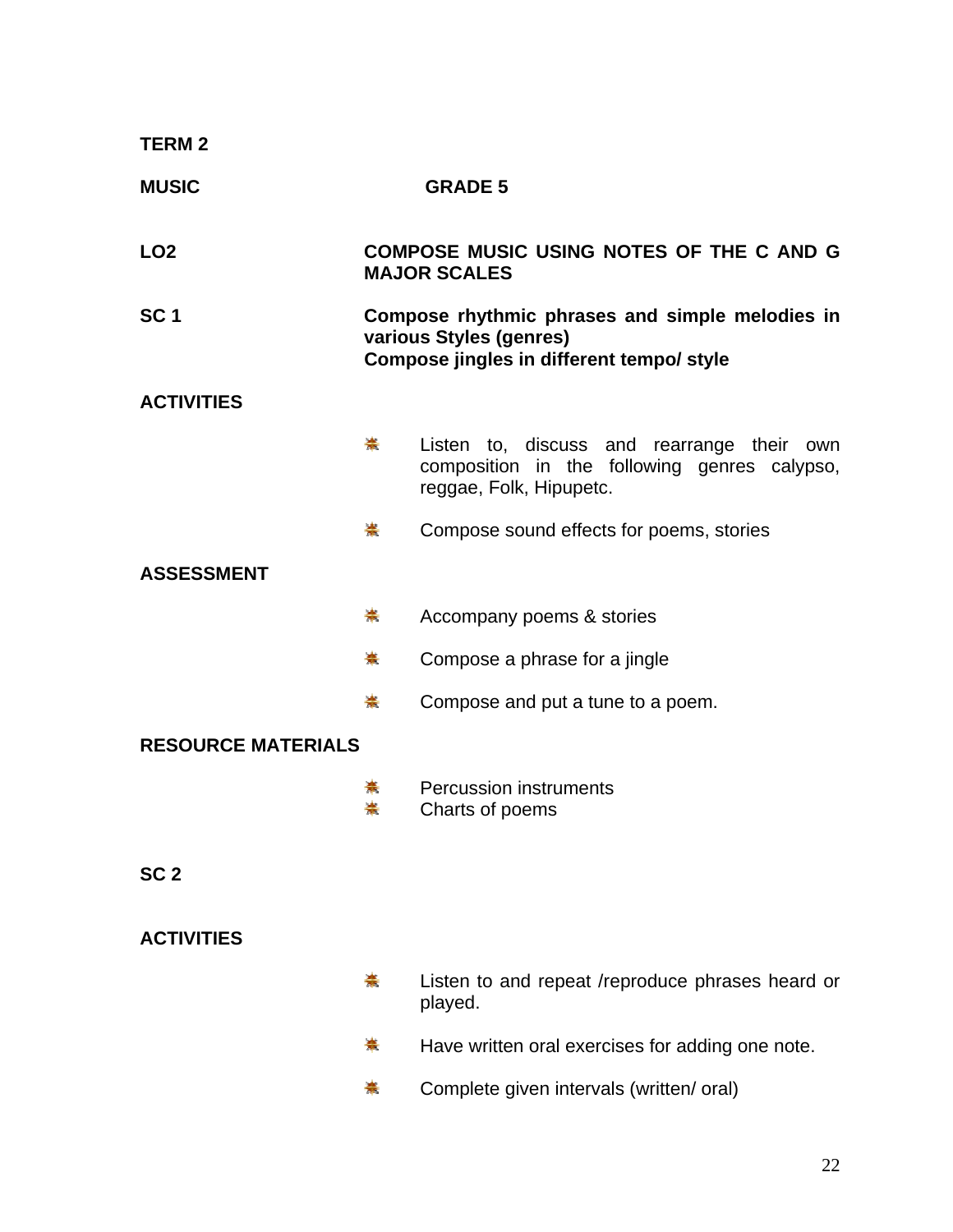**TERM 2**

**MUSIC** **GRADE 5**

**LO2** **COMPOSE MUSIC USING NOTES OF THE C AND G MAJOR SCALES**

**SC 1** **Compose rhythmic phrases and simple melodies in various Styles (genres)**
**Compose jingles in different tempo/ style**

**ACTIVITIES**

- Listen to, discuss and rearrange their own composition in the following genres calypso, reggae, Folk, Hipupetc.
- Compose sound effects for poems, stories

**ASSESSMENT**

- Accompany poems & stories
- Compose a phrase for a jingle
- Compose and put a tune to a poem.

**RESOURCE MATERIALS**

- Percussion instruments
- Charts of poems

**SC 2**

**ACTIVITIES**

- Listen to and repeat /reproduce phrases heard or played.
- Have written oral exercises for adding one note.
- Complete given intervals (written/ oral)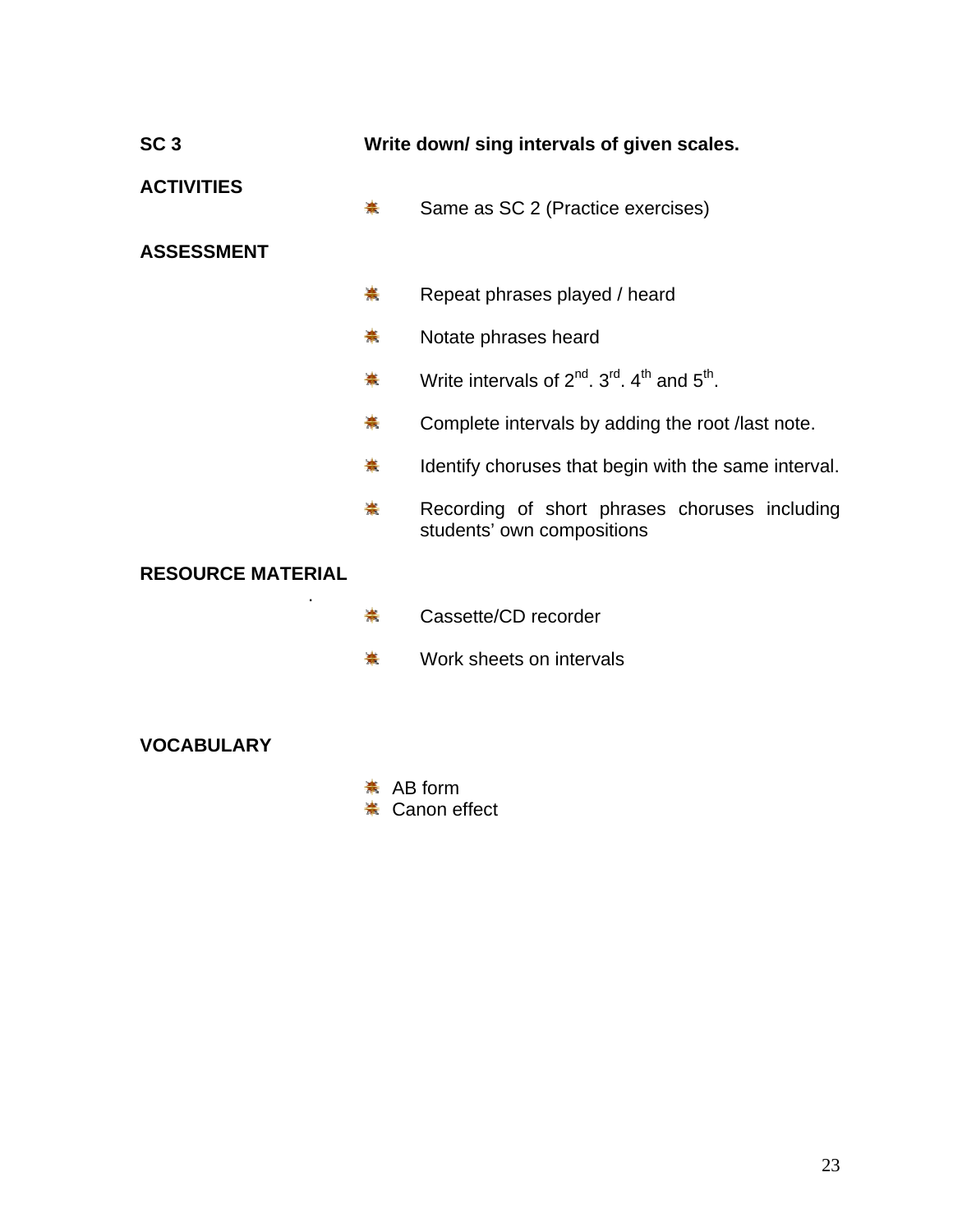**SC 3** **Write down/ sing intervals of given scales.**

**ACTIVITIES**

- Same as SC 2 (Practice exercises)

**ASSESSMENT**

- Repeat phrases played / heard
- Notate phrases heard
- Write intervals of 2nd. 3rd. 4th and 5th.
- Complete intervals by adding the root /last note.
- Identify choruses that begin with the same interval.
- Recording of short phrases choruses including students' own compositions

**RESOURCE MATERIAL**

- Cassette/CD recorder
- Work sheets on intervals

**VOCABULARY**

- AB form
- Canon effect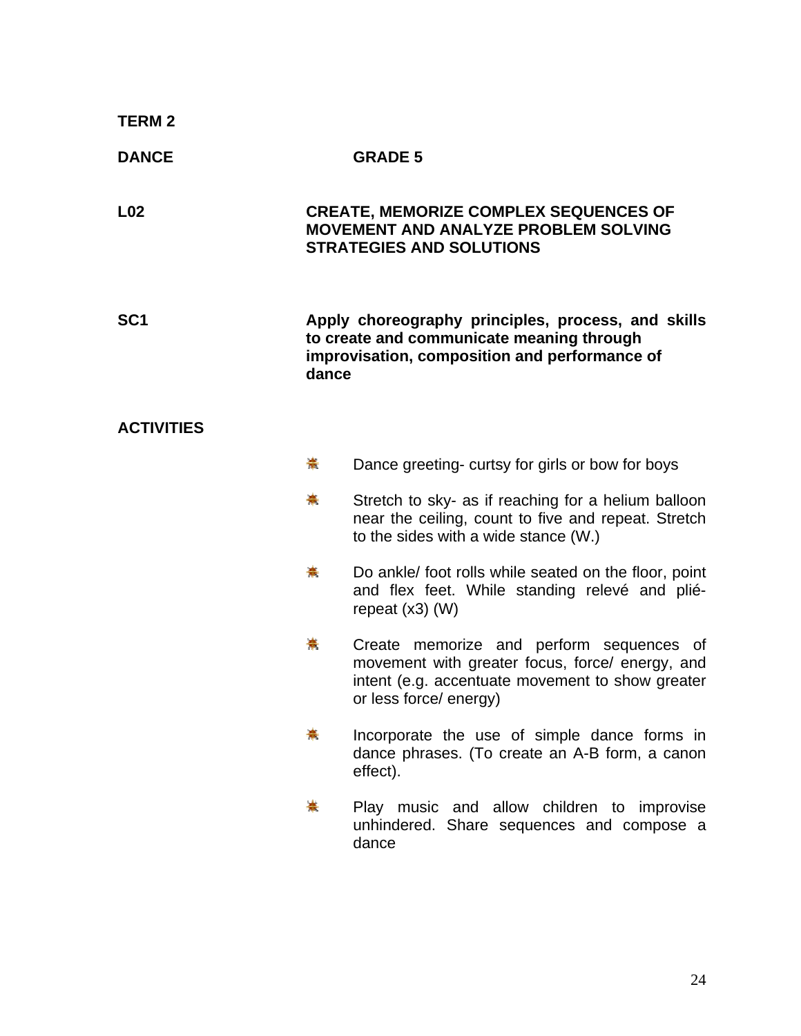**TERM 2**

**DANCE** **GRADE 5**

**L02** **CREATE, MEMORIZE COMPLEX SEQUENCES OF MOVEMENT AND ANALYZE PROBLEM SOLVING STRATEGIES AND SOLUTIONS**

**SC1** **Apply choreography principles, process, and skills to create and communicate meaning through improvisation, composition and performance of dance**

**ACTIVITIES**

- Dance greeting- curtsy for girls or bow for boys
- Stretch to sky- as if reaching for a helium balloon near the ceiling, count to five and repeat. Stretch to the sides with a wide stance (W.)
- Do ankle/ foot rolls while seated on the floor, point and flex feet. While standing relevé and plié- repeat (x3) (W)
- Create memorize and perform sequences of movement with greater focus, force/ energy, and intent (e.g. accentuate movement to show greater or less force/ energy)
- Incorporate the use of simple dance forms in dance phrases. (To create an A-B form, a canon effect).
- Play music and allow children to improvise unhindered. Share sequences and compose a dance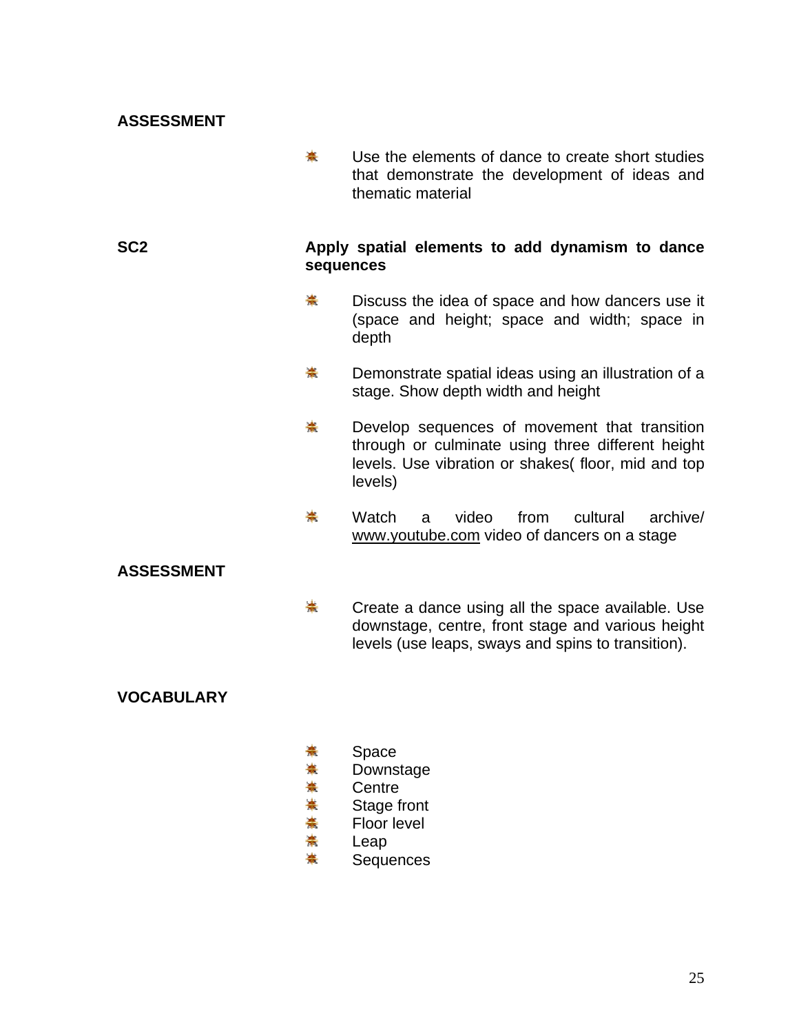**ASSESSMENT**

- Use the elements of dance to create short studies that demonstrate the development of ideas and thematic material

**SC2** **Apply spatial elements to add dynamism to dance sequences**

- Discuss the idea of space and how dancers use it (space and height; space and width; space in depth
- Demonstrate spatial ideas using an illustration of a stage. Show depth width and height
- Develop sequences of movement that transition through or culminate using three different height levels. Use vibration or shakes( floor, mid and top levels)
- Watch a video from cultural archive/ www.youtube.com video of dancers on a stage

**ASSESSMENT**

- Create a dance using all the space available. Use downstage, centre, front stage and various height levels (use leaps, sways and spins to transition).

**VOCABULARY**

- Space
- Downstage
- Centre
- Stage front
- Floor level
- Leap
- Sequences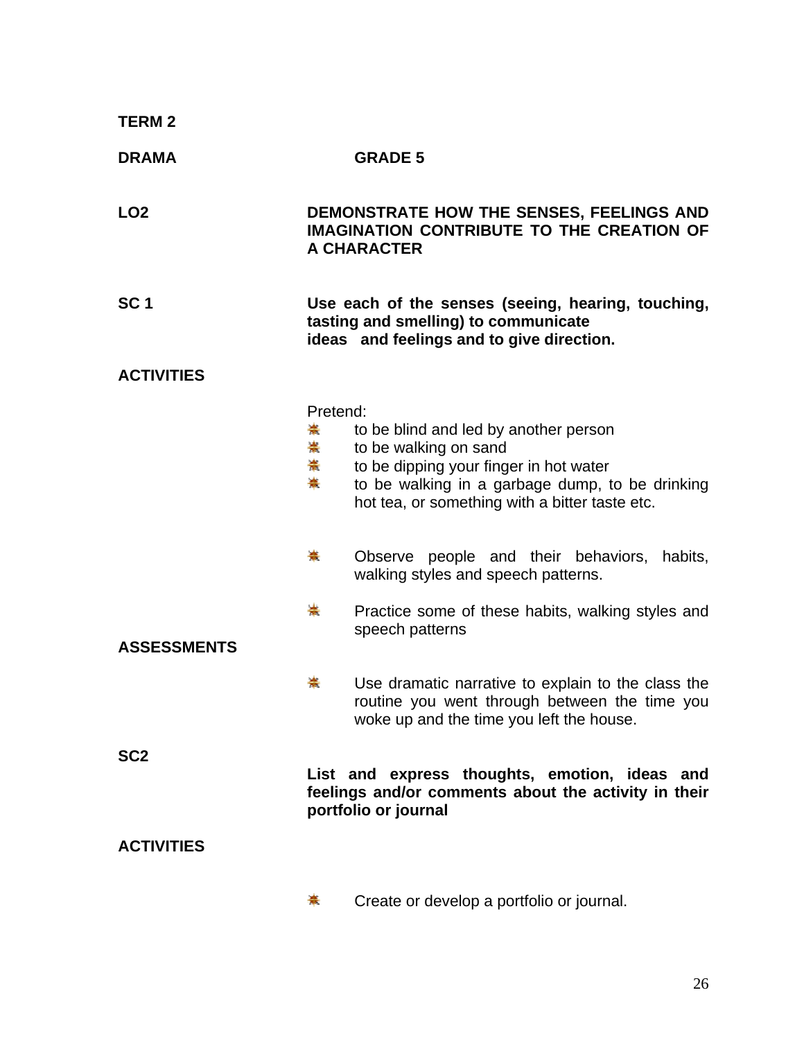**TERM 2**

**DRAMA** **GRADE 5**

**LO2** **DEMONSTRATE HOW THE SENSES, FEELINGS AND IMAGINATION CONTRIBUTE TO THE CREATION OF A CHARACTER**

**SC 1** **Use each of the senses (seeing, hearing, touching, tasting and smelling) to communicate ideas and feelings and to give direction.**

**ACTIVITIES**

Pretend:

- to be blind and led by another person
- to be walking on sand
- to be dipping your finger in hot water
- to be walking in a garbage dump, to be drinking hot tea, or something with a bitter taste etc.

- Observe people and their behaviors, habits, walking styles and speech patterns.
- Practice some of these habits, walking styles and speech patterns

**ASSESSMENTS**

- Use dramatic narrative to explain to the class the routine you went through between the time you woke up and the time you left the house.

**SC2**

**List and express thoughts, emotion, ideas and feelings and/or comments about the activity in their portfolio or journal**

**ACTIVITIES**

- Create or develop a portfolio or journal.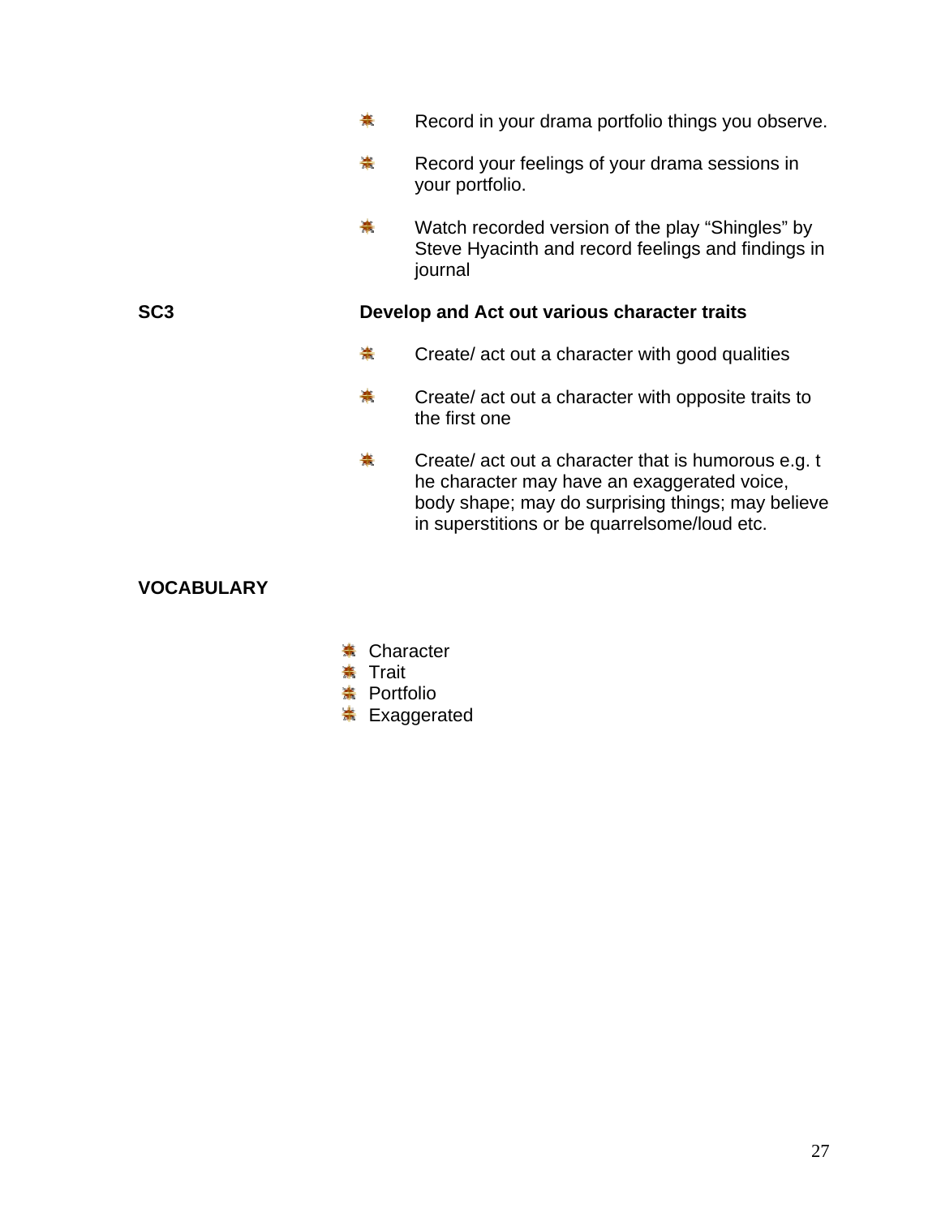- Record in your drama portfolio things you observe.

- Record your feelings of your drama sessions in your portfolio.

- Watch recorded version of the play “Shingles” by Steve Hyacinth and record feelings and findings in journal

**SC3** **Develop and Act out various character traits**

- Create/ act out a character with good qualities

- Create/ act out a character with opposite traits to the first one

- Create/ act out a character that is humorous e.g. t he character may have an exaggerated voice, body shape; may do surprising things; may believe in superstitions or be quarrelsome/loud etc.

**VOCABULARY**

- Character
- Trait
- Portfolio
- Exaggerated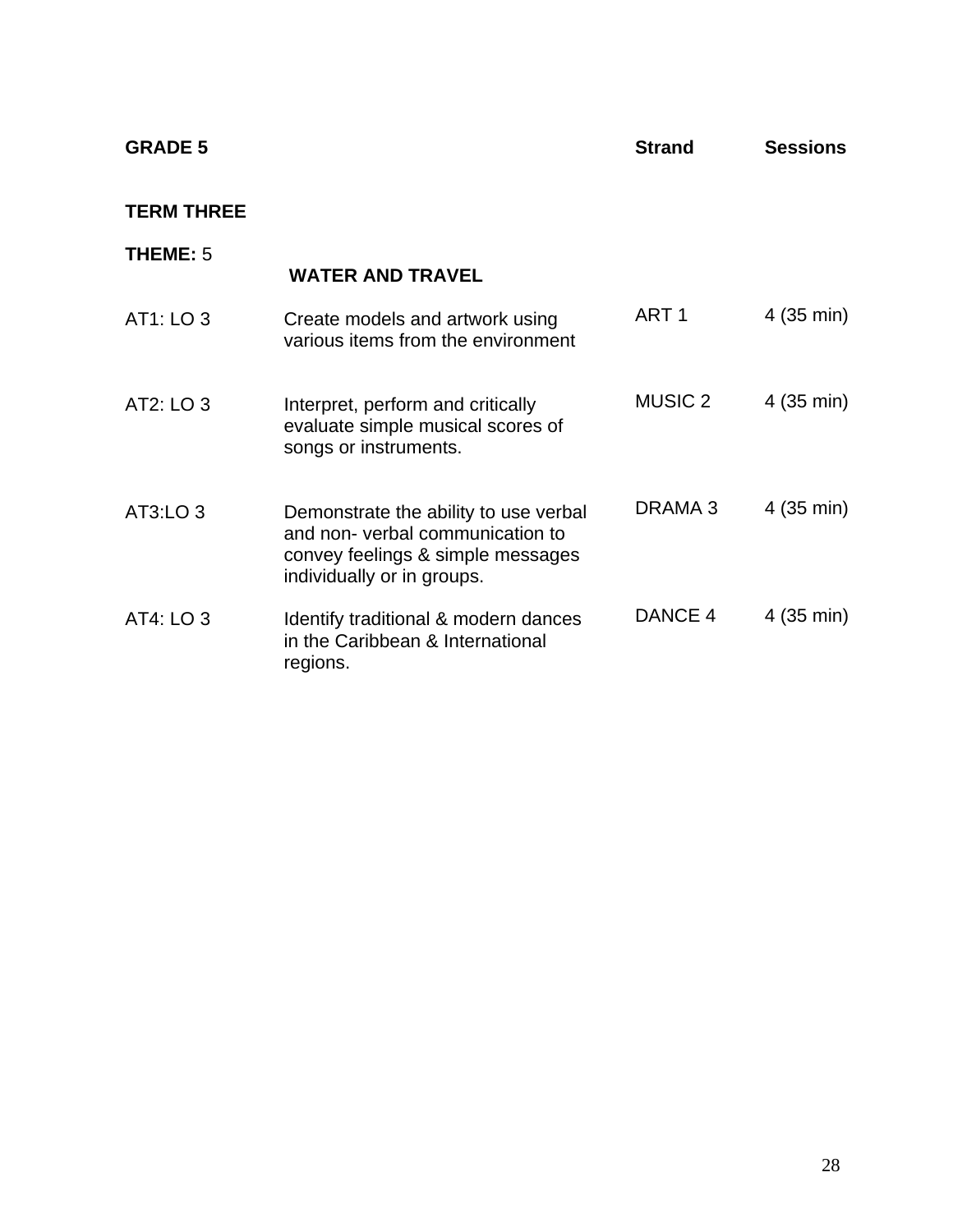| **GRADE 5** | | **Strand** | **Sessions** |
|---|---|---|---|
| **TERM THREE** | | | |
| **THEME:** 5 | **WATER AND TRAVEL** | | |
| AT1: LO 3 | Create models and artwork using various items from the environment | ART 1 | 4 (35 min) |
| AT2: LO 3 | Interpret, perform and critically evaluate simple musical scores of songs or instruments. | MUSIC 2 | 4 (35 min) |
| AT3:LO 3 | Demonstrate the ability to use verbal and non- verbal communication to convey feelings & simple messages individually or in groups. | DRAMA 3 | 4 (35 min) |
| AT4: LO 3 | Identify traditional & modern dances in the Caribbean & International regions. | DANCE 4 | 4 (35 min) |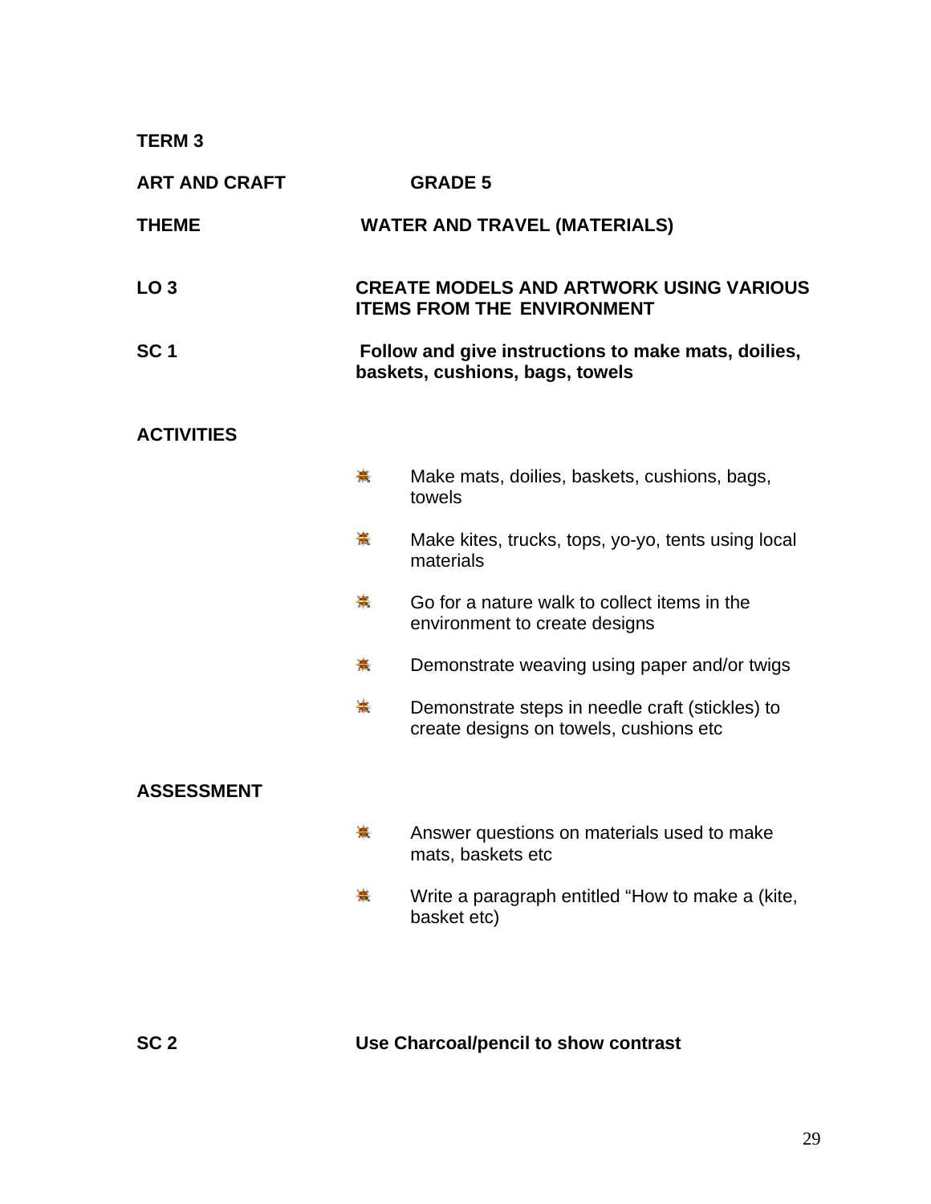**TERM 3**

**ART AND CRAFT** **GRADE 5**

**THEME** **WATER AND TRAVEL (MATERIALS)**

**LO 3** **CREATE MODELS AND ARTWORK USING VARIOUS ITEMS FROM THE ENVIRONMENT**

**SC 1** **Follow and give instructions to make mats, doilies, baskets, cushions, bags, towels**

**ACTIVITIES**

- Make mats, doilies, baskets, cushions, bags, towels
- Make kites, trucks, tops, yo-yo, tents using local materials
- Go for a nature walk to collect items in the environment to create designs
- Demonstrate weaving using paper and/or twigs
- Demonstrate steps in needle craft (stickles) to create designs on towels, cushions etc

**ASSESSMENT**

- Answer questions on materials used to make mats, baskets etc
- Write a paragraph entitled "How to make a (kite, basket etc)

**SC 2** **Use Charcoal/pencil to show contrast**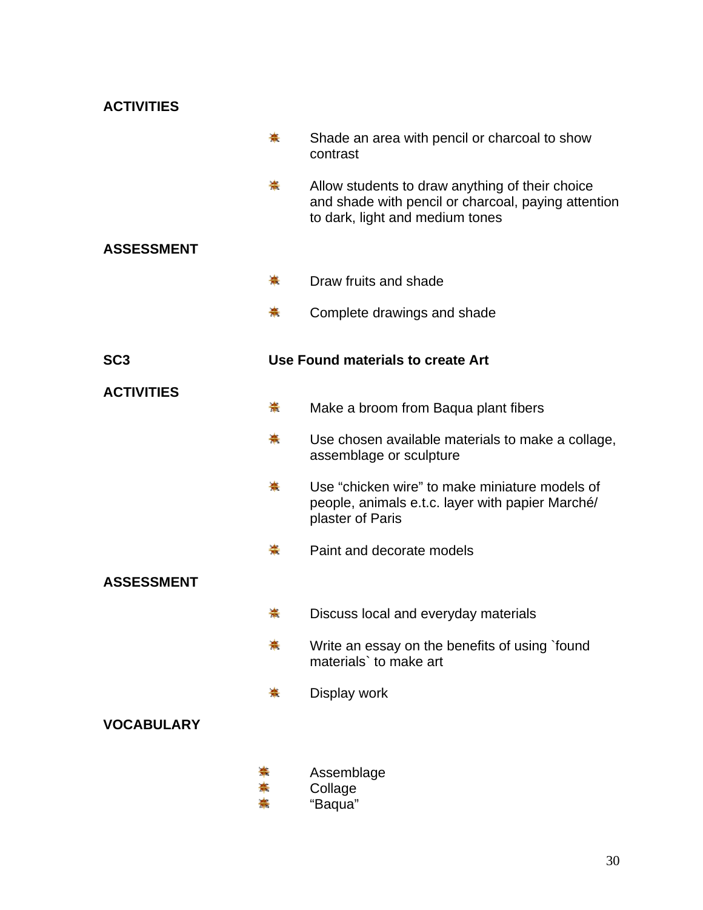**ACTIVITIES**

- Shade an area with pencil or charcoal to show contrast
- Allow students to draw anything of their choice and shade with pencil or charcoal, paying attention to dark, light and medium tones

**ASSESSMENT**

- Draw fruits and shade
- Complete drawings and shade

**SC3** **Use Found materials to create Art**

**ACTIVITIES**

- Make a broom from Baqua plant fibers
- Use chosen available materials to make a collage, assemblage or sculpture
- Use “chicken wire” to make miniature models of people, animals e.t.c. layer with papier Marché/ plaster of Paris
- Paint and decorate models

**ASSESSMENT**

- Discuss local and everyday materials
- Write an essay on the benefits of using `found materials` to make art
- Display work

**VOCABULARY**

- Assemblage
- Collage
- “Baqua”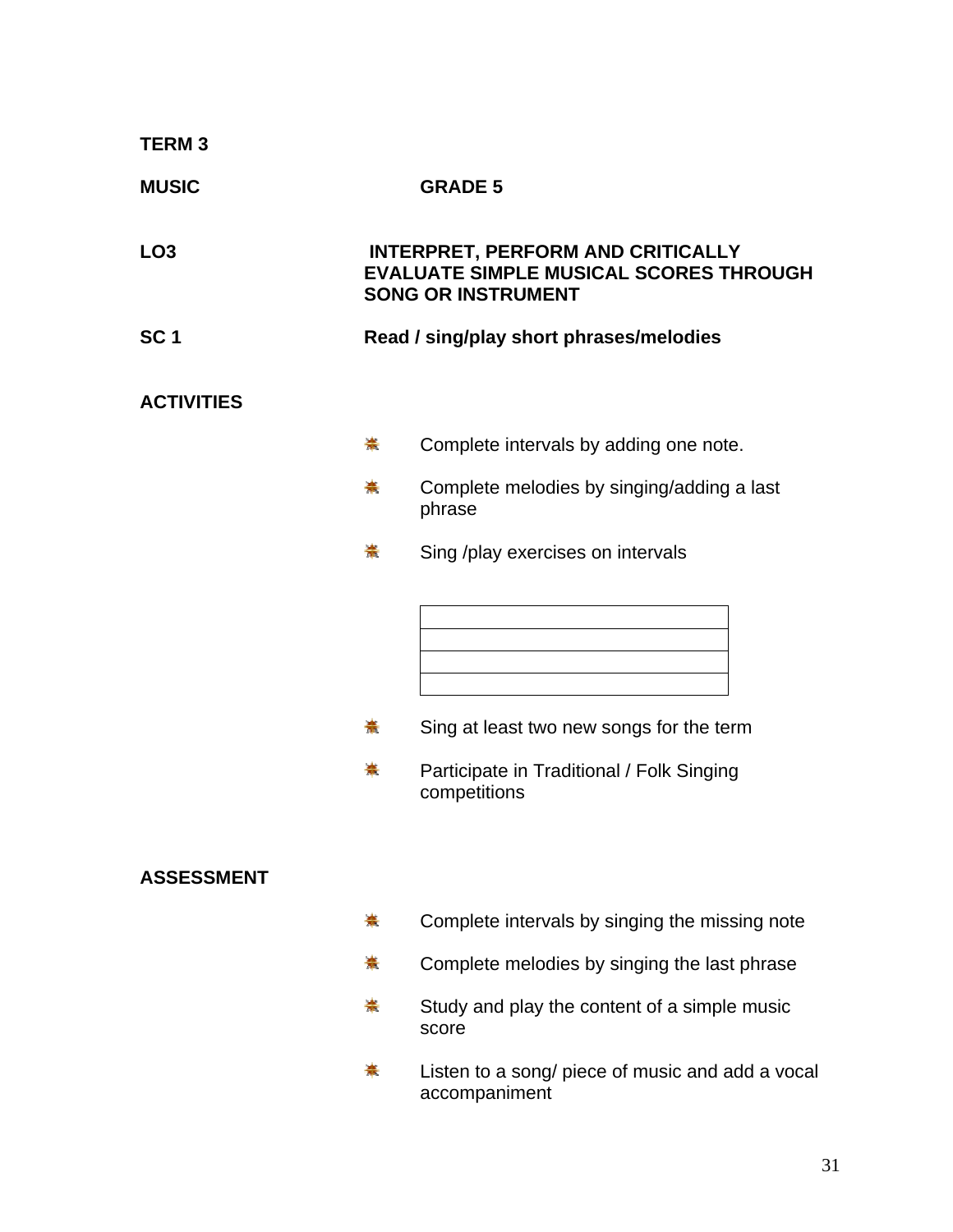**TERM 3**

**MUSIC** **GRADE 5**

**LO3** **INTERPRET, PERFORM AND CRITICALLY EVALUATE SIMPLE MUSICAL SCORES THROUGH SONG OR INSTRUMENT**

**SC 1** **Read / sing/play short phrases/melodies**

**ACTIVITIES**

- Complete intervals by adding one note.
- Complete melodies by singing/adding a last phrase
- Sing /play exercises on intervals

| |
|---|
| |
| |
| |

- Sing at least two new songs for the term
- Participate in Traditional / Folk Singing competitions

**ASSESSMENT**

- Complete intervals by singing the missing note
- Complete melodies by singing the last phrase
- Study and play the content of a simple music score
- Listen to a song/ piece of music and add a vocal accompaniment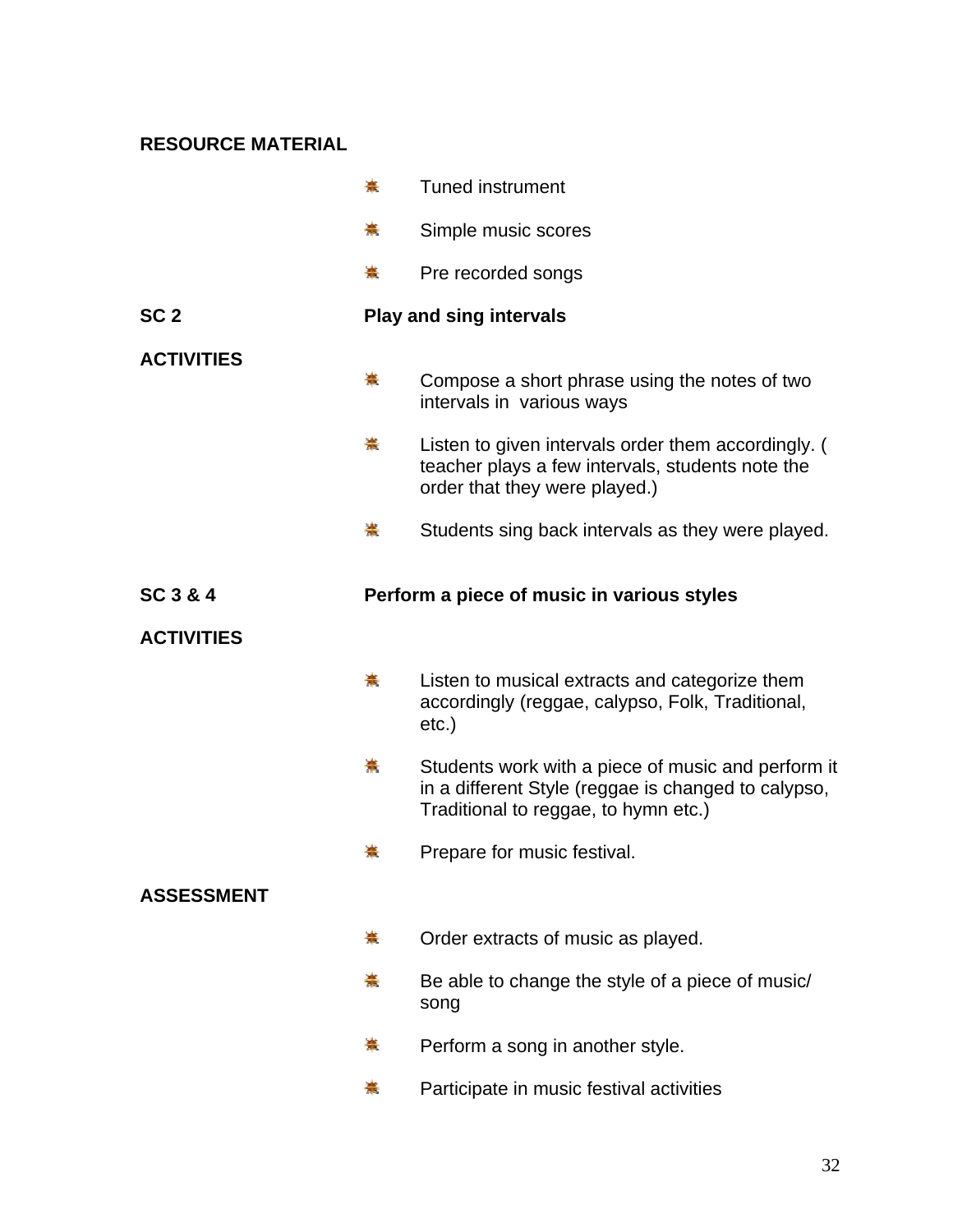**RESOURCE MATERIAL**

- Tuned instrument
- Simple music scores
- Pre recorded songs

**SC 2** **Play and sing intervals**

**ACTIVITIES**

- Compose a short phrase using the notes of two intervals in various ways
- Listen to given intervals order them accordingly. ( teacher plays a few intervals, students note the order that they were played.)
- Students sing back intervals as they were played.

**SC 3 & 4** **Perform a piece of music in various styles**

**ACTIVITIES**

- Listen to musical extracts and categorize them accordingly (reggae, calypso, Folk, Traditional, etc.)
- Students work with a piece of music and perform it in a different Style (reggae is changed to calypso, Traditional to reggae, to hymn etc.)
- Prepare for music festival.

**ASSESSMENT**

- Order extracts of music as played.
- Be able to change the style of a piece of music/ song
- Perform a song in another style.
- Participate in music festival activities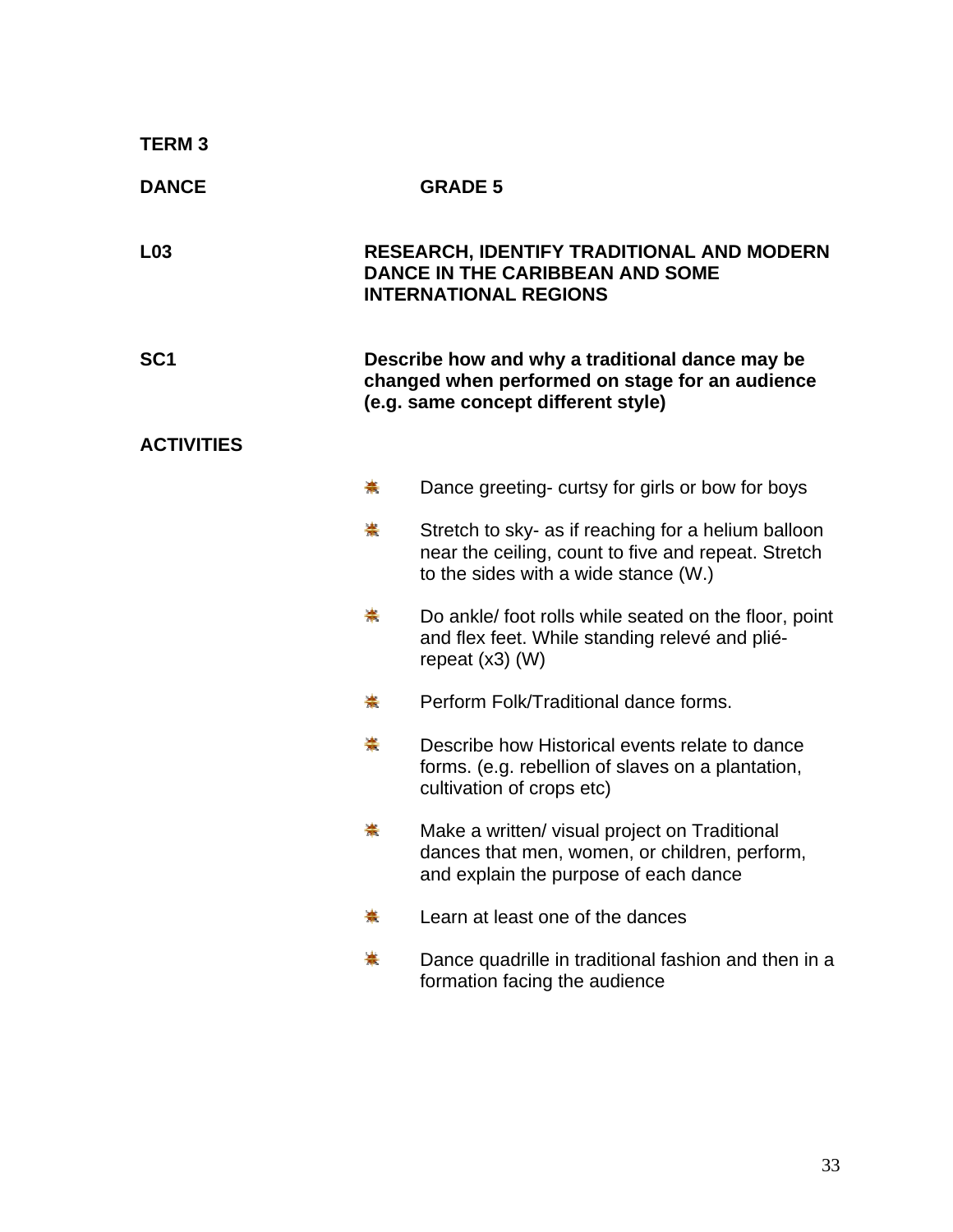**TERM 3**

**DANCE** **GRADE 5**

**L03** **RESEARCH, IDENTIFY TRADITIONAL AND MODERN DANCE IN THE CARIBBEAN AND SOME INTERNATIONAL REGIONS**

**SC1** **Describe how and why a traditional dance may be changed when performed on stage for an audience (e.g. same concept different style)**

**ACTIVITIES**

- Dance greeting- curtsy for girls or bow for boys
- Stretch to sky- as if reaching for a helium balloon near the ceiling, count to five and repeat. Stretch to the sides with a wide stance (W.)
- Do ankle/ foot rolls while seated on the floor, point and flex feet. While standing relevé and plié- repeat (x3) (W)
- Perform Folk/Traditional dance forms.
- Describe how Historical events relate to dance forms. (e.g. rebellion of slaves on a plantation, cultivation of crops etc)
- Make a written/ visual project on Traditional dances that men, women, or children, perform, and explain the purpose of each dance
- Learn at least one of the dances
- Dance quadrille in traditional fashion and then in a formation facing the audience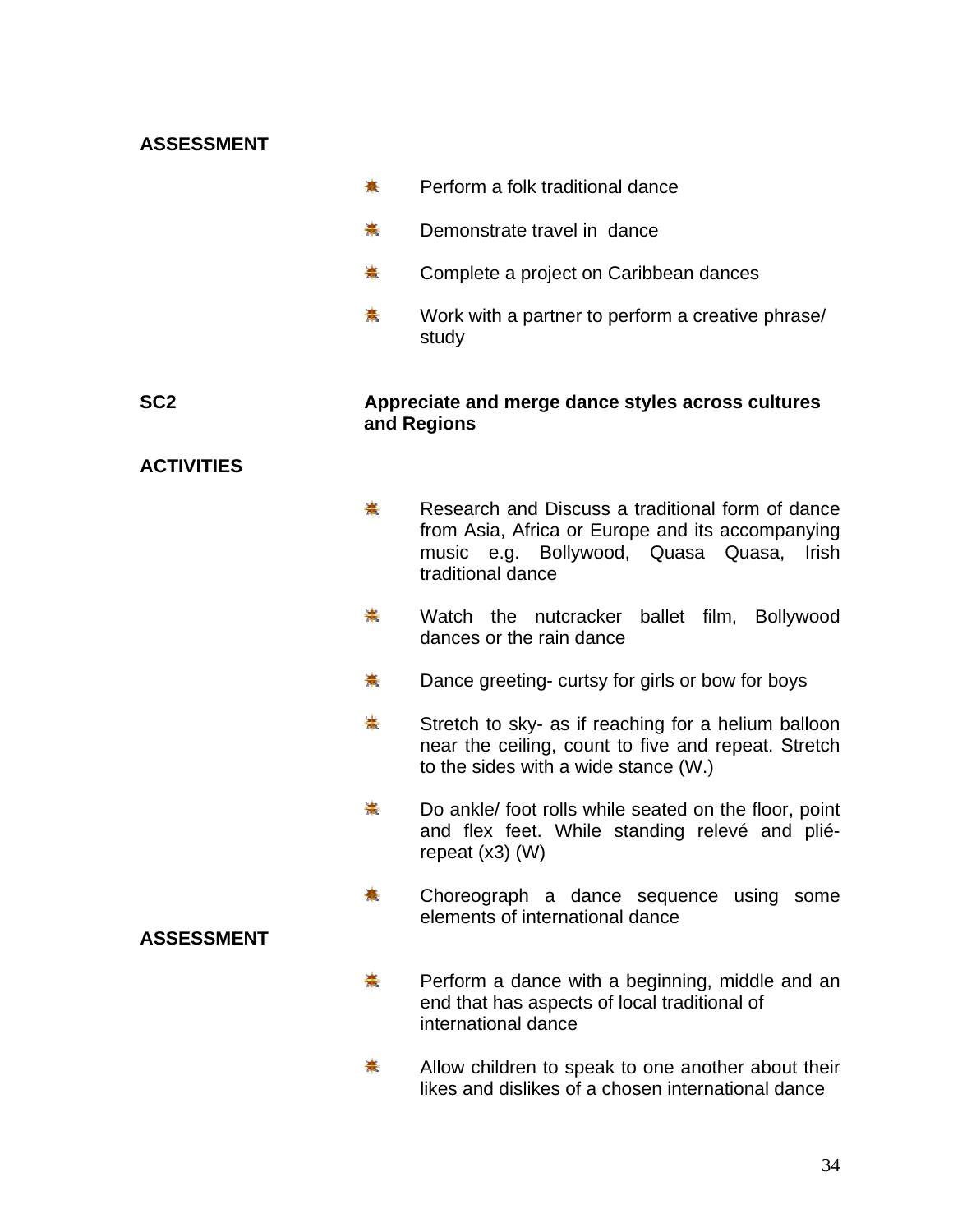**ASSESSMENT**

- Perform a folk traditional dance
- Demonstrate travel in  dance
- Complete a project on Caribbean dances
- Work with a partner to perform a creative phrase/ study

**SC2** **Appreciate and merge dance styles across cultures and Regions**

**ACTIVITIES**

- Research and Discuss a traditional form of dance from Asia, Africa or Europe and its accompanying music e.g. Bollywood, Quasa Quasa, Irish traditional dance
- Watch the nutcracker ballet film, Bollywood dances or the rain dance
- Dance greeting- curtsy for girls or bow for boys
- Stretch to sky- as if reaching for a helium balloon near the ceiling, count to five and repeat. Stretch to the sides with a wide stance (W.)
- Do ankle/ foot rolls while seated on the floor, point and flex feet. While standing relevé and plié- repeat (x3) (W)
- Choreograph a dance sequence using some elements of international dance

**ASSESSMENT**

- Perform a dance with a beginning, middle and an end that has aspects of local traditional of international dance
- Allow children to speak to one another about their likes and dislikes of a chosen international dance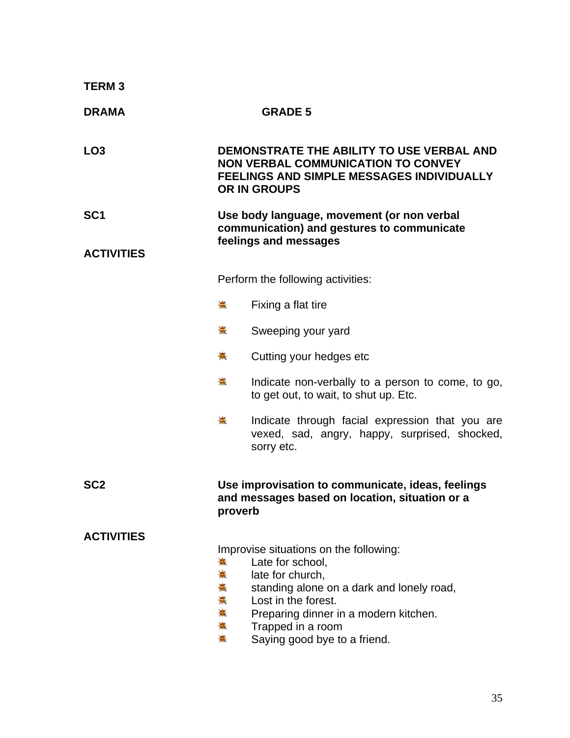**TERM 3**

**DRAMA GRADE 5**

**LO3** **DEMONSTRATE THE ABILITY TO USE VERBAL AND NON VERBAL COMMUNICATION TO CONVEY FEELINGS AND SIMPLE MESSAGES INDIVIDUALLY OR IN GROUPS**

**SC1** **Use body language, movement (or non verbal communication) and gestures to communicate feelings and messages**

**ACTIVITIES**

Perform the following activities:

- Fixing a flat tire
- Sweeping your yard
- Cutting your hedges etc
- Indicate non-verbally to a person to come, to go, to get out, to wait, to shut up. Etc.
- Indicate through facial expression that you are vexed, sad, angry, happy, surprised, shocked, sorry etc.

**SC2** **Use improvisation to communicate, ideas, feelings and messages based on location, situation or a proverb**

**ACTIVITIES**

Improvise situations on the following:

- Late for school,
- late for church,
- standing alone on a dark and lonely road,
- Lost in the forest.
- Preparing dinner in a modern kitchen.
- Trapped in a room
- Saying good bye to a friend.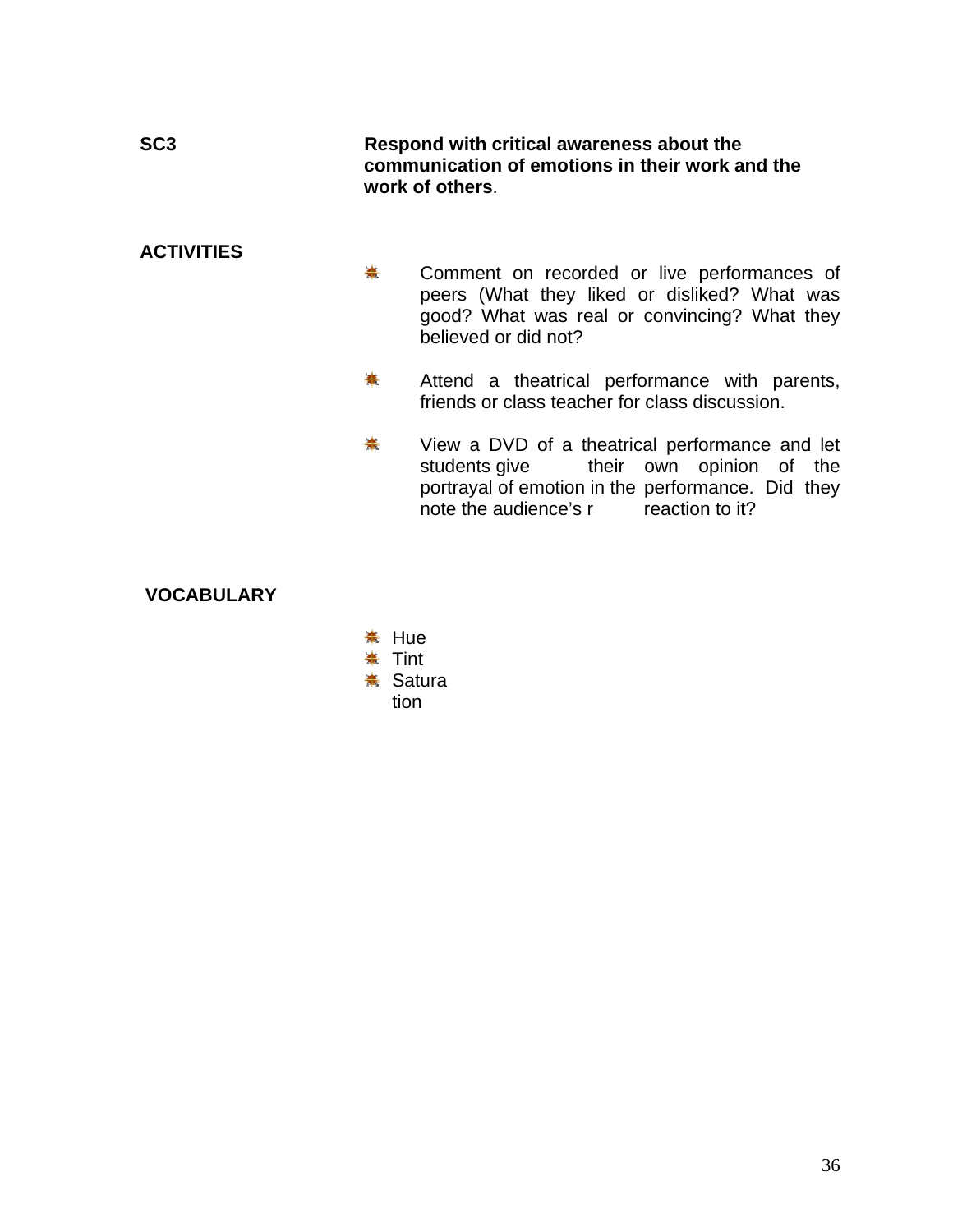**SC3** **Respond with critical awareness about the communication of emotions in their work and the work of others**.

**ACTIVITIES**

- Comment on recorded or live performances of peers (What they liked or disliked? What was good? What was real or convincing? What they believed or did not?
- Attend a theatrical performance with parents, friends or class teacher for class discussion.
- View a DVD of a theatrical performance and let students give their own opinion of the portrayal of emotion in the performance. Did they note the audience's r reaction to it?

**VOCABULARY**

- Hue
- Tint
- Saturation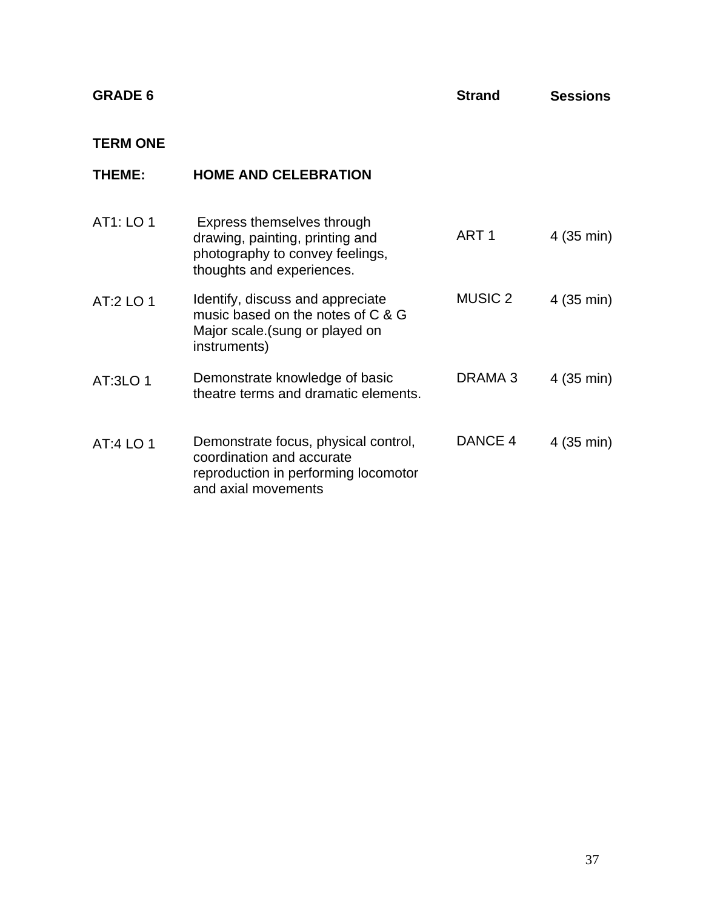| **GRADE 6** | | **Strand** | **Sessions** |
|---|---|---|---|
| **TERM ONE** | | | |
| **THEME:** | **HOME AND CELEBRATION** | | |
| AT1: LO 1 | Express themselves through drawing, painting, printing and photography to convey feelings, thoughts and experiences. | ART 1 | 4 (35 min) |
| AT:2 LO 1 | Identify, discuss and appreciate music based on the notes of C & G Major scale.(sung or played on instruments) | MUSIC 2 | 4 (35 min) |
| AT:3LO 1 | Demonstrate knowledge of basic theatre terms and dramatic elements. | DRAMA 3 | 4 (35 min) |
| AT:4 LO 1 | Demonstrate focus, physical control, coordination and accurate reproduction in performing locomotor and axial movements | DANCE 4 | 4 (35 min) |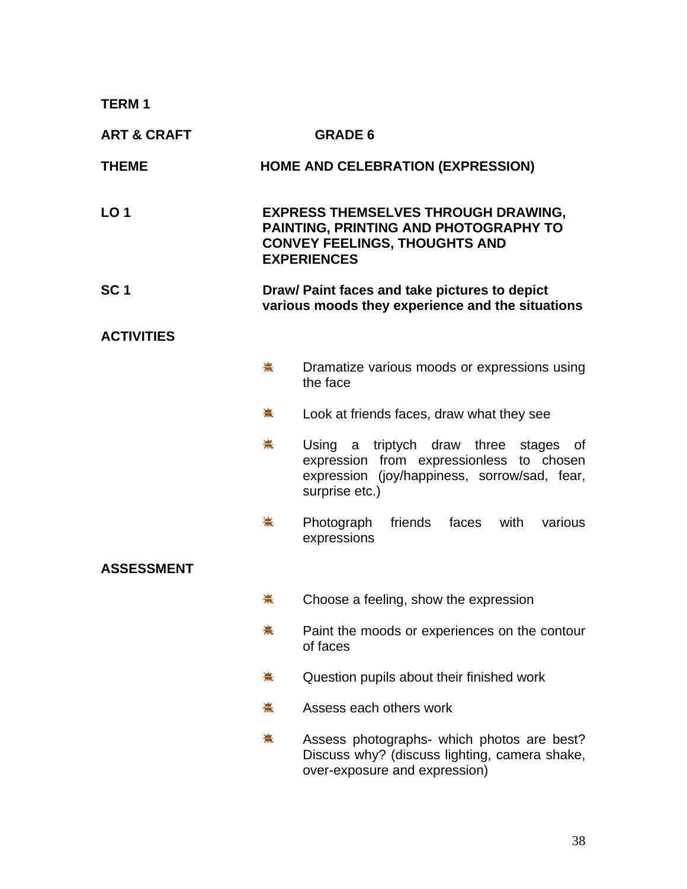**TERM 1**

**ART & CRAFT** **GRADE 6**

**THEME** **HOME AND CELEBRATION (EXPRESSION)**

**LO 1** **EXPRESS THEMSELVES THROUGH DRAWING, PAINTING, PRINTING AND PHOTOGRAPHY TO CONVEY FEELINGS, THOUGHTS AND EXPERIENCES**

**SC 1** **Draw/ Paint faces and take pictures to depict various moods they experience and the situations**

**ACTIVITIES**

- Dramatize various moods or expressions using the face
- Look at friends faces, draw what they see
- Using a triptych draw three stages of expression from expressionless to chosen expression (joy/happiness, sorrow/sad, fear, surprise etc.)
- Photograph friends faces with various expressions

**ASSESSMENT**

- Choose a feeling, show the expression
- Paint the moods or experiences on the contour of faces
- Question pupils about their finished work
- Assess each others work
- Assess photographs- which photos are best? Discuss why? (discuss lighting, camera shake, over-exposure and expression)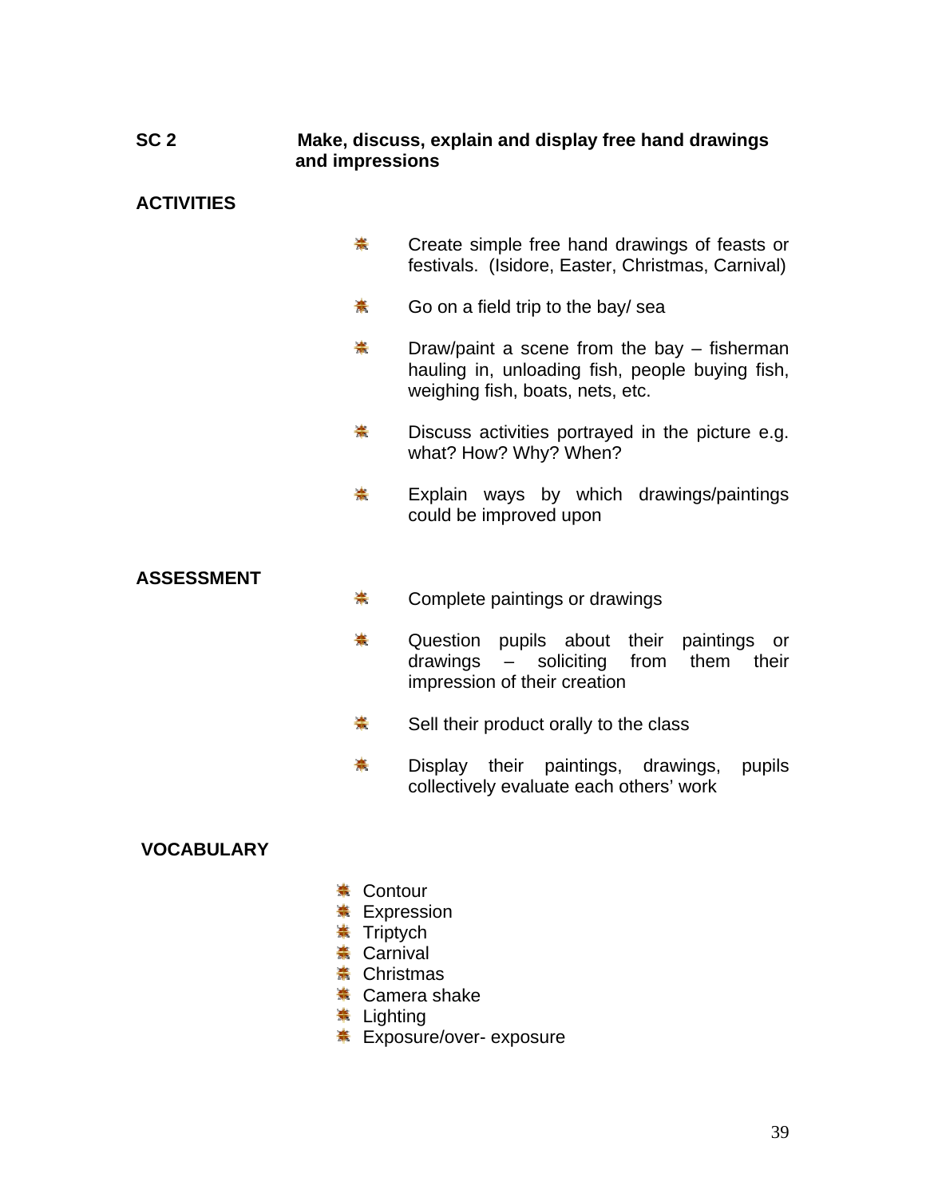**SC 2** **Make, discuss, explain and display free hand drawings and impressions**

**ACTIVITIES**

- Create simple free hand drawings of feasts or festivals. (Isidore, Easter, Christmas, Carnival)
- Go on a field trip to the bay/ sea
- Draw/paint a scene from the bay – fisherman hauling in, unloading fish, people buying fish, weighing fish, boats, nets, etc.
- Discuss activities portrayed in the picture e.g. what? How? Why? When?
- Explain ways by which drawings/paintings could be improved upon

**ASSESSMENT**

- Complete paintings or drawings
- Question pupils about their paintings or drawings – soliciting from them their impression of their creation
- Sell their product orally to the class
- Display their paintings, drawings, pupils collectively evaluate each others' work

**VOCABULARY**

- Contour
- Expression
- Triptych
- Carnival
- Christmas
- Camera shake
- Lighting
- Exposure/over- exposure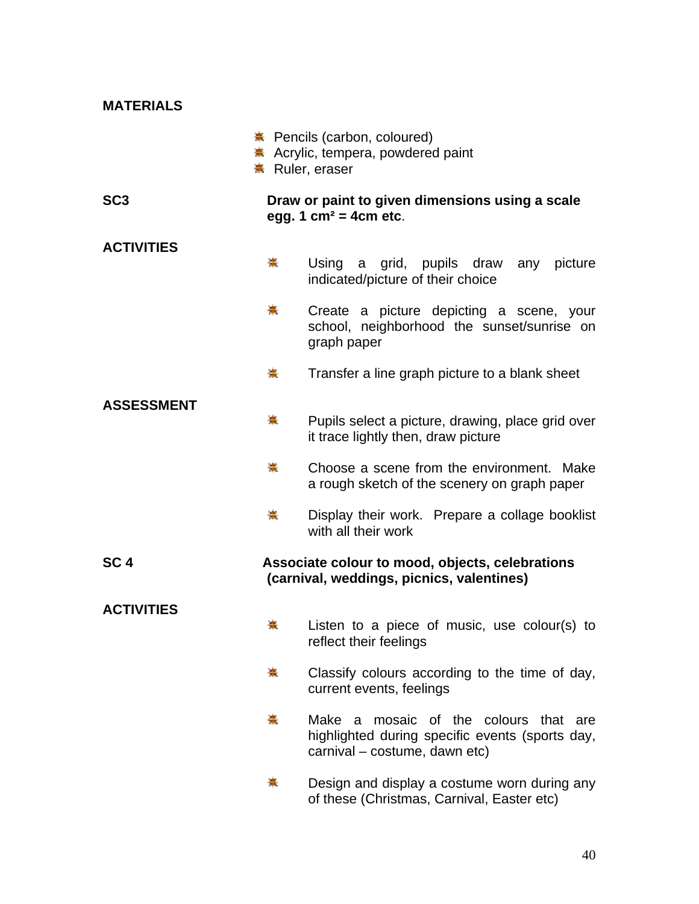**MATERIALS**

- Pencils (carbon, coloured)
- Acrylic, tempera, powdered paint
- Ruler, eraser

**SC3** **Draw or paint to given dimensions using a scale egg. 1 cm² = 4cm etc**.

**ACTIVITIES**

- Using a grid, pupils draw any picture indicated/picture of their choice

- Create a picture depicting a scene, your school, neighborhood the sunset/sunrise on graph paper

- Transfer a line graph picture to a blank sheet

**ASSESSMENT**

- Pupils select a picture, drawing, place grid over it trace lightly then, draw picture

- Choose a scene from the environment. Make a rough sketch of the scenery on graph paper

- Display their work. Prepare a collage booklist with all their work

**SC 4** **Associate colour to mood, objects, celebrations (carnival, weddings, picnics, valentines)**

**ACTIVITIES**

- Listen to a piece of music, use colour(s) to reflect their feelings

- Classify colours according to the time of day, current events, feelings

- Make a mosaic of the colours that are highlighted during specific events (sports day, carnival – costume, dawn etc)

- Design and display a costume worn during any of these (Christmas, Carnival, Easter etc)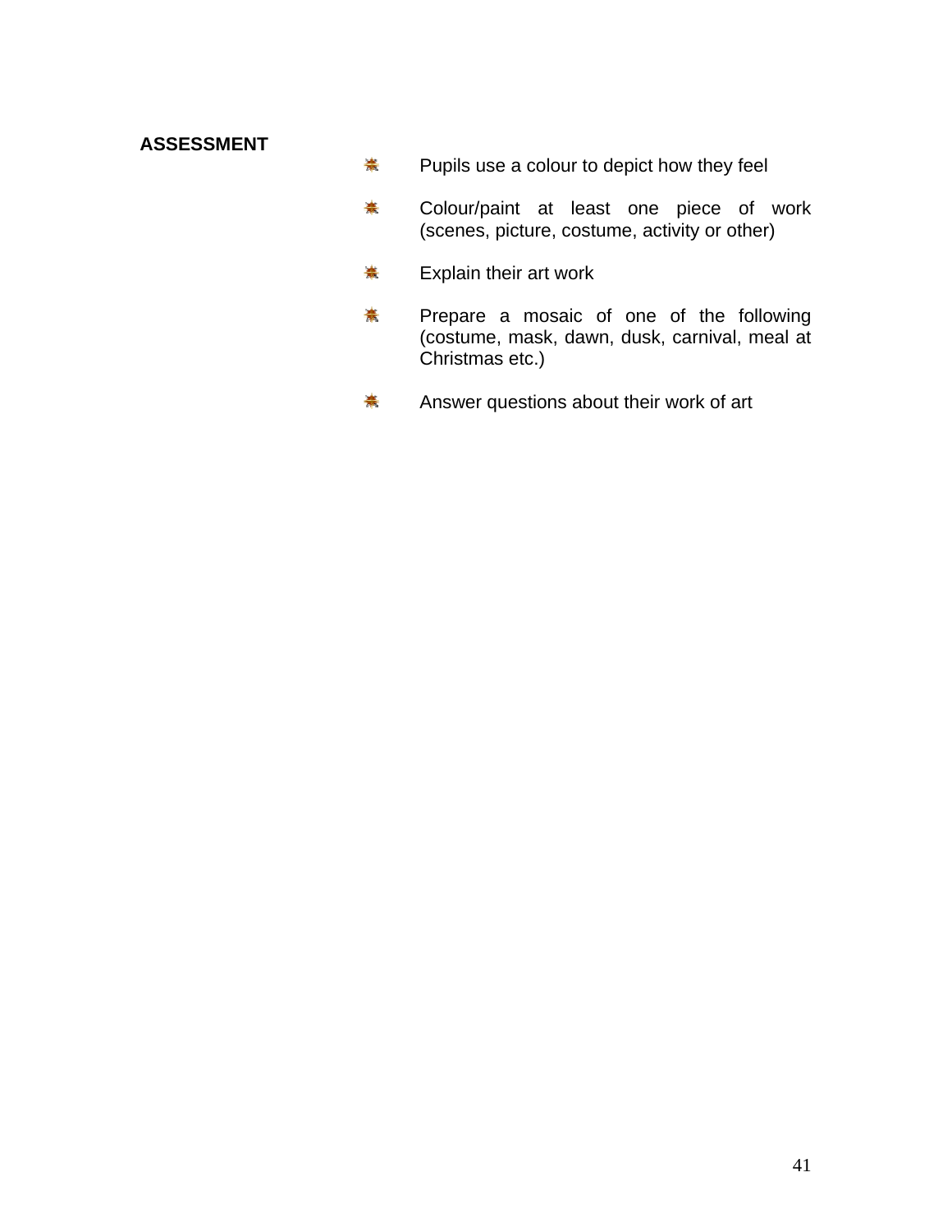**ASSESSMENT**

- Pupils use a colour to depict how they feel
- Colour/paint at least one piece of work (scenes, picture, costume, activity or other)
- Explain their art work
- Prepare a mosaic of one of the following (costume, mask, dawn, dusk, carnival, meal at Christmas etc.)
- Answer questions about their work of art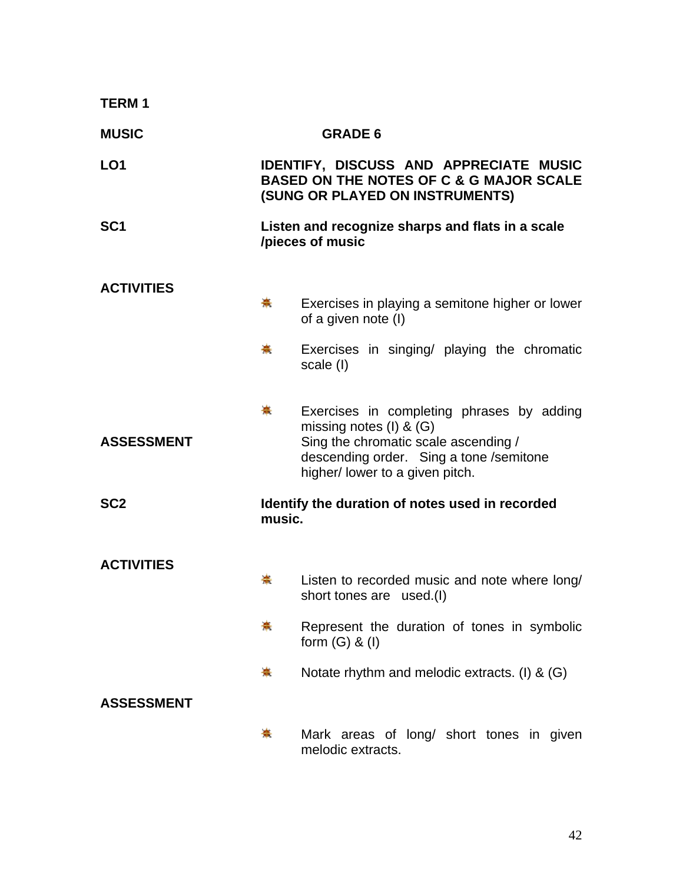**TERM 1**

**MUSIC** **GRADE 6**

**LO1** **IDENTIFY, DISCUSS AND APPRECIATE MUSIC BASED ON THE NOTES OF C & G MAJOR SCALE (SUNG OR PLAYED ON INSTRUMENTS)**

**SC1** **Listen and recognize sharps and flats in a scale /pieces of music**

**ACTIVITIES**

- Exercises in playing a semitone higher or lower of a given note (I)
- Exercises in singing/ playing the chromatic scale (I)
- Exercises in completing phrases by adding missing notes (I) & (G)

**ASSESSMENT**

Sing the chromatic scale ascending / descending order. Sing a tone /semitone higher/ lower to a given pitch.

**SC2** **Identify the duration of notes used in recorded music.**

**ACTIVITIES**

- Listen to recorded music and note where long/ short tones are used.(I)
- Represent the duration of tones in symbolic form (G) & (I)
- Notate rhythm and melodic extracts. (I) & (G)

**ASSESSMENT**

- Mark areas of long/ short tones in given melodic extracts.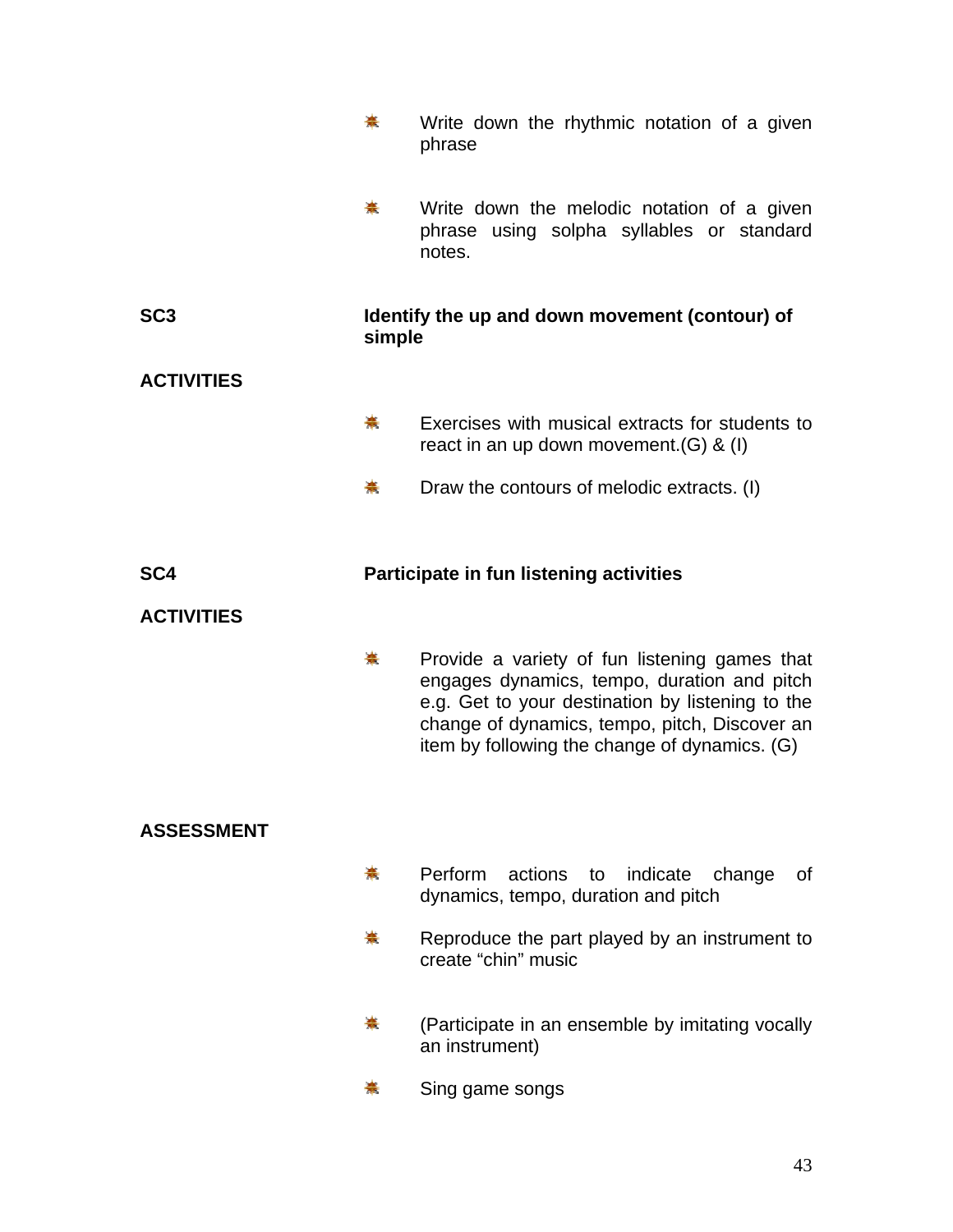- Write down the rhythmic notation of a given phrase

- Write down the melodic notation of a given phrase using solpha syllables or standard notes.

**SC3** **Identify the up and down movement (contour) of simple**

**ACTIVITIES**

- Exercises with musical extracts for students to react in an up down movement.(G) & (I)

- Draw the contours of melodic extracts. (I)

**SC4** **Participate in fun listening activities**

**ACTIVITIES**

- Provide a variety of fun listening games that engages dynamics, tempo, duration and pitch e.g. Get to your destination by listening to the change of dynamics, tempo, pitch, Discover an item by following the change of dynamics. (G)

**ASSESSMENT**

- Perform actions to indicate change of dynamics, tempo, duration and pitch

- Reproduce the part played by an instrument to create "chin" music

- (Participate in an ensemble by imitating vocally an instrument)

- Sing game songs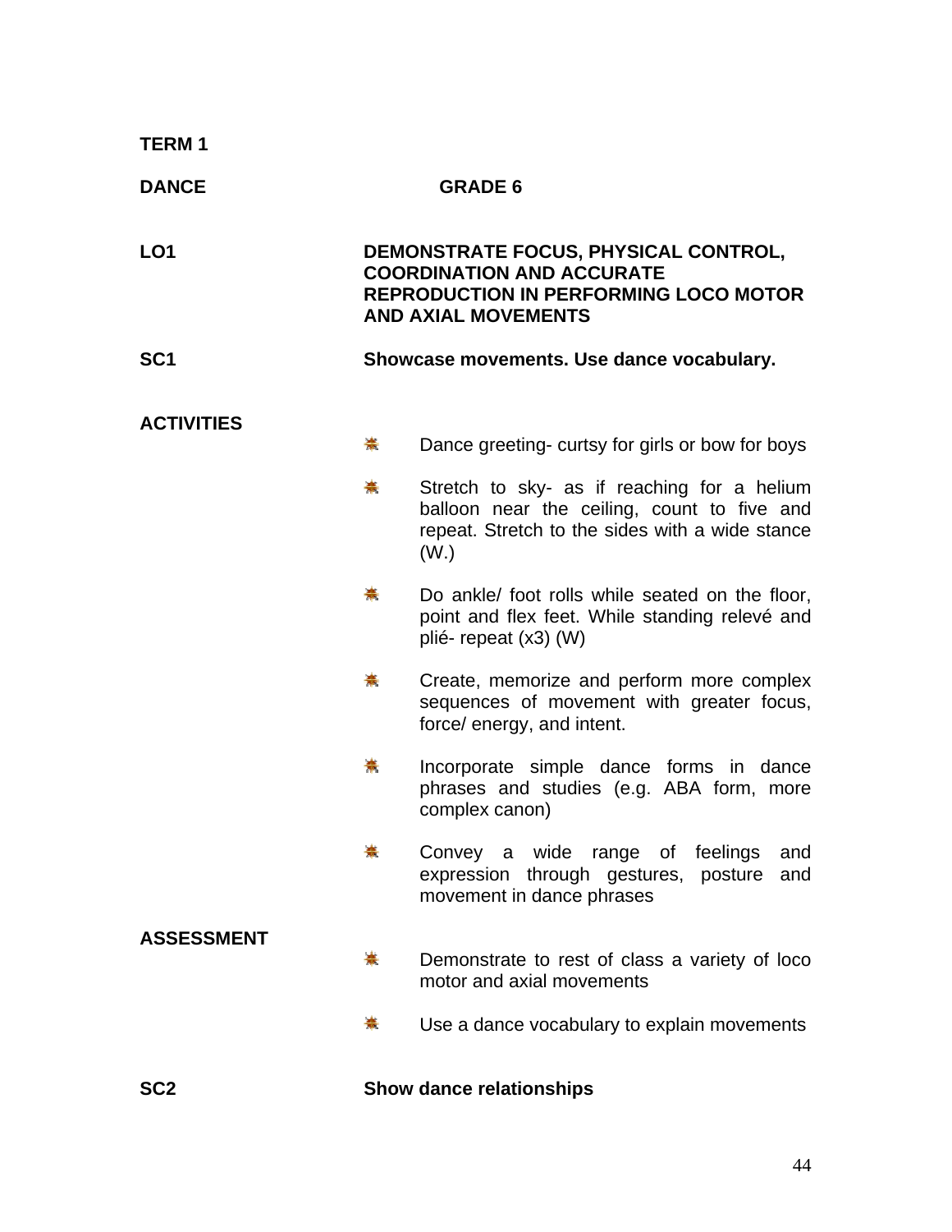**TERM 1**

**DANCE** **GRADE 6**

**LO1** **DEMONSTRATE FOCUS, PHYSICAL CONTROL, COORDINATION AND ACCURATE REPRODUCTION IN PERFORMING LOCO MOTOR AND AXIAL MOVEMENTS**

**SC1** **Showcase movements. Use dance vocabulary.**

**ACTIVITIES**

- Dance greeting- curtsy for girls or bow for boys
- Stretch to sky- as if reaching for a helium balloon near the ceiling, count to five and repeat. Stretch to the sides with a wide stance (W.)
- Do ankle/ foot rolls while seated on the floor, point and flex feet. While standing relevé and plié- repeat (x3) (W)
- Create, memorize and perform more complex sequences of movement with greater focus, force/ energy, and intent.
- Incorporate simple dance forms in dance phrases and studies (e.g. ABA form, more complex canon)
- Convey a wide range of feelings and expression through gestures, posture and movement in dance phrases

**ASSESSMENT**

- Demonstrate to rest of class a variety of loco motor and axial movements
- Use a dance vocabulary to explain movements

**SC2** **Show dance relationships**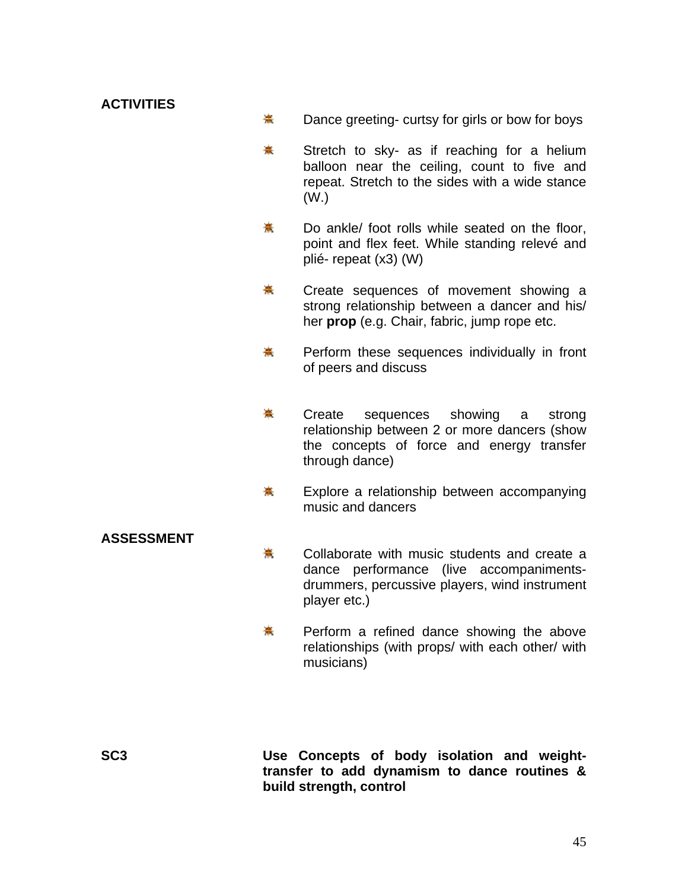**ACTIVITIES**

- Dance greeting- curtsy for girls or bow for boys
- Stretch to sky- as if reaching for a helium balloon near the ceiling, count to five and repeat. Stretch to the sides with a wide stance (W.)
- Do ankle/ foot rolls while seated on the floor, point and flex feet. While standing relevé and plié- repeat (x3) (W)
- Create sequences of movement showing a strong relationship between a dancer and his/ her **prop** (e.g. Chair, fabric, jump rope etc.
- Perform these sequences individually in front of peers and discuss
- Create sequences showing a strong relationship between 2 or more dancers (show the concepts of force and energy transfer through dance)
- Explore a relationship between accompanying music and dancers

**ASSESSMENT**

- Collaborate with music students and create a dance performance (live accompaniments- drummers, percussive players, wind instrument player etc.)
- Perform a refined dance showing the above relationships (with props/ with each other/ with musicians)

**SC3** **Use Concepts of body isolation and weight-transfer to add dynamism to dance routines & build strength, control**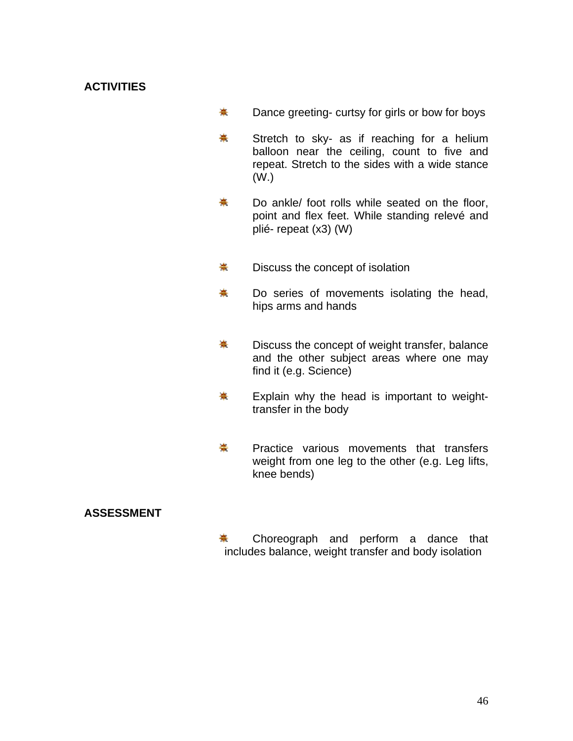**ACTIVITIES**

- Dance greeting- curtsy for girls or bow for boys
- Stretch to sky- as if reaching for a helium balloon near the ceiling, count to five and repeat. Stretch to the sides with a wide stance (W.)
- Do ankle/ foot rolls while seated on the floor, point and flex feet. While standing relevé and plié- repeat (x3) (W)
- Discuss the concept of isolation
- Do series of movements isolating the head, hips arms and hands
- Discuss the concept of weight transfer, balance and the other subject areas where one may find it (e.g. Science)
- Explain why the head is important to weight-transfer in the body
- Practice various movements that transfers weight from one leg to the other (e.g. Leg lifts, knee bends)

**ASSESSMENT**

- Choreograph and perform a dance that includes balance, weight transfer and body isolation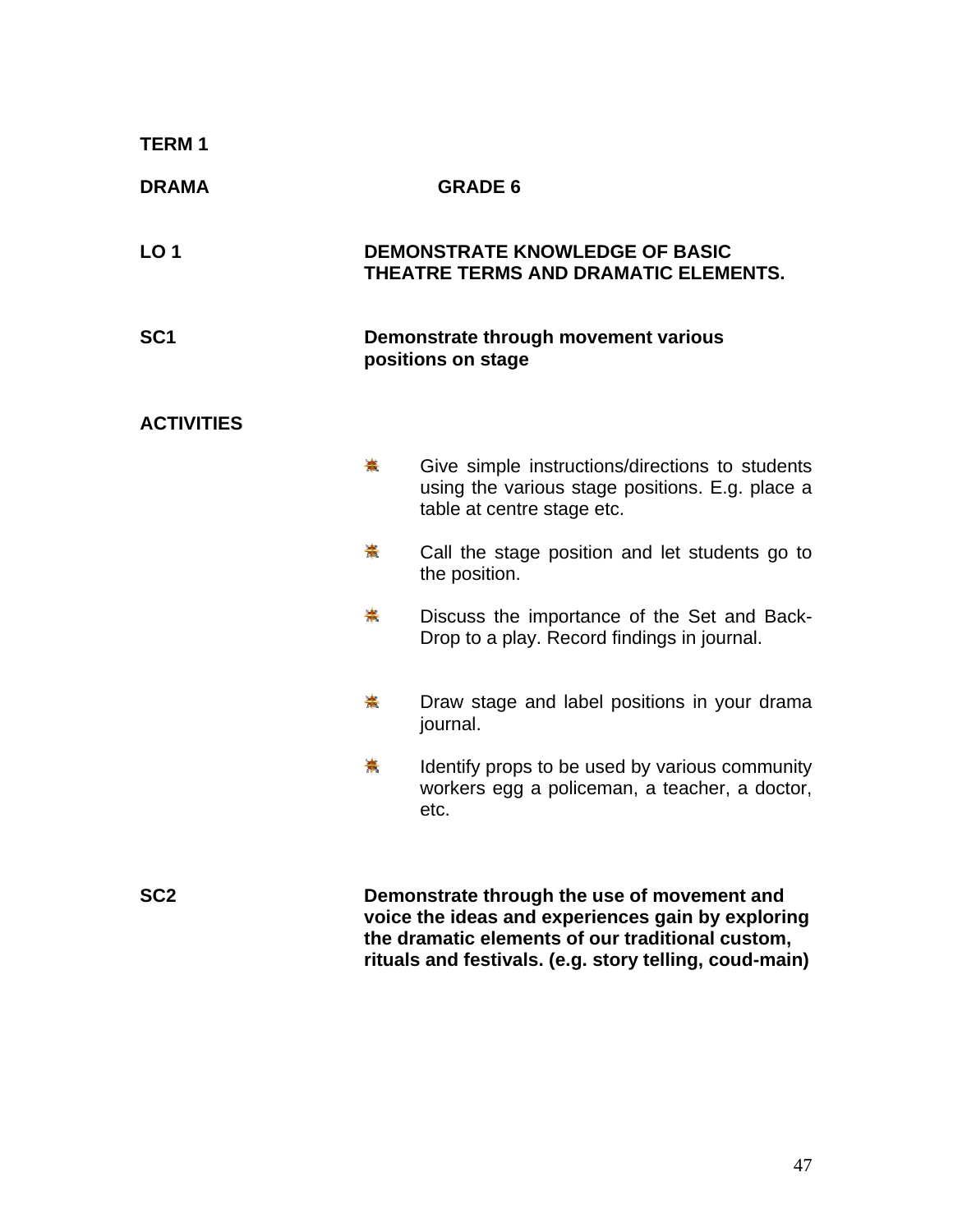**TERM 1**

**DRAMA** **GRADE 6**

**LO 1** **DEMONSTRATE KNOWLEDGE OF BASIC THEATRE TERMS AND DRAMATIC ELEMENTS.**

**SC1** **Demonstrate through movement various positions on stage**

**ACTIVITIES**

- Give simple instructions/directions to students using the various stage positions. E.g. place a table at centre stage etc.
- Call the stage position and let students go to the position.
- Discuss the importance of the Set and Back-Drop to a play. Record findings in journal.
- Draw stage and label positions in your drama journal.
- Identify props to be used by various community workers egg a policeman, a teacher, a doctor, etc.

**SC2** **Demonstrate through the use of movement and voice the ideas and experiences gain by exploring the dramatic elements of our traditional custom, rituals and festivals. (e.g. story telling, coud-main)**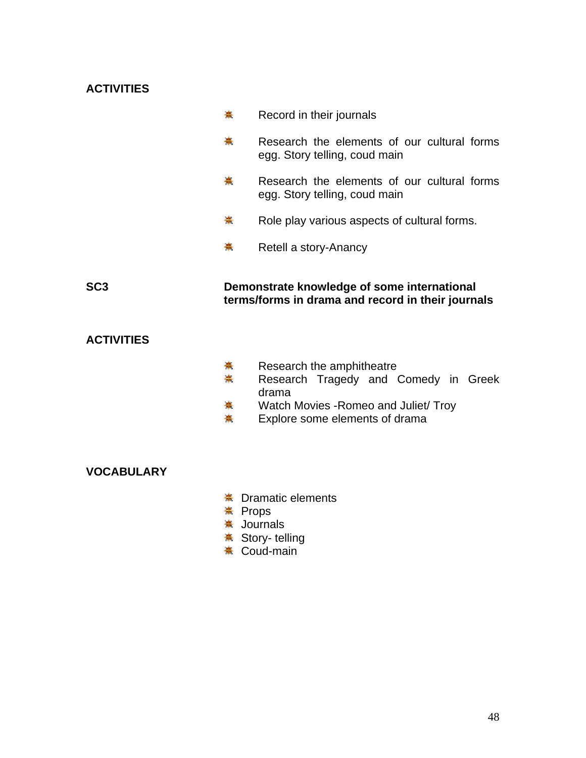**ACTIVITIES**

- Record in their journals
- Research the elements of our cultural forms egg. Story telling, coud main
- Research the elements of our cultural forms egg. Story telling, coud main
- Role play various aspects of cultural forms.
- Retell a story-Anancy

**SC3** **Demonstrate knowledge of some international terms/forms in drama and record in their journals**

**ACTIVITIES**

- Research the amphitheatre
- Research Tragedy and Comedy in Greek drama
- Watch Movies -Romeo and Juliet/ Troy
- Explore some elements of drama

**VOCABULARY**

- Dramatic elements
- Props
- Journals
- Story- telling
- Coud-main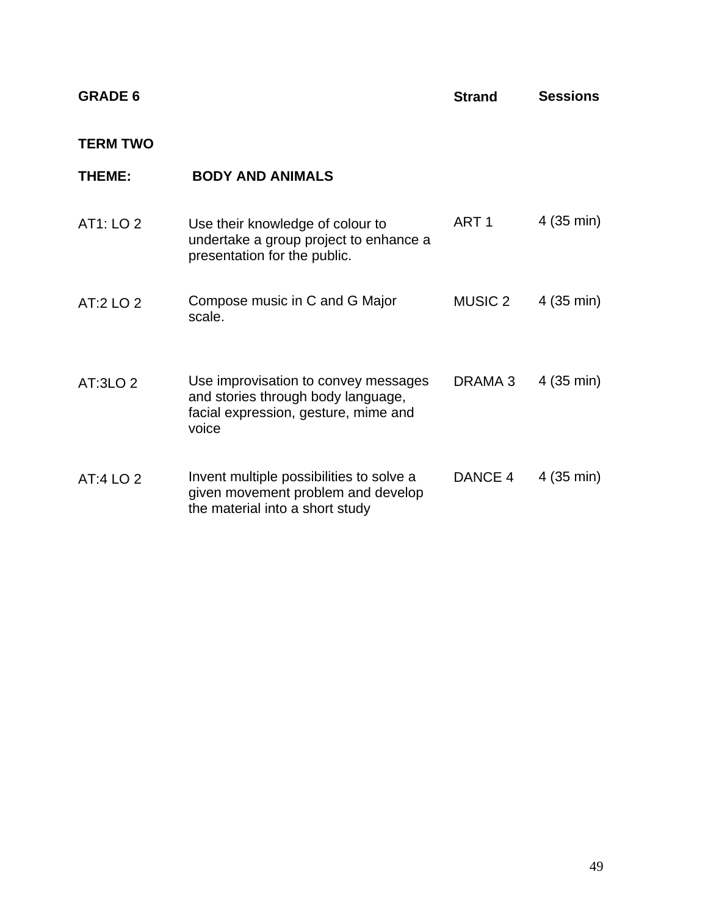| GRADE 6 | | Strand | Sessions |
|---|---|---|---|
| **TERM TWO** | | | |
| **THEME:** | **BODY AND ANIMALS** | | |
| AT1: LO 2 | Use their knowledge of colour to undertake a group project to enhance a presentation for the public. | ART 1 | 4 (35 min) |
| AT:2 LO 2 | Compose music in C and G Major scale. | MUSIC 2 | 4 (35 min) |
| AT:3LO 2 | Use improvisation to convey messages and stories through body language, facial expression, gesture, mime and voice | DRAMA 3 | 4 (35 min) |
| AT:4 LO 2 | Invent multiple possibilities to solve a given movement problem and develop the material into a short study | DANCE 4 | 4 (35 min) |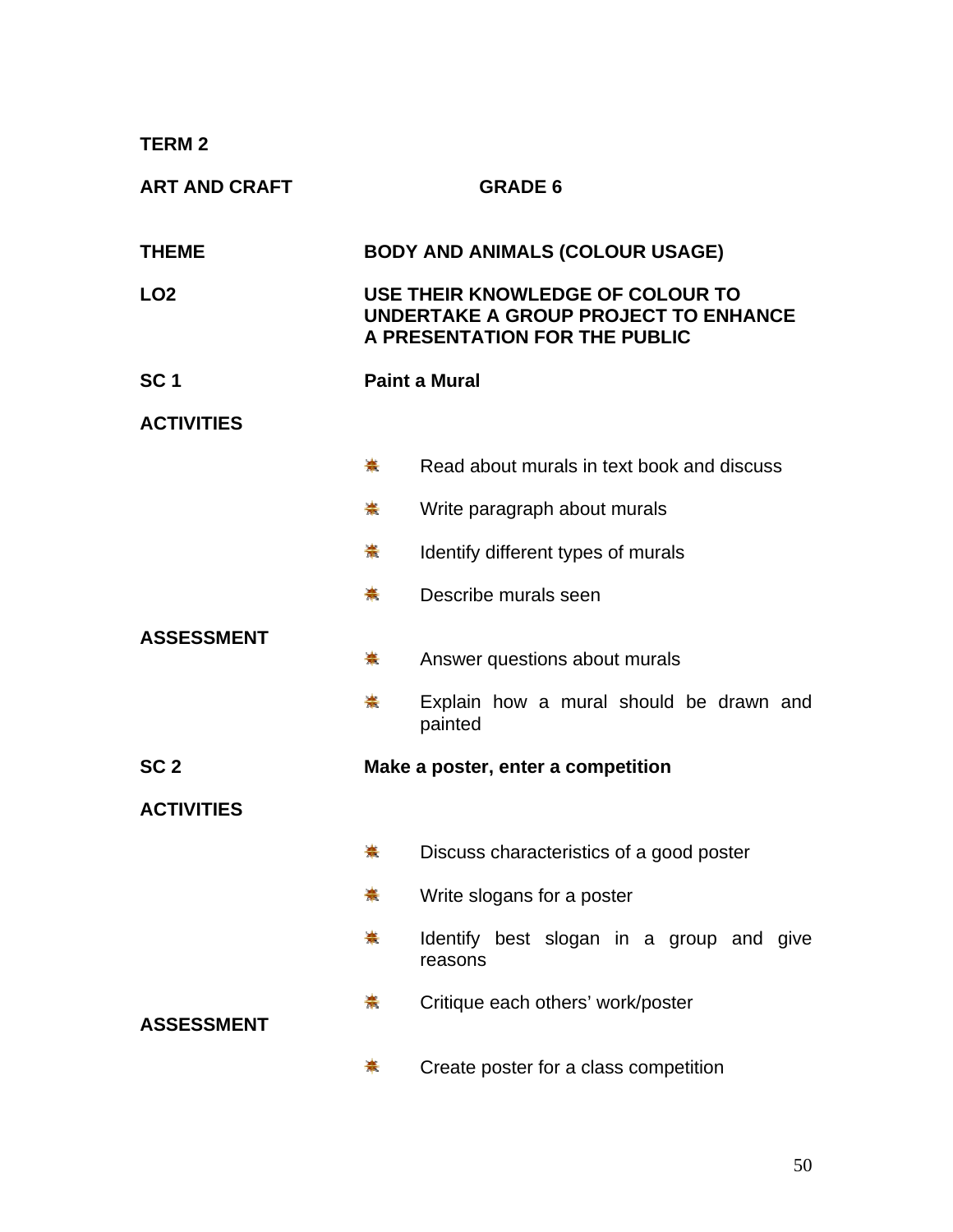**TERM 2**

**ART AND CRAFT** **GRADE 6**

**THEME** **BODY AND ANIMALS (COLOUR USAGE)**

**LO2** **USE THEIR KNOWLEDGE OF COLOUR TO UNDERTAKE A GROUP PROJECT TO ENHANCE A PRESENTATION FOR THE PUBLIC**

**SC 1** **Paint a Mural**

**ACTIVITIES**

- Read about murals in text book and discuss
- Write paragraph about murals
- Identify different types of murals
- Describe murals seen

**ASSESSMENT**

- Answer questions about murals
- Explain how a mural should be drawn and painted

**SC 2** **Make a poster, enter a competition**

**ACTIVITIES**

- Discuss characteristics of a good poster
- Write slogans for a poster
- Identify best slogan in a group and give reasons
- Critique each others' work/poster

**ASSESSMENT**

- Create poster for a class competition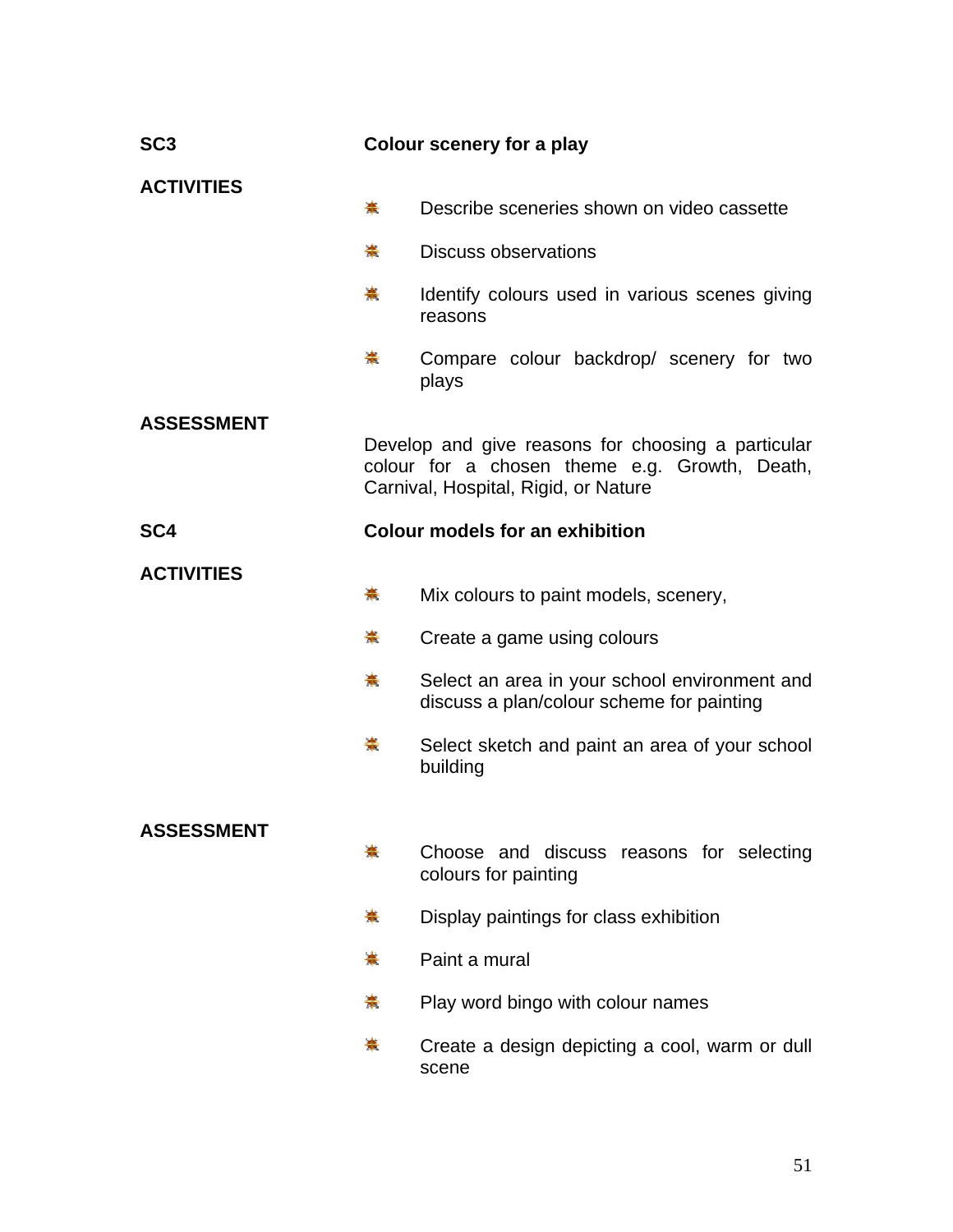**SC3** **Colour scenery for a play**

**ACTIVITIES**

- Describe sceneries shown on video cassette
- Discuss observations
- Identify colours used in various scenes giving reasons
- Compare colour backdrop/ scenery for two plays

**ASSESSMENT**

Develop and give reasons for choosing a particular colour for a chosen theme e.g. Growth, Death, Carnival, Hospital, Rigid, or Nature

**SC4** **Colour models for an exhibition**

**ACTIVITIES**

- Mix colours to paint models, scenery,
- Create a game using colours
- Select an area in your school environment and discuss a plan/colour scheme for painting
- Select sketch and paint an area of your school building

**ASSESSMENT**

- Choose and discuss reasons for selecting colours for painting
- Display paintings for class exhibition
- Paint a mural
- Play word bingo with colour names
- Create a design depicting a cool, warm or dull scene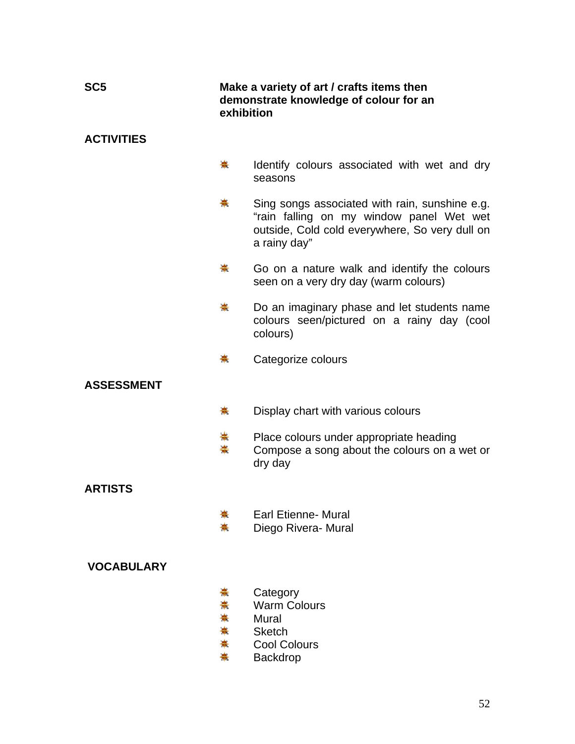**SC5** **Make a variety of art / crafts items then demonstrate knowledge of colour for an exhibition**

**ACTIVITIES**

- Identify colours associated with wet and dry seasons
- Sing songs associated with rain, sunshine e.g. "rain falling on my window panel Wet wet outside, Cold cold everywhere, So very dull on a rainy day"
- Go on a nature walk and identify the colours seen on a very dry day (warm colours)
- Do an imaginary phase and let students name colours seen/pictured on a rainy day (cool colours)
- Categorize colours

**ASSESSMENT**

- Display chart with various colours
- Place colours under appropriate heading
- Compose a song about the colours on a wet or dry day

**ARTISTS**

- Earl Etienne- Mural
- Diego Rivera- Mural

**VOCABULARY**

- Category
- Warm Colours
- Mural
- Sketch
- Cool Colours
- Backdrop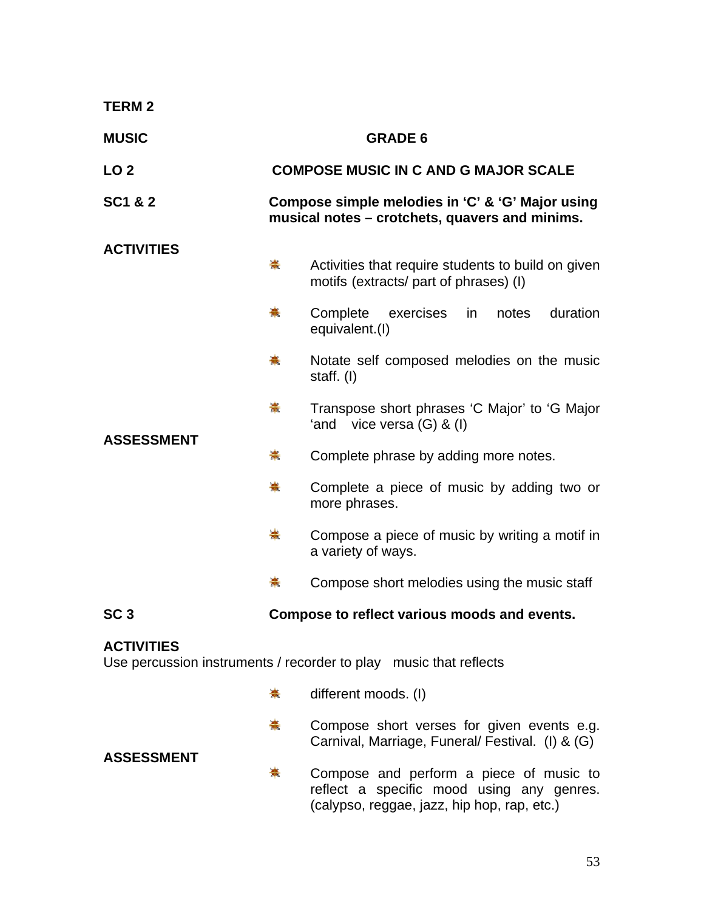**TERM 2**

**MUSIC** **GRADE 6**

**LO 2** **COMPOSE MUSIC IN C AND G MAJOR SCALE**

**SC1 & 2** **Compose simple melodies in 'C' & 'G' Major using musical notes – crotchets, quavers and minims.**

**ACTIVITIES**

- Activities that require students to build on given motifs (extracts/ part of phrases) (I)
- Complete exercises in notes duration equivalent.(I)
- Notate self composed melodies on the music staff. (I)
- Transpose short phrases 'C Major' to 'G Major 'and vice versa (G) & (I)

**ASSESSMENT**

- Complete phrase by adding more notes.
- Complete a piece of music by adding two or more phrases.
- Compose a piece of music by writing a motif in a variety of ways.
- Compose short melodies using the music staff

**SC 3** **Compose to reflect various moods and events.**

**ACTIVITIES**

Use percussion instruments / recorder to play music that reflects

- different moods. (I)
- Compose short verses for given events e.g. Carnival, Marriage, Funeral/ Festival. (I) & (G)

**ASSESSMENT**

- Compose and perform a piece of music to reflect a specific mood using any genres. (calypso, reggae, jazz, hip hop, rap, etc.)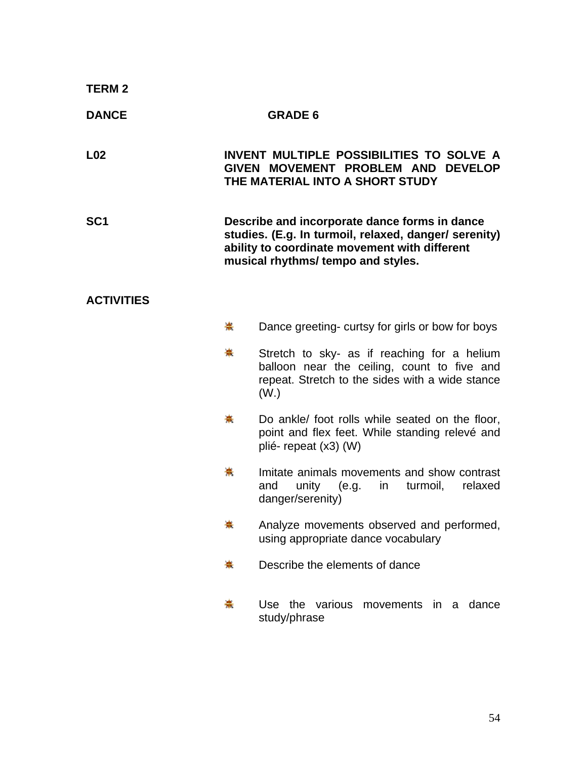**TERM 2**

**DANCE** **GRADE 6**

**L02** **INVENT MULTIPLE POSSIBILITIES TO SOLVE A GIVEN MOVEMENT PROBLEM AND DEVELOP THE MATERIAL INTO A SHORT STUDY**

**SC1** **Describe and incorporate dance forms in dance studies. (E.g. In turmoil, relaxed, danger/ serenity) ability to coordinate movement with different musical rhythms/ tempo and styles.**

**ACTIVITIES**

- Dance greeting- curtsy for girls or bow for boys
- Stretch to sky- as if reaching for a helium balloon near the ceiling, count to five and repeat. Stretch to the sides with a wide stance (W.)
- Do ankle/ foot rolls while seated on the floor, point and flex feet. While standing relevé and plié- repeat (x3) (W)
- Imitate animals movements and show contrast and unity (e.g. in turmoil, relaxed danger/serenity)
- Analyze movements observed and performed, using appropriate dance vocabulary
- Describe the elements of dance
- Use the various movements in a dance study/phrase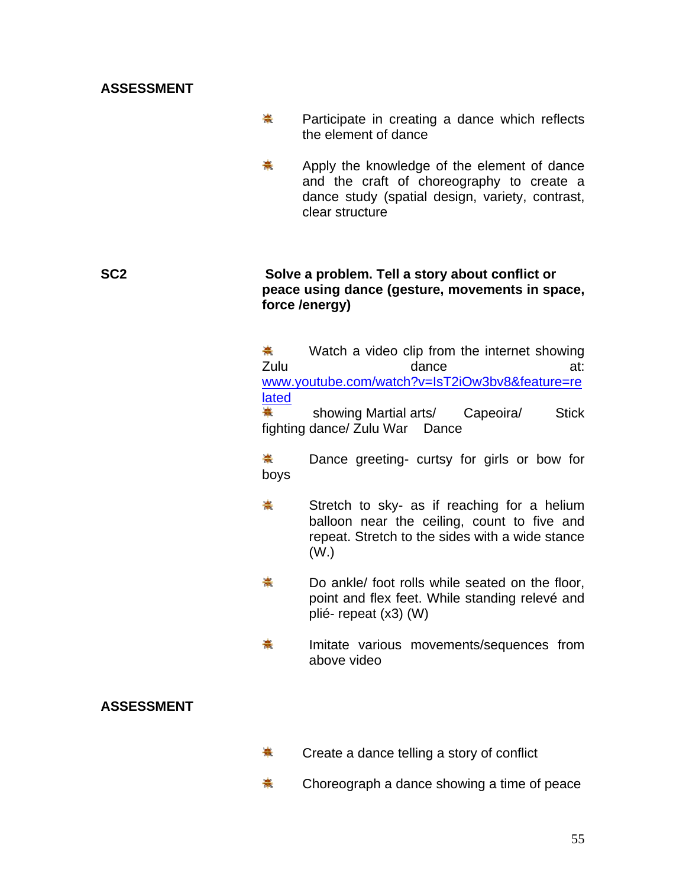**ASSESSMENT**

- Participate in creating a dance which reflects the element of dance
- Apply the knowledge of the element of dance and the craft of choreography to create a dance study (spatial design, variety, contrast, clear structure

**SC2** **Solve a problem. Tell a story about conflict or peace using dance (gesture, movements in space, force /energy)**

- Watch a video clip from the internet showing Zulu dance at: [www.youtube.com/watch?v=IsT2iOw3bv8&feature=related](www.youtube.com/watch?v=IsT2iOw3bv8&feature=related)
- showing Martial arts/ Capeoira/ Stick fighting dance/ Zulu War Dance
- Dance greeting- curtsy for girls or bow for boys
- Stretch to sky- as if reaching for a helium balloon near the ceiling, count to five and repeat. Stretch to the sides with a wide stance (W.)
- Do ankle/ foot rolls while seated on the floor, point and flex feet. While standing relevé and plié- repeat (x3) (W)
- Imitate various movements/sequences from above video

**ASSESSMENT**

- Create a dance telling a story of conflict
- Choreograph a dance showing a time of peace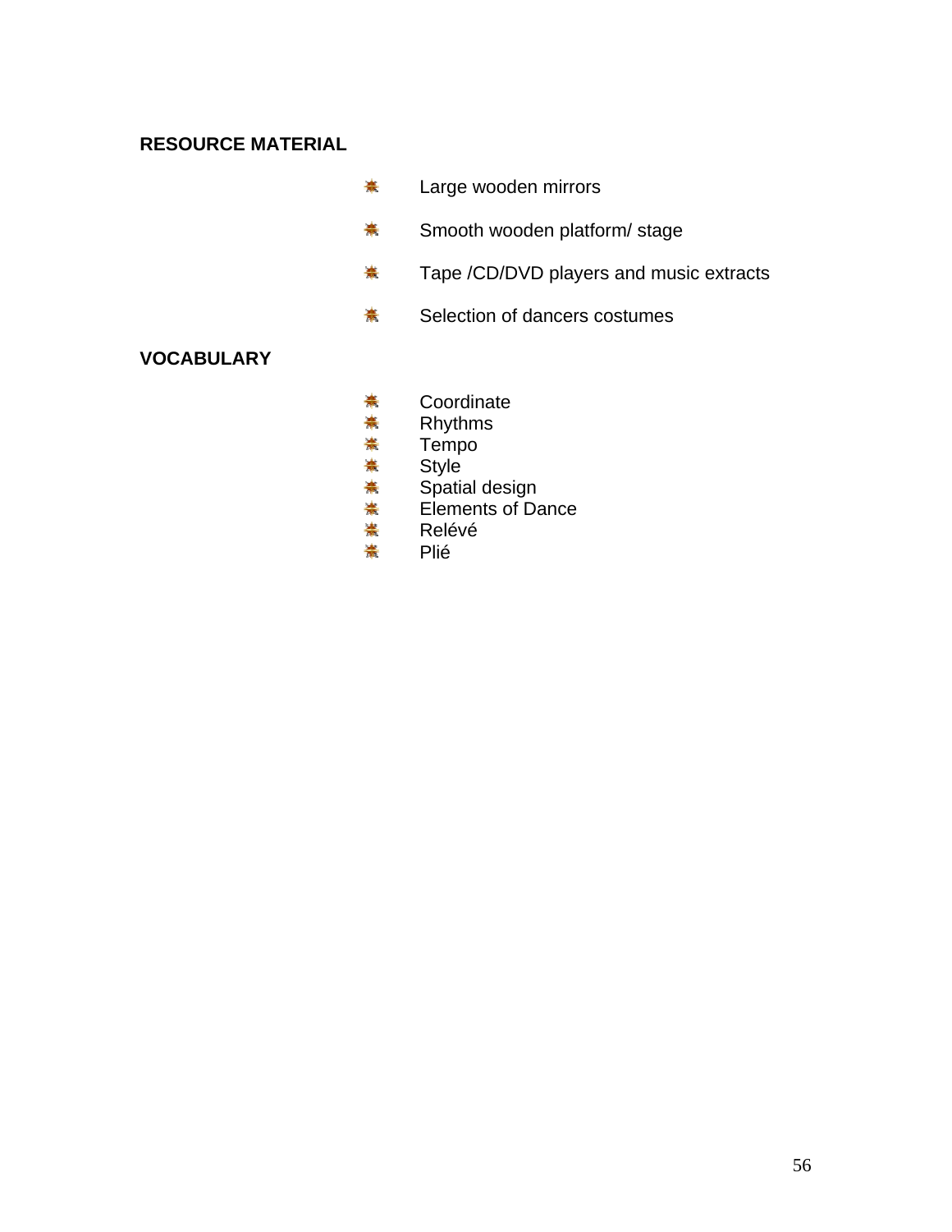**RESOURCE MATERIAL**

- Large wooden mirrors
- Smooth wooden platform/ stage
- Tape /CD/DVD players and music extracts
- Selection of dancers costumes

**VOCABULARY**

- Coordinate
- Rhythms
- Tempo
- Style
- Spatial design
- Elements of Dance
- Relévé
- Plié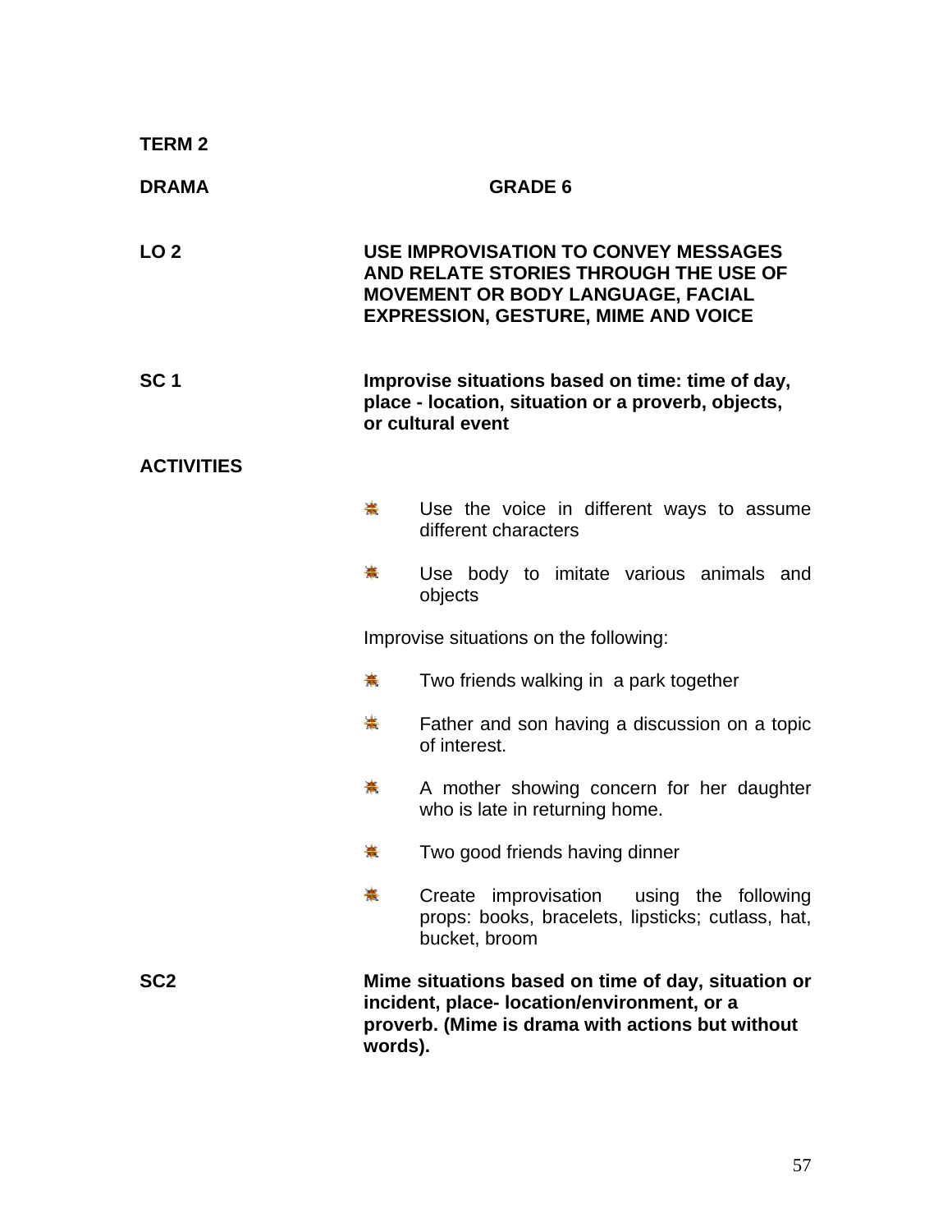**TERM 2**

**DRAMA** **GRADE 6**

**LO 2** **USE IMPROVISATION TO CONVEY MESSAGES AND RELATE STORIES THROUGH THE USE OF MOVEMENT OR BODY LANGUAGE, FACIAL EXPRESSION, GESTURE, MIME AND VOICE**

**SC 1** **Improvise situations based on time: time of day, place - location, situation or a proverb, objects, or cultural event**

**ACTIVITIES**

- Use the voice in different ways to assume different characters
- Use body to imitate various animals and objects

Improvise situations on the following:

- Two friends walking in a park together
- Father and son having a discussion on a topic of interest.
- A mother showing concern for her daughter who is late in returning home.
- Two good friends having dinner
- Create improvisation using the following props: books, bracelets, lipsticks; cutlass, hat, bucket, broom

**SC2** **Mime situations based on time of day, situation or incident, place- location/environment, or a proverb. (Mime is drama with actions but without words).**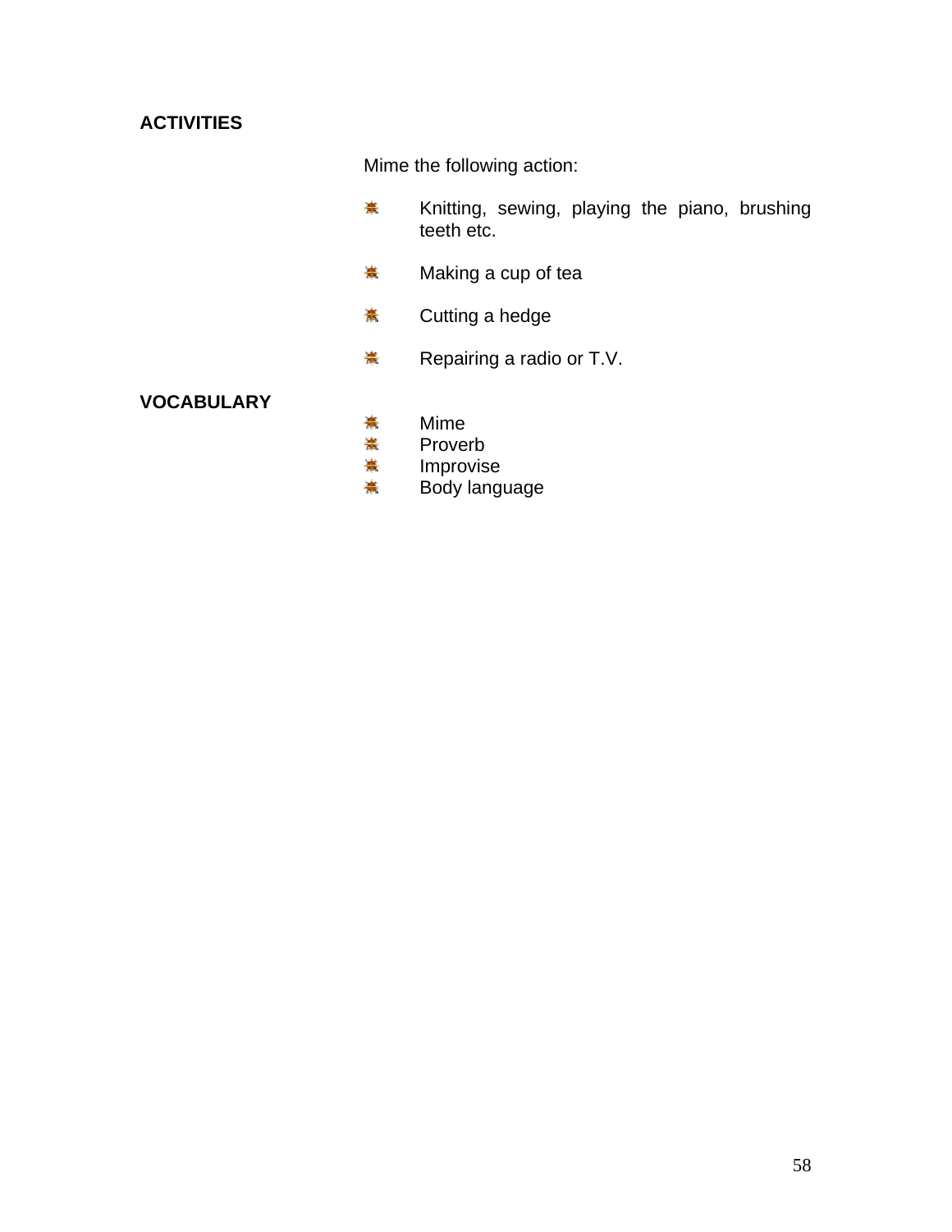**ACTIVITIES**

Mime the following action:

- Knitting, sewing, playing the piano, brushing teeth etc.
- Making a cup of tea
- Cutting a hedge
- Repairing a radio or T.V.

**VOCABULARY**

- Mime
- Proverb
- Improvise
- Body language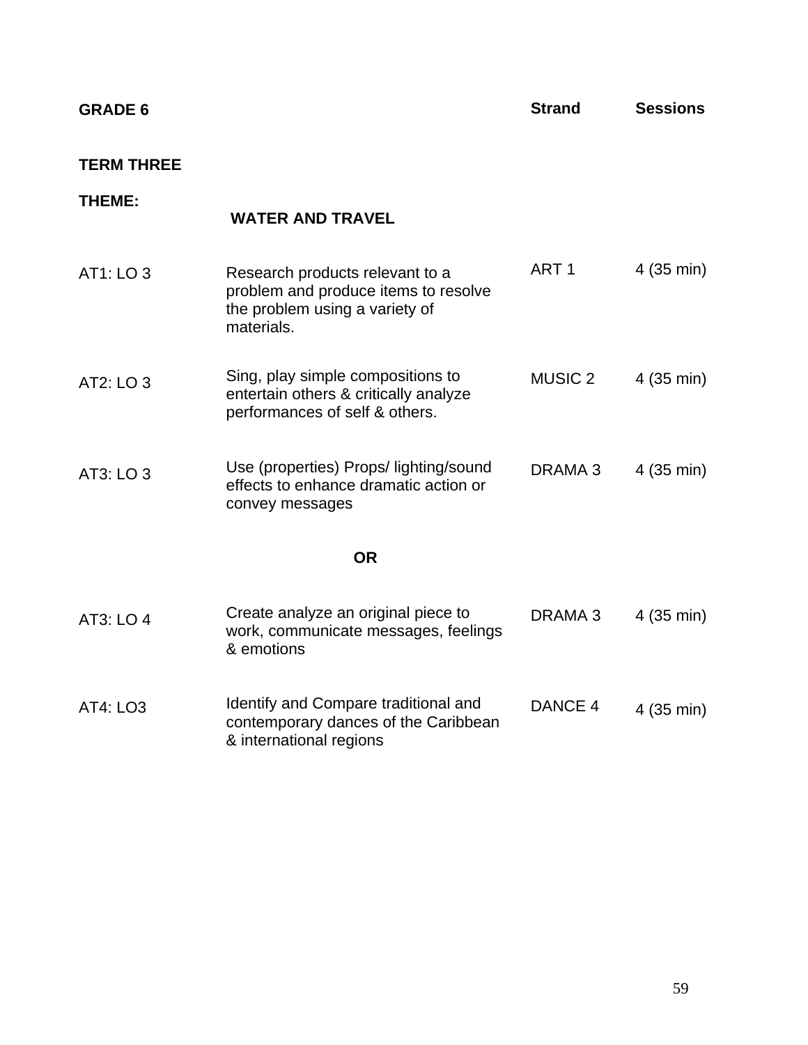**GRADE 6**

**TERM THREE**

**THEME:** **WATER AND TRAVEL**

| | | Strand | Sessions |
|---|---|---|---|
| AT1: LO 3 | Research products relevant to a problem and produce items to resolve the problem using a variety of materials. | ART 1 | 4 (35 min) |
| AT2: LO 3 | Sing, play simple compositions to entertain others & critically analyze performances of self & others. | MUSIC 2 | 4 (35 min) |
| AT3: LO 3 | Use (properties) Props/ lighting/sound effects to enhance dramatic action or convey messages | DRAMA 3 | 4 (35 min) |
| | **OR** | | |
| AT3: LO 4 | Create analyze an original piece to work, communicate messages, feelings & emotions | DRAMA 3 | 4 (35 min) |
| AT4: LO3 | Identify and Compare traditional and contemporary dances of the Caribbean & international regions | DANCE 4 | 4 (35 min) |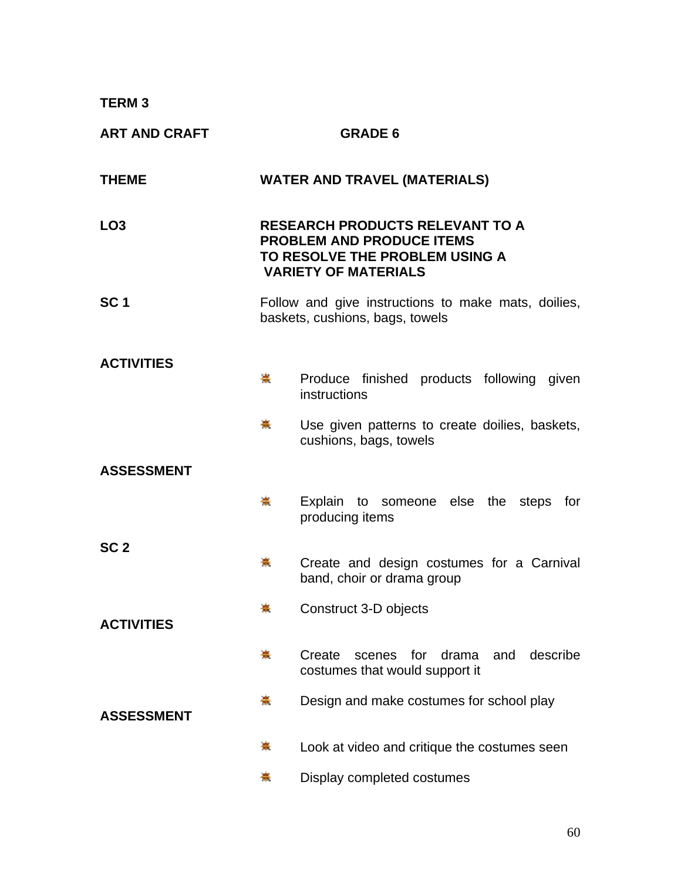**TERM 3**

**ART AND CRAFT** **GRADE 6**

**THEME** **WATER AND TRAVEL (MATERIALS)**

**LO3** **RESEARCH PRODUCTS RELEVANT TO A PROBLEM AND PRODUCE ITEMS TO RESOLVE THE PROBLEM USING A VARIETY OF MATERIALS**

**SC 1** Follow and give instructions to make mats, doilies, baskets, cushions, bags, towels

**ACTIVITIES**

- Produce finished products following given instructions
- Use given patterns to create doilies, baskets, cushions, bags, towels

**ASSESSMENT**

- Explain to someone else the steps for producing items

**SC 2**

- Create and design costumes for a Carnival band, choir or drama group
- Construct 3-D objects

**ACTIVITIES**

- Create scenes for drama and describe costumes that would support it
- Design and make costumes for school play

**ASSESSMENT**

- Look at video and critique the costumes seen
- Display completed costumes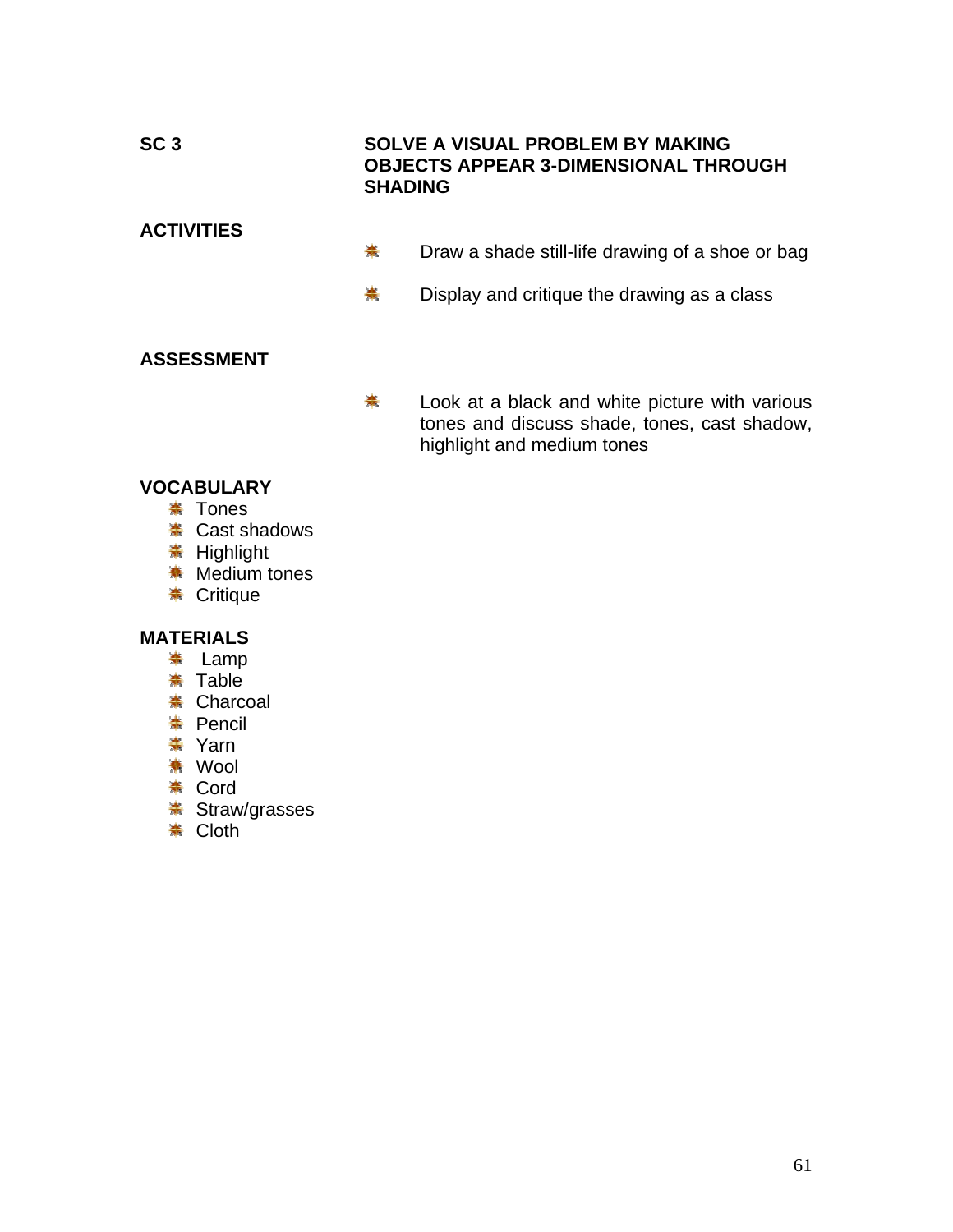**SC 3** **SOLVE A VISUAL PROBLEM BY MAKING OBJECTS APPEAR 3-DIMENSIONAL THROUGH SHADING**

**ACTIVITIES**

- Draw a shade still-life drawing of a shoe or bag
- Display and critique the drawing as a class

**ASSESSMENT**

- Look at a black and white picture with various tones and discuss shade, tones, cast shadow, highlight and medium tones

**VOCABULARY**

- Tones
- Cast shadows
- Highlight
- Medium tones
- Critique

**MATERIALS**

- Lamp
- Table
- Charcoal
- Pencil
- Yarn
- Wool
- Cord
- Straw/grasses
- Cloth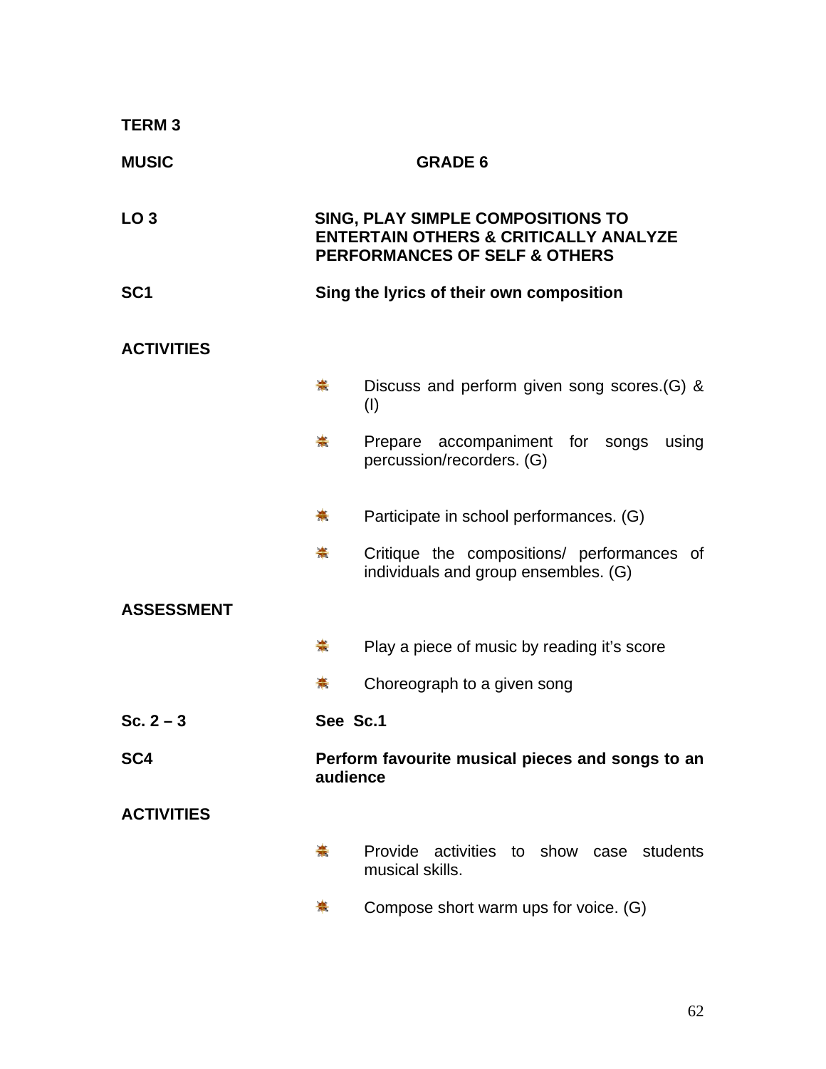**TERM 3**

**MUSIC** **GRADE 6**

**LO 3** **SING, PLAY SIMPLE COMPOSITIONS TO ENTERTAIN OTHERS & CRITICALLY ANALYZE PERFORMANCES OF SELF & OTHERS**

**SC1** **Sing the lyrics of their own composition**

**ACTIVITIES**

- Discuss and perform given song scores.(G) & (I)
- Prepare accompaniment for songs using percussion/recorders. (G)
- Participate in school performances. (G)
- Critique the compositions/ performances of individuals and group ensembles. (G)

**ASSESSMENT**

- Play a piece of music by reading it's score
- Choreograph to a given song

**Sc. 2 – 3** **See Sc.1**

**SC4** **Perform favourite musical pieces and songs to an audience**

**ACTIVITIES**

- Provide activities to show case students musical skills.
- Compose short warm ups for voice. (G)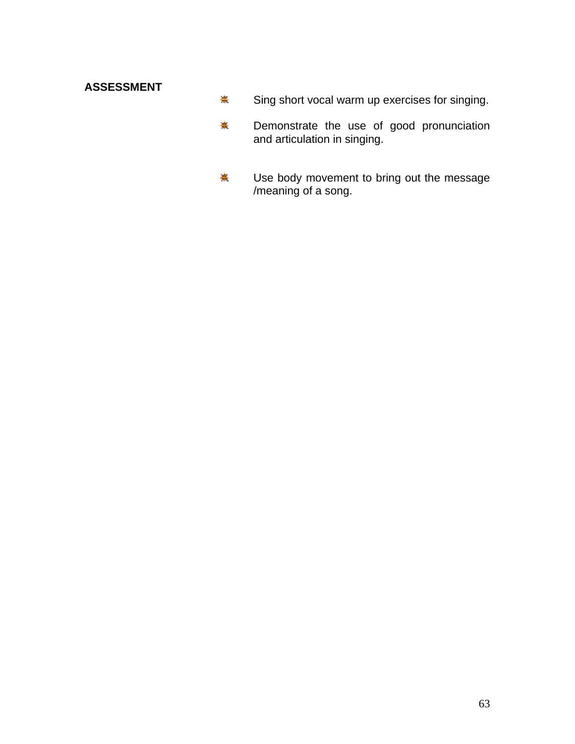**ASSESSMENT**

- Sing short vocal warm up exercises for singing.
- Demonstrate the use of good pronunciation and articulation in singing.
- Use body movement to bring out the message /meaning of a song.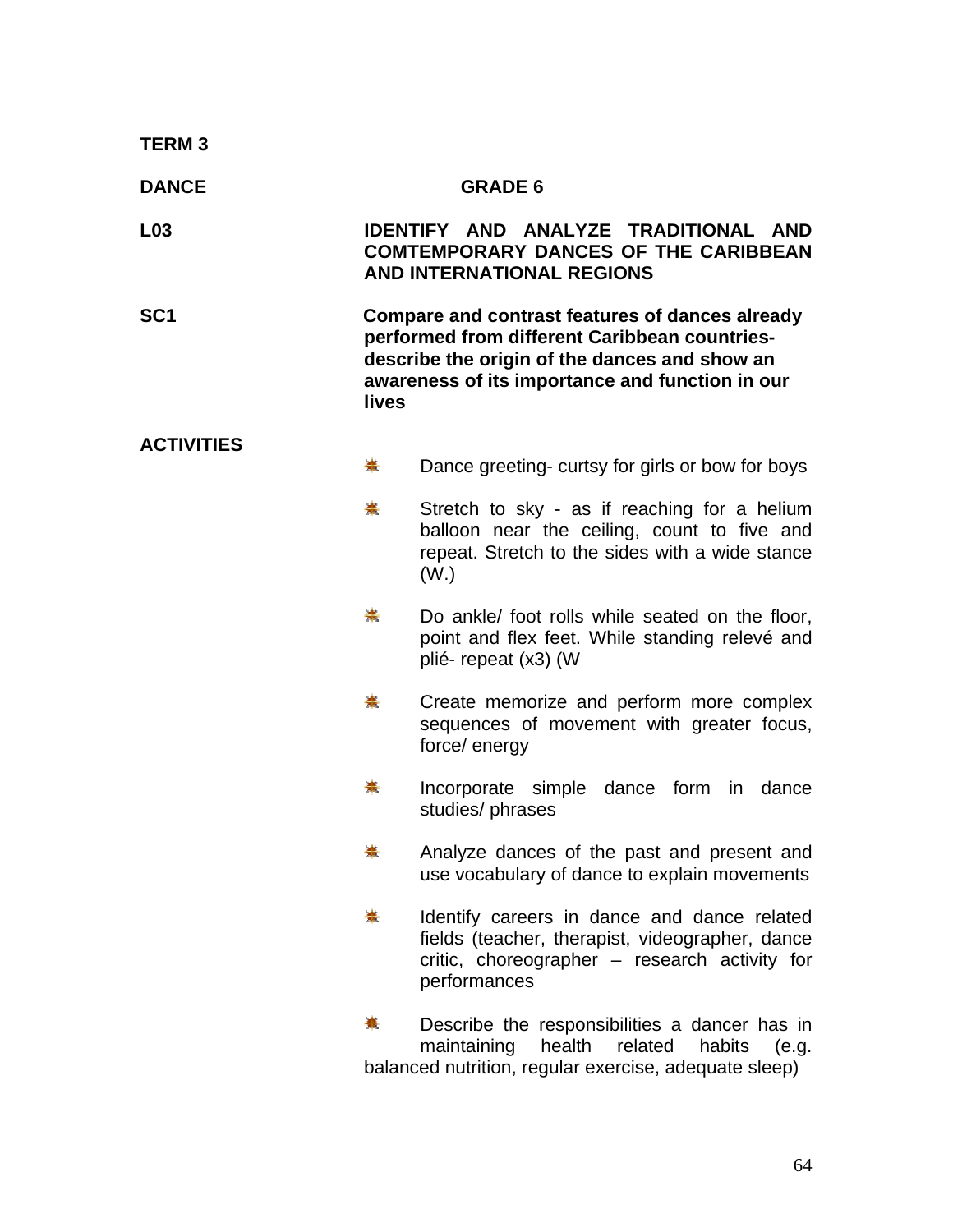**TERM 3**

**DANCE GRADE 6**

**L03** **IDENTIFY AND ANALYZE TRADITIONAL AND COMTEMPORARY DANCES OF THE CARIBBEAN AND INTERNATIONAL REGIONS**

**SC1** **Compare and contrast features of dances already performed from different Caribbean countries- describe the origin of the dances and show an awareness of its importance and function in our lives**

**ACTIVITIES**

- Dance greeting- curtsy for girls or bow for boys
- Stretch to sky - as if reaching for a helium balloon near the ceiling, count to five and repeat. Stretch to the sides with a wide stance (W.)
- Do ankle/ foot rolls while seated on the floor, point and flex feet. While standing relevé and plié- repeat (x3) (W
- Create memorize and perform more complex sequences of movement with greater focus, force/ energy
- Incorporate simple dance form in dance studies/ phrases
- Analyze dances of the past and present and use vocabulary of dance to explain movements
- Identify careers in dance and dance related fields (teacher, therapist, videographer, dance critic, choreographer – research activity for performances
- Describe the responsibilities a dancer has in maintaining health related habits (e.g. balanced nutrition, regular exercise, adequate sleep)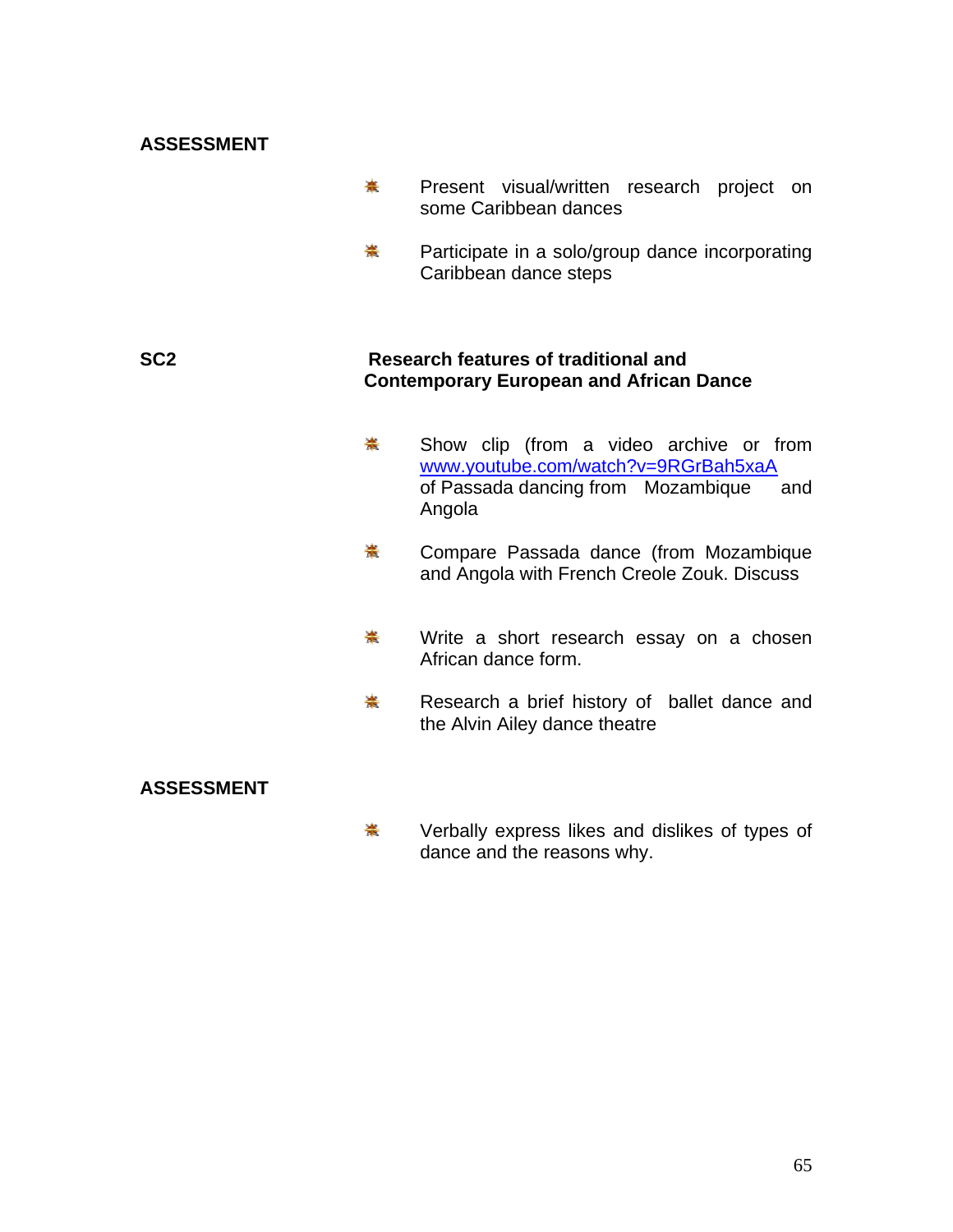**ASSESSMENT**

- Present visual/written research project on some Caribbean dances
- Participate in a solo/group dance incorporating Caribbean dance steps

**SC2** **Research features of traditional and Contemporary European and African Dance**

- Show clip (from a video archive or from www.youtube.com/watch?v=9RGrBah5xaA of Passada dancing from Mozambique and Angola
- Compare Passada dance (from Mozambique and Angola with French Creole Zouk. Discuss
- Write a short research essay on a chosen African dance form.
- Research a brief history of ballet dance and the Alvin Ailey dance theatre

**ASSESSMENT**

- Verbally express likes and dislikes of types of dance and the reasons why.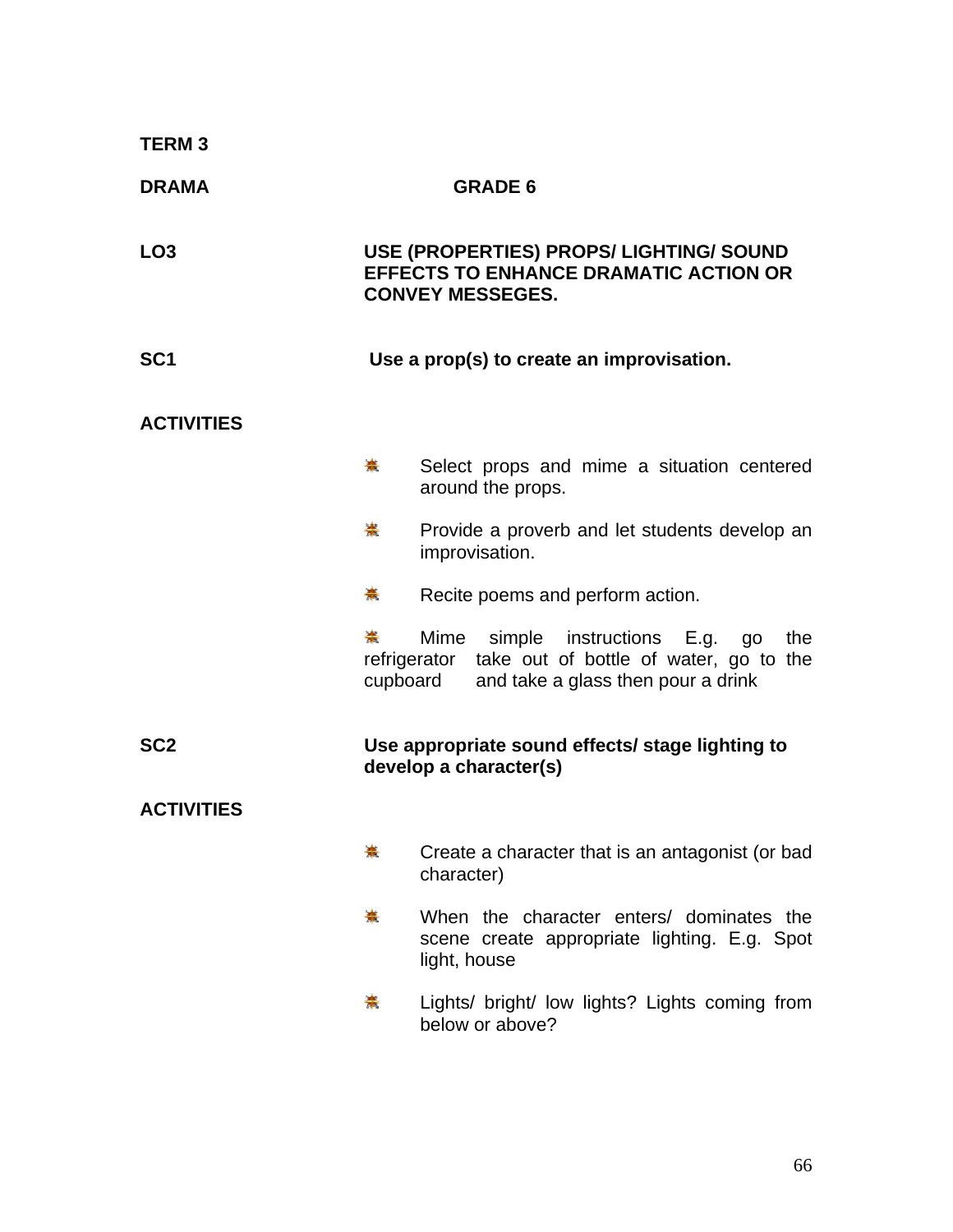**TERM 3**

**DRAMA GRADE 6**

**LO3** **USE (PROPERTIES) PROPS/ LIGHTING/ SOUND EFFECTS TO ENHANCE DRAMATIC ACTION OR CONVEY MESSEGES.**

**SC1** **Use a prop(s) to create an improvisation.**

**ACTIVITIES**

- Select props and mime a situation centered around the props.
- Provide a proverb and let students develop an improvisation.
- Recite poems and perform action.
- Mime simple instructions E.g. go the refrigerator take out of bottle of water, go to the cupboard and take a glass then pour a drink

**SC2** **Use appropriate sound effects/ stage lighting to develop a character(s)**

**ACTIVITIES**

- Create a character that is an antagonist (or bad character)
- When the character enters/ dominates the scene create appropriate lighting. E.g. Spot light, house
- Lights/ bright/ low lights? Lights coming from below or above?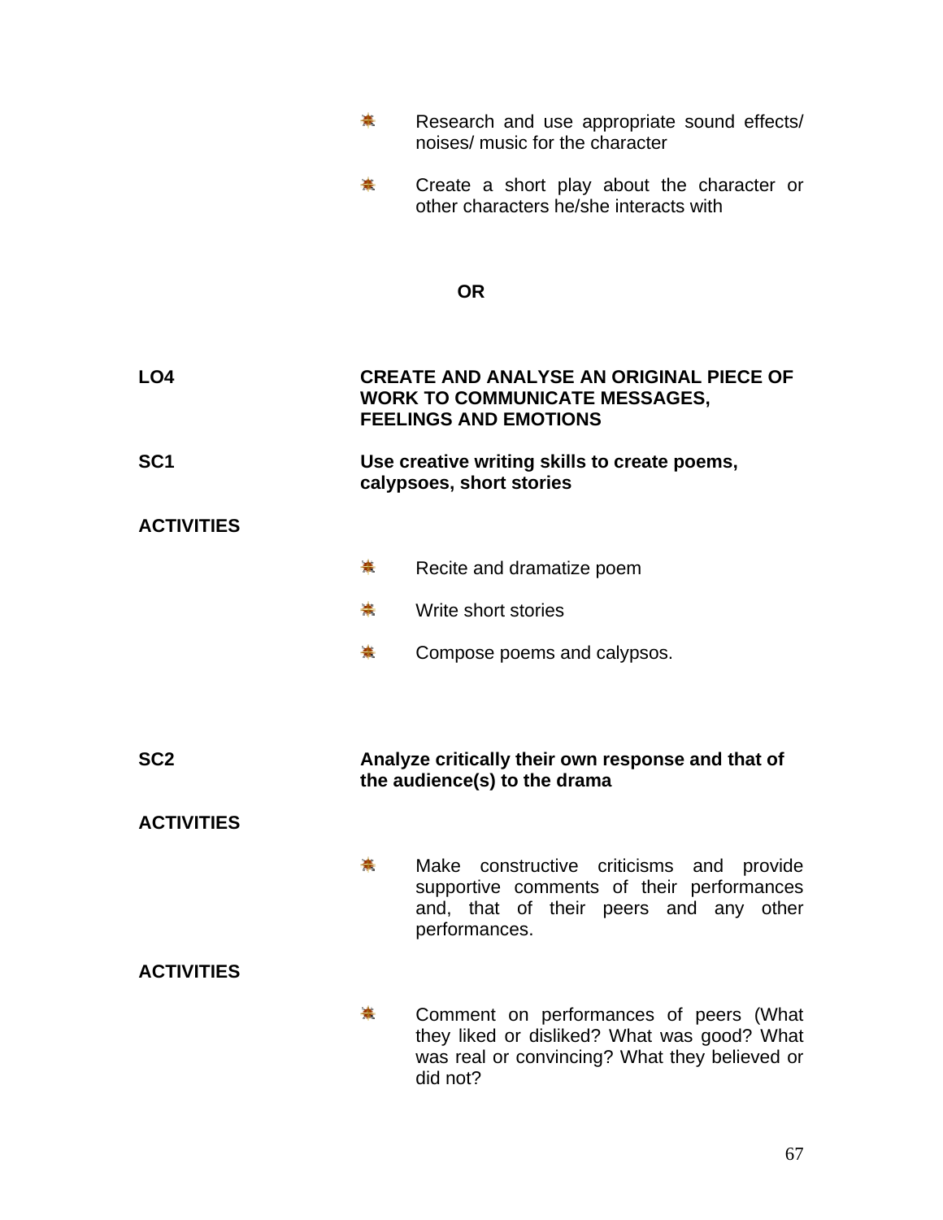- Research and use appropriate sound effects/ noises/ music for the character
- Create a short play about the character or other characters he/she interacts with

**OR**

**LO4** **CREATE AND ANALYSE AN ORIGINAL PIECE OF WORK TO COMMUNICATE MESSAGES, FEELINGS AND EMOTIONS**

**SC1** **Use creative writing skills to create poems, calypsoes, short stories**

**ACTIVITIES**

- Recite and dramatize poem
- Write short stories
- Compose poems and calypsos.

**SC2** **Analyze critically their own response and that of the audience(s) to the drama**

**ACTIVITIES**

- Make constructive criticisms and provide supportive comments of their performances and, that of their peers and any other performances.

**ACTIVITIES**

- Comment on performances of peers (What they liked or disliked? What was good? What was real or convincing? What they believed or did not?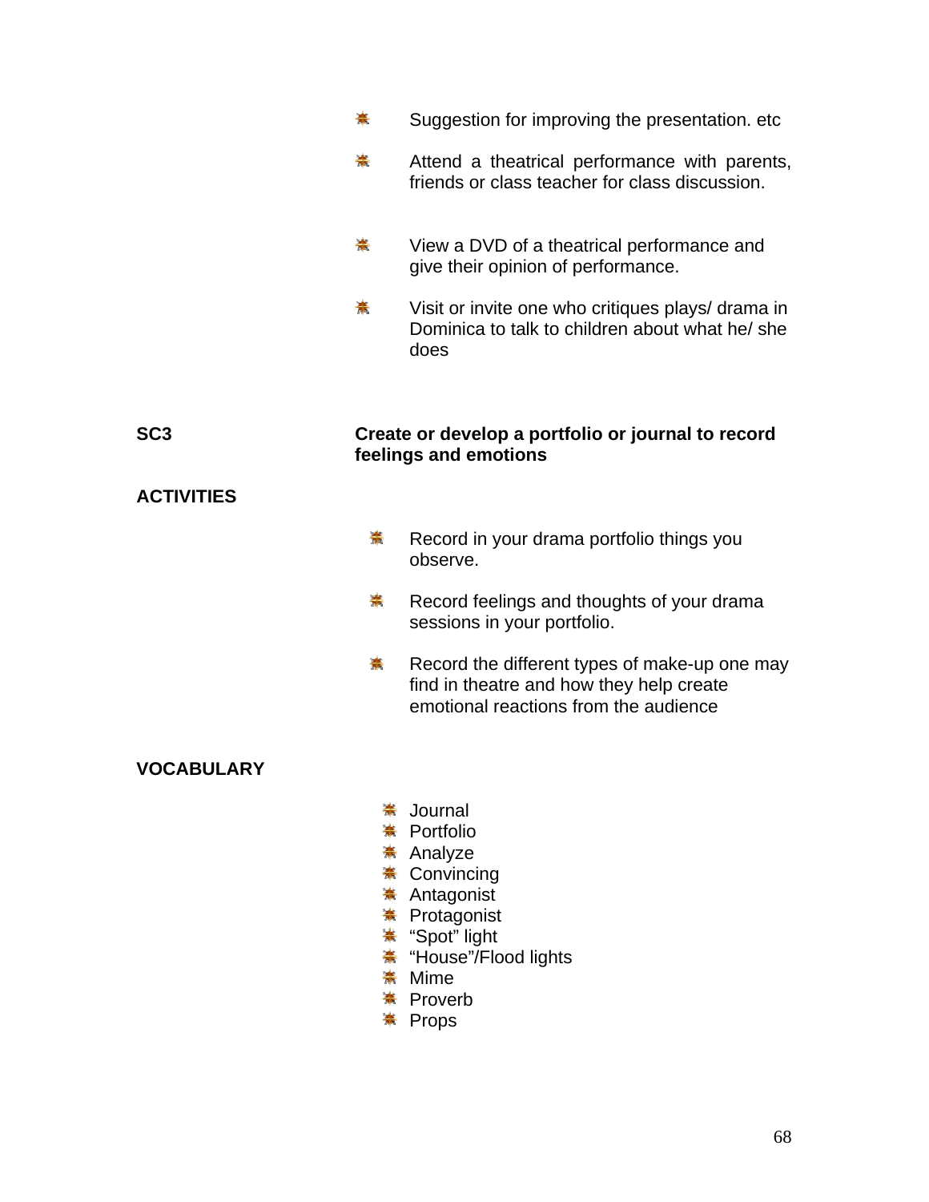- Suggestion for improving the presentation. etc
- Attend a theatrical performance with parents, friends or class teacher for class discussion.
- View a DVD of a theatrical performance and give their opinion of performance.
- Visit or invite one who critiques plays/ drama in Dominica to talk to children about what he/ she does

**SC3** **Create or develop a portfolio or journal to record feelings and emotions**

**ACTIVITIES**

- Record in your drama portfolio things you observe.
- Record feelings and thoughts of your drama sessions in your portfolio.
- Record the different types of make-up one may find in theatre and how they help create emotional reactions from the audience

**VOCABULARY**

- Journal
- Portfolio
- Analyze
- Convincing
- Antagonist
- Protagonist
- "Spot" light
- "House"/Flood lights
- Mime
- Proverb
- Props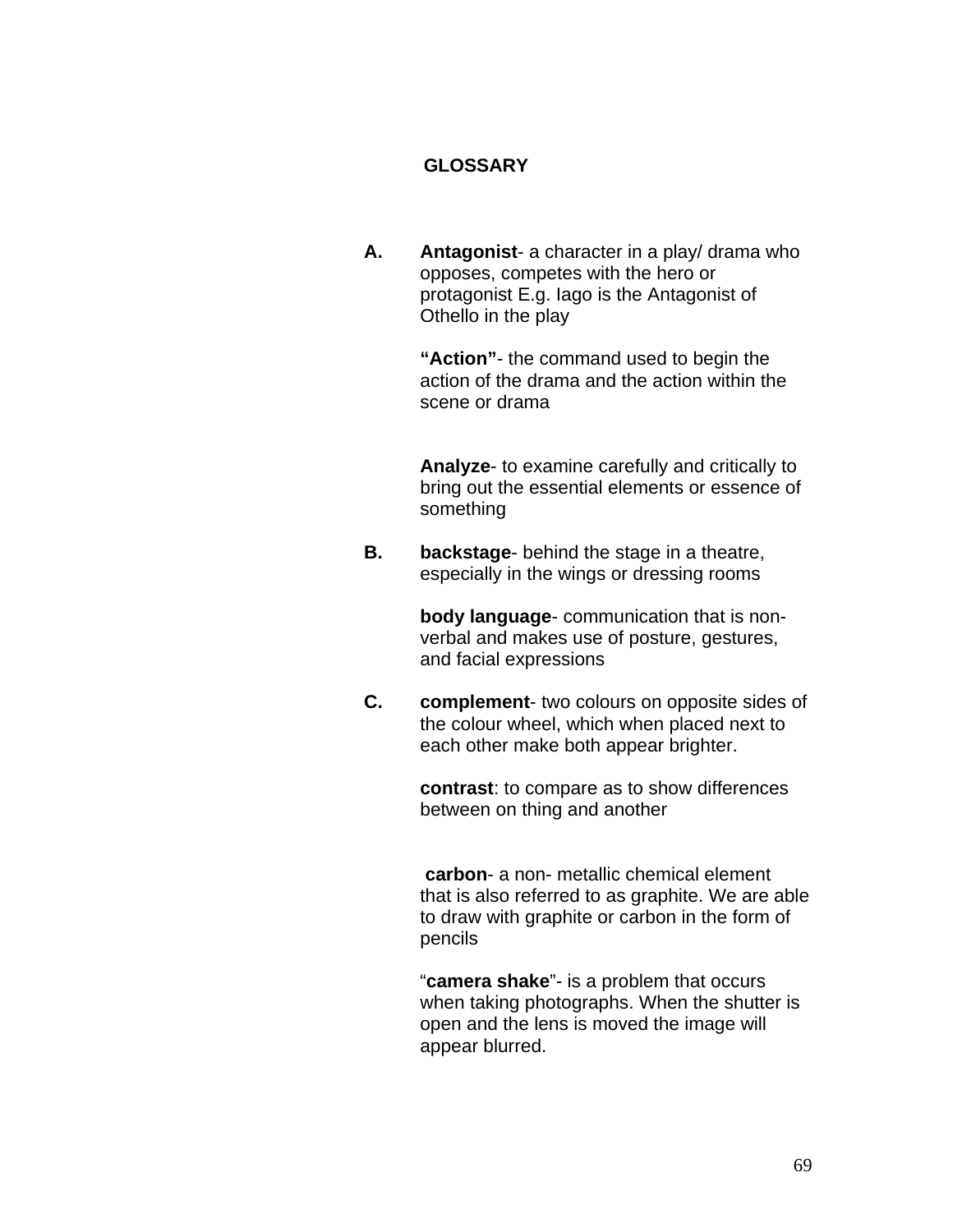# GLOSSARY

**A.** **Antagonist**- a character in a play/ drama who opposes, competes with the hero or protagonist E.g. Iago is the Antagonist of Othello in the play

**"Action"**- the command used to begin the action of the drama and the action within the scene or drama

**Analyze**- to examine carefully and critically to bring out the essential elements or essence of something

**B.** **backstage**- behind the stage in a theatre, especially in the wings or dressing rooms

**body language**- communication that is non-verbal and makes use of posture, gestures, and facial expressions

**C.** **complement**- two colours on opposite sides of the colour wheel, which when placed next to each other make both appear brighter.

**contrast**: to compare as to show differences between on thing and another

**carbon**- a non- metallic chemical element that is also referred to as graphite. We are able to draw with graphite or carbon in the form of pencils

"**camera shake**"- is a problem that occurs when taking photographs. When the shutter is open and the lens is moved the image will appear blurred.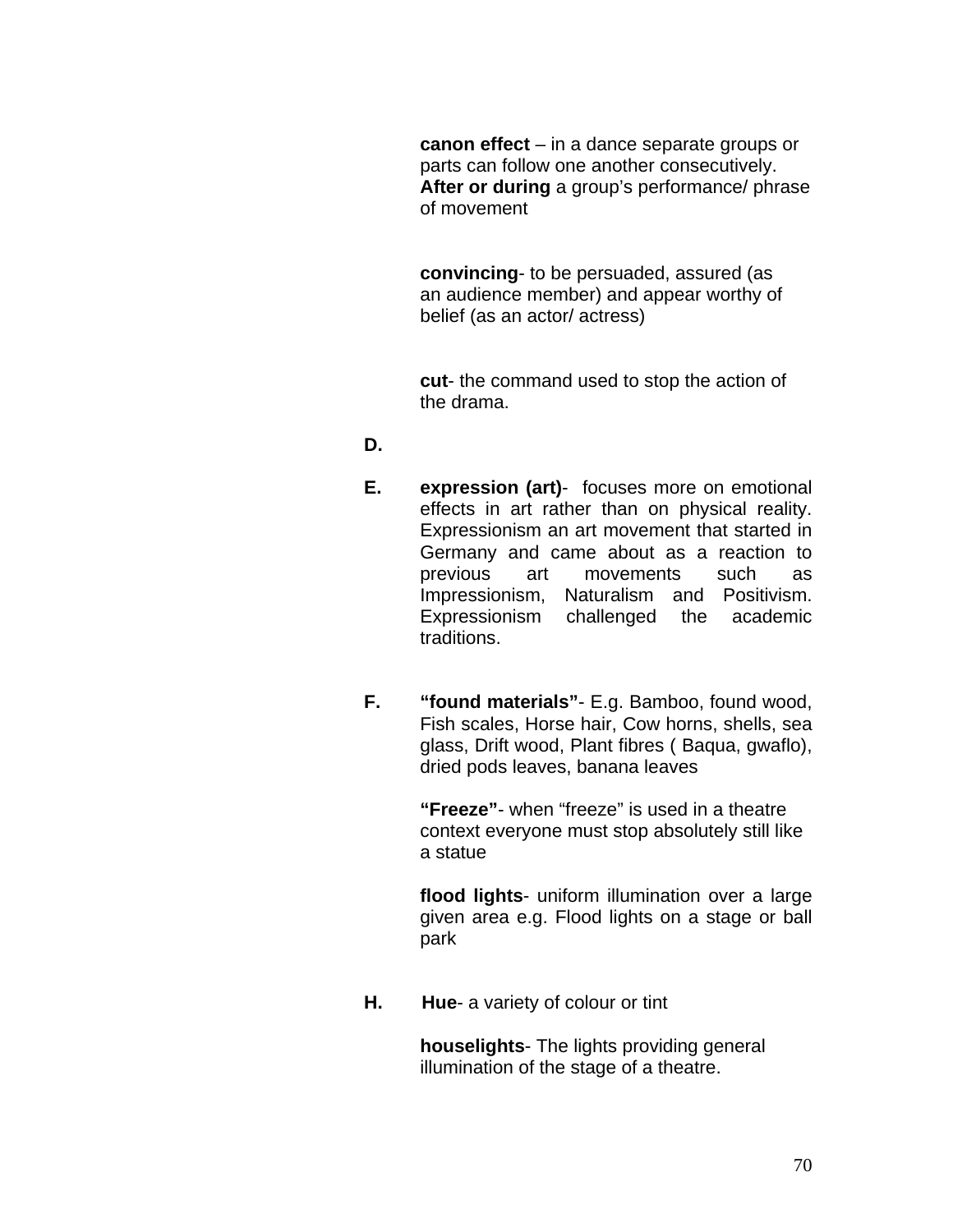**canon effect** – in a dance separate groups or parts can follow one another consecutively. **After or during** a group's performance/ phrase of movement

**convincing**- to be persuaded, assured (as an audience member) and appear worthy of belief (as an actor/ actress)

**cut**- the command used to stop the action of the drama.

**D.**

**E.** **expression (art)**- focuses more on emotional effects in art rather than on physical reality. Expressionism an art movement that started in Germany and came about as a reaction to previous art movements such as Impressionism, Naturalism and Positivism. Expressionism challenged the academic traditions.

**F.** **"found materials"**- E.g. Bamboo, found wood, Fish scales, Horse hair, Cow horns, shells, sea glass, Drift wood, Plant fibres ( Baqua, gwaflo), dried pods leaves, banana leaves

**"Freeze"**- when "freeze" is used in a theatre context everyone must stop absolutely still like a statue

**flood lights**- uniform illumination over a large given area e.g. Flood lights on a stage or ball park

**H.** **Hue**- a variety of colour or tint

**houselights**- The lights providing general illumination of the stage of a theatre.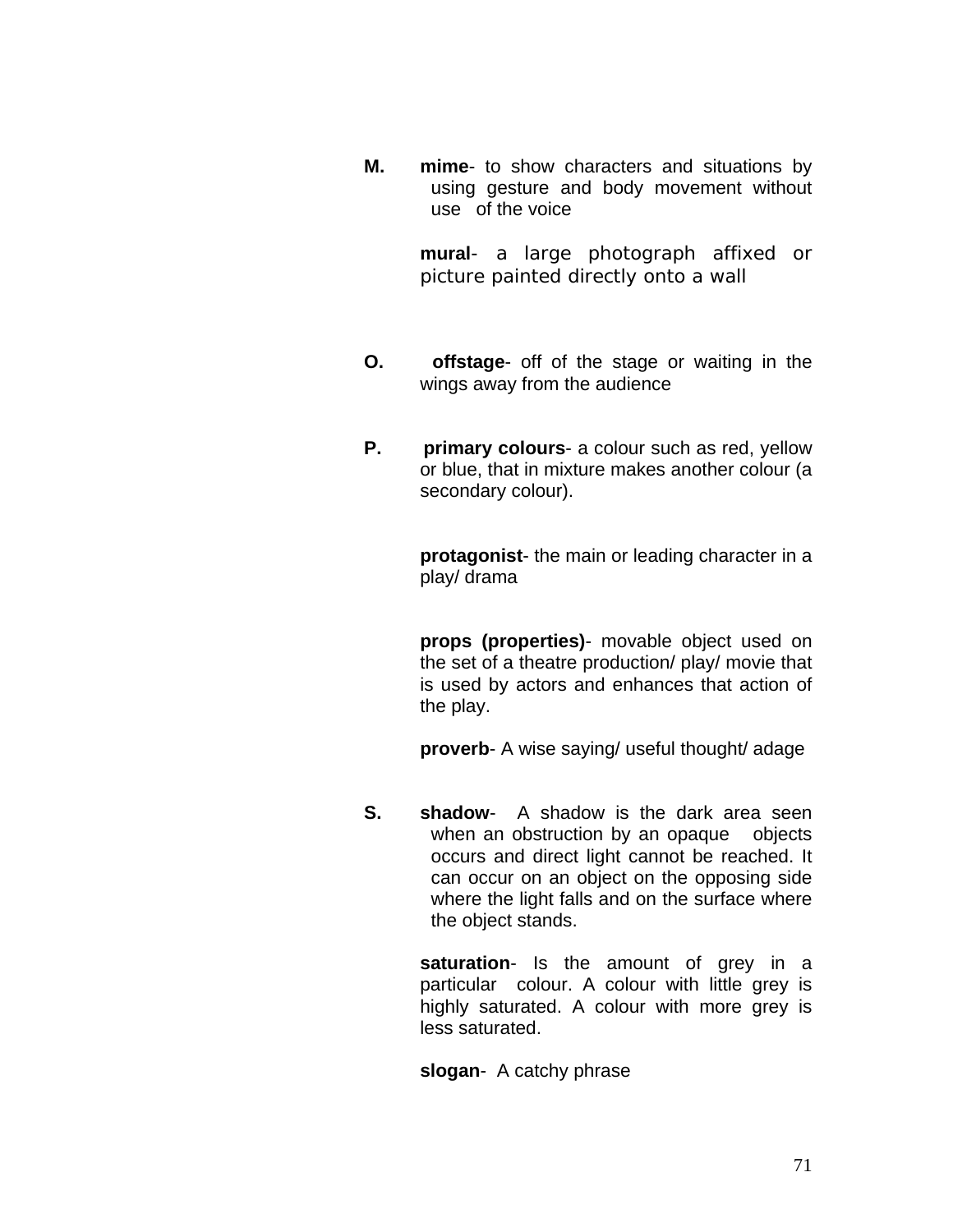**M.** **mime**- to show characters and situations by using gesture and body movement without use of the voice

**mural**- a large photograph affixed or picture painted directly onto a wall

**O.** **offstage**- off of the stage or waiting in the wings away from the audience

**P.** **primary colours**- a colour such as red, yellow or blue, that in mixture makes another colour (a secondary colour).

**protagonist**- the main or leading character in a play/ drama

**props (properties)**- movable object used on the set of a theatre production/ play/ movie that is used by actors and enhances that action of the play.

**proverb**- A wise saying/ useful thought/ adage

**S.** **shadow**- A shadow is the dark area seen when an obstruction by an opaque objects occurs and direct light cannot be reached. It can occur on an object on the opposing side where the light falls and on the surface where the object stands.

**saturation**- Is the amount of grey in a particular colour. A colour with little grey is highly saturated. A colour with more grey is less saturated.

**slogan**- A catchy phrase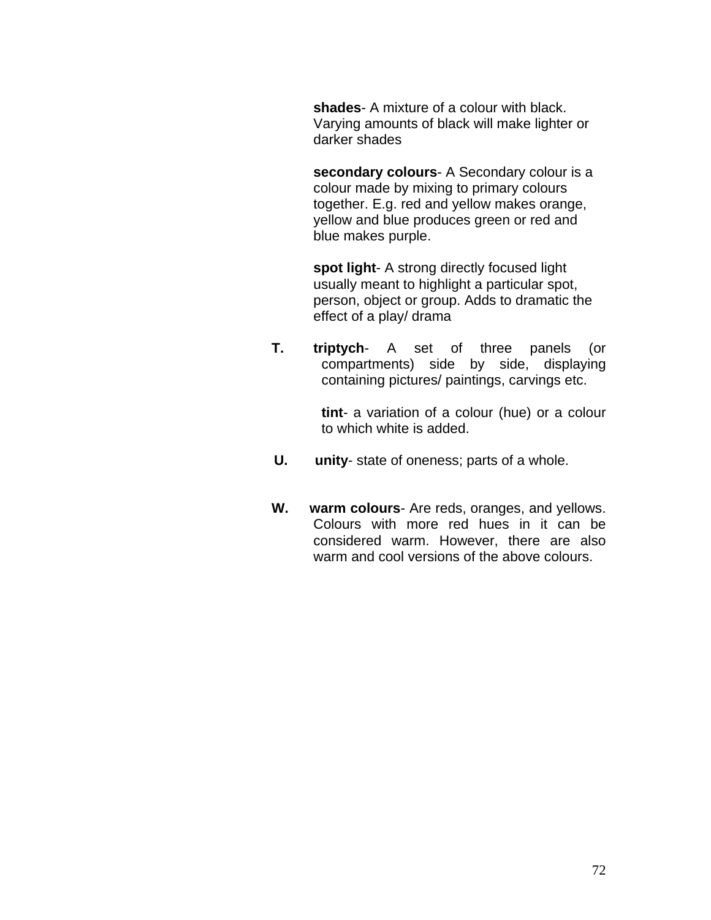**shades**- A mixture of a colour with black. Varying amounts of black will make lighter or darker shades

**secondary colours**- A Secondary colour is a colour made by mixing to primary colours together. E.g. red and yellow makes orange, yellow and blue produces green or red and blue makes purple.

**spot light**- A strong directly focused light usually meant to highlight a particular spot, person, object or group. Adds to dramatic the effect of a play/ drama

**T.** **triptych**- A set of three panels (or compartments) side by side, displaying containing pictures/ paintings, carvings etc.

**tint**- a variation of a colour (hue) or a colour to which white is added.

**U.** **unity**- state of oneness; parts of a whole.

**W.** **warm colours**- Are reds, oranges, and yellows. Colours with more red hues in it can be considered warm. However, there are also warm and cool versions of the above colours.